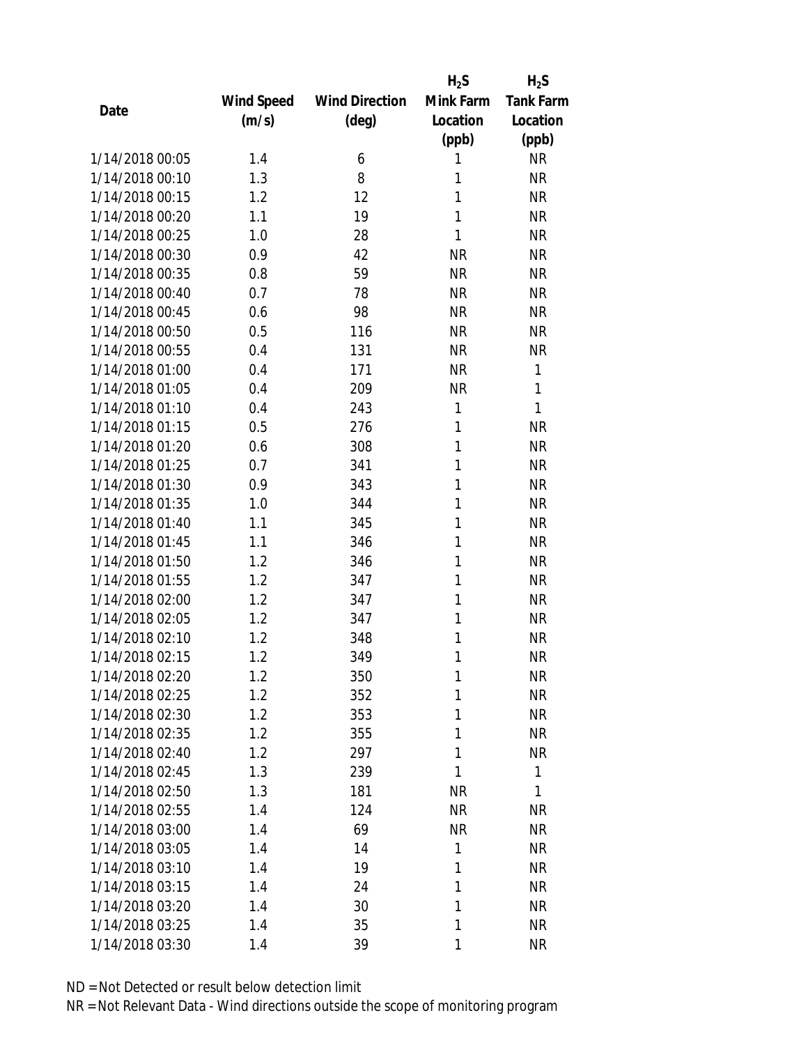| Date | Wind Speed (m/s) | Wind Direction (deg) | $H_2S$ Mink Farm Location (ppb) | $H_2S$ Tank Farm Location (ppb) |
|---|---|---|---|---|
| 1/14/2018 00:05 | 1.4 | 6 | 1 | NR |
| 1/14/2018 00:10 | 1.3 | 8 | 1 | NR |
| 1/14/2018 00:15 | 1.2 | 12 | 1 | NR |
| 1/14/2018 00:20 | 1.1 | 19 | 1 | NR |
| 1/14/2018 00:25 | 1.0 | 28 | 1 | NR |
| 1/14/2018 00:30 | 0.9 | 42 | NR | NR |
| 1/14/2018 00:35 | 0.8 | 59 | NR | NR |
| 1/14/2018 00:40 | 0.7 | 78 | NR | NR |
| 1/14/2018 00:45 | 0.6 | 98 | NR | NR |
| 1/14/2018 00:50 | 0.5 | 116 | NR | NR |
| 1/14/2018 00:55 | 0.4 | 131 | NR | NR |
| 1/14/2018 01:00 | 0.4 | 171 | NR | 1 |
| 1/14/2018 01:05 | 0.4 | 209 | NR | 1 |
| 1/14/2018 01:10 | 0.4 | 243 | 1 | 1 |
| 1/14/2018 01:15 | 0.5 | 276 | 1 | NR |
| 1/14/2018 01:20 | 0.6 | 308 | 1 | NR |
| 1/14/2018 01:25 | 0.7 | 341 | 1 | NR |
| 1/14/2018 01:30 | 0.9 | 343 | 1 | NR |
| 1/14/2018 01:35 | 1.0 | 344 | 1 | NR |
| 1/14/2018 01:40 | 1.1 | 345 | 1 | NR |
| 1/14/2018 01:45 | 1.1 | 346 | 1 | NR |
| 1/14/2018 01:50 | 1.2 | 346 | 1 | NR |
| 1/14/2018 01:55 | 1.2 | 347 | 1 | NR |
| 1/14/2018 02:00 | 1.2 | 347 | 1 | NR |
| 1/14/2018 02:05 | 1.2 | 347 | 1 | NR |
| 1/14/2018 02:10 | 1.2 | 348 | 1 | NR |
| 1/14/2018 02:15 | 1.2 | 349 | 1 | NR |
| 1/14/2018 02:20 | 1.2 | 350 | 1 | NR |
| 1/14/2018 02:25 | 1.2 | 352 | 1 | NR |
| 1/14/2018 02:30 | 1.2 | 353 | 1 | NR |
| 1/14/2018 02:35 | 1.2 | 355 | 1 | NR |
| 1/14/2018 02:40 | 1.2 | 297 | 1 | NR |
| 1/14/2018 02:45 | 1.3 | 239 | 1 | 1 |
| 1/14/2018 02:50 | 1.3 | 181 | NR | 1 |
| 1/14/2018 02:55 | 1.4 | 124 | NR | NR |
| 1/14/2018 03:00 | 1.4 | 69 | NR | NR |
| 1/14/2018 03:05 | 1.4 | 14 | 1 | NR |
| 1/14/2018 03:10 | 1.4 | 19 | 1 | NR |
| 1/14/2018 03:15 | 1.4 | 24 | 1 | NR |
| 1/14/2018 03:20 | 1.4 | 30 | 1 | NR |
| 1/14/2018 03:25 | 1.4 | 35 | 1 | NR |
| 1/14/2018 03:30 | 1.4 | 39 | 1 | NR |

ND = Not Detected or result below detection limit

NR = Not Relevant Data - Wind directions outside the scope of monitoring program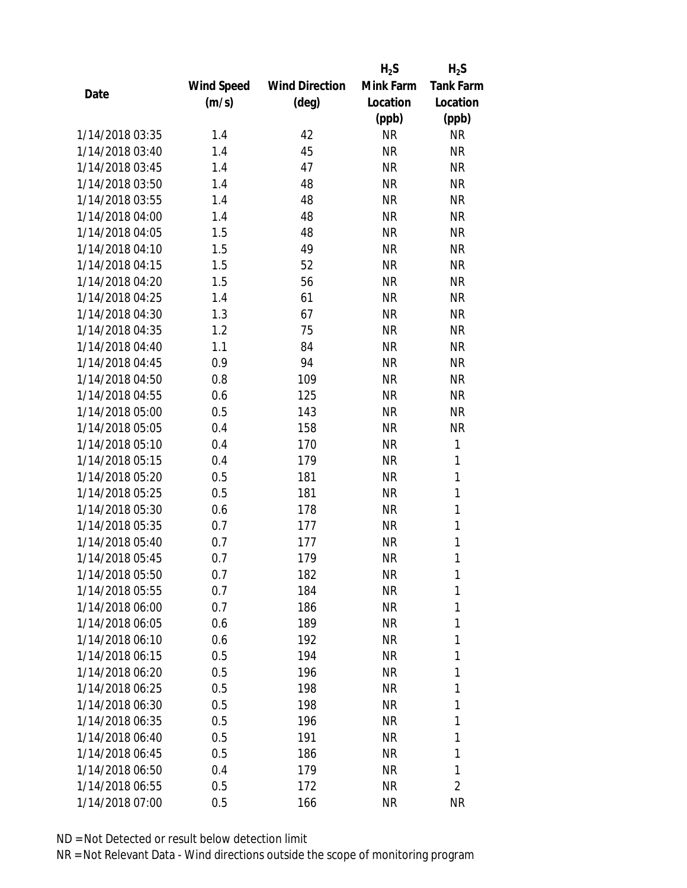| Date | Wind Speed (m/s) | Wind Direction (deg) | $H_2S$ Mink Farm Location (ppb) | $H_2S$ Tank Farm Location (ppb) |
|---|---|---|---|---|
| 1/14/2018 03:35 | 1.4 | 42 | NR | NR |
| 1/14/2018 03:40 | 1.4 | 45 | NR | NR |
| 1/14/2018 03:45 | 1.4 | 47 | NR | NR |
| 1/14/2018 03:50 | 1.4 | 48 | NR | NR |
| 1/14/2018 03:55 | 1.4 | 48 | NR | NR |
| 1/14/2018 04:00 | 1.4 | 48 | NR | NR |
| 1/14/2018 04:05 | 1.5 | 48 | NR | NR |
| 1/14/2018 04:10 | 1.5 | 49 | NR | NR |
| 1/14/2018 04:15 | 1.5 | 52 | NR | NR |
| 1/14/2018 04:20 | 1.5 | 56 | NR | NR |
| 1/14/2018 04:25 | 1.4 | 61 | NR | NR |
| 1/14/2018 04:30 | 1.3 | 67 | NR | NR |
| 1/14/2018 04:35 | 1.2 | 75 | NR | NR |
| 1/14/2018 04:40 | 1.1 | 84 | NR | NR |
| 1/14/2018 04:45 | 0.9 | 94 | NR | NR |
| 1/14/2018 04:50 | 0.8 | 109 | NR | NR |
| 1/14/2018 04:55 | 0.6 | 125 | NR | NR |
| 1/14/2018 05:00 | 0.5 | 143 | NR | NR |
| 1/14/2018 05:05 | 0.4 | 158 | NR | NR |
| 1/14/2018 05:10 | 0.4 | 170 | NR | 1 |
| 1/14/2018 05:15 | 0.4 | 179 | NR | 1 |
| 1/14/2018 05:20 | 0.5 | 181 | NR | 1 |
| 1/14/2018 05:25 | 0.5 | 181 | NR | 1 |
| 1/14/2018 05:30 | 0.6 | 178 | NR | 1 |
| 1/14/2018 05:35 | 0.7 | 177 | NR | 1 |
| 1/14/2018 05:40 | 0.7 | 177 | NR | 1 |
| 1/14/2018 05:45 | 0.7 | 179 | NR | 1 |
| 1/14/2018 05:50 | 0.7 | 182 | NR | 1 |
| 1/14/2018 05:55 | 0.7 | 184 | NR | 1 |
| 1/14/2018 06:00 | 0.7 | 186 | NR | 1 |
| 1/14/2018 06:05 | 0.6 | 189 | NR | 1 |
| 1/14/2018 06:10 | 0.6 | 192 | NR | 1 |
| 1/14/2018 06:15 | 0.5 | 194 | NR | 1 |
| 1/14/2018 06:20 | 0.5 | 196 | NR | 1 |
| 1/14/2018 06:25 | 0.5 | 198 | NR | 1 |
| 1/14/2018 06:30 | 0.5 | 198 | NR | 1 |
| 1/14/2018 06:35 | 0.5 | 196 | NR | 1 |
| 1/14/2018 06:40 | 0.5 | 191 | NR | 1 |
| 1/14/2018 06:45 | 0.5 | 186 | NR | 1 |
| 1/14/2018 06:50 | 0.4 | 179 | NR | 1 |
| 1/14/2018 06:55 | 0.5 | 172 | NR | 2 |
| 1/14/2018 07:00 | 0.5 | 166 | NR | NR |

ND = Not Detected or result below detection limit

NR = Not Relevant Data - Wind directions outside the scope of monitoring program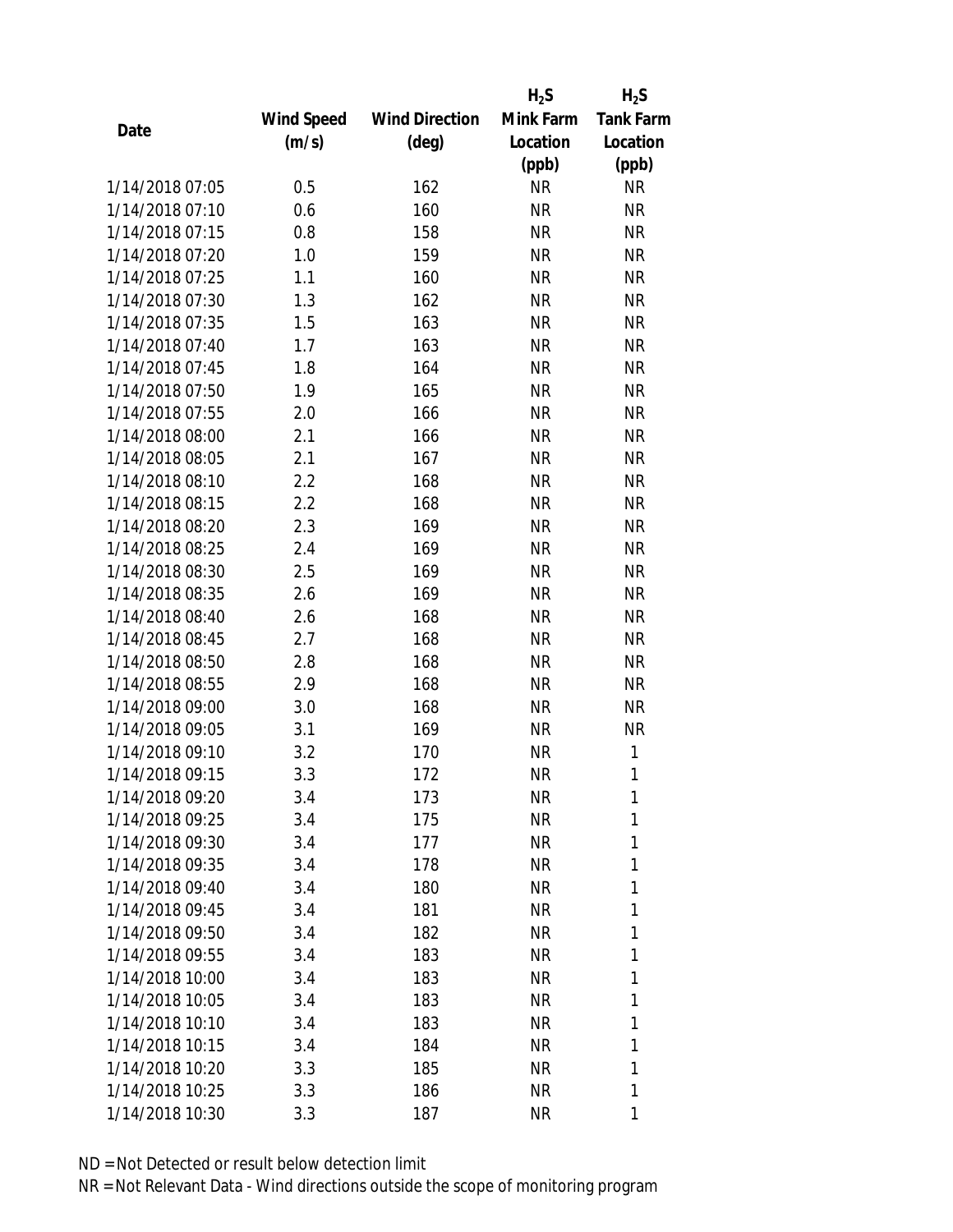| Date | Wind Speed (m/s) | Wind Direction (deg) | $H_2S$ Mink Farm Location (ppb) | $H_2S$ Tank Farm Location (ppb) |
|---|---|---|---|---|
| 1/14/2018 07:05 | 0.5 | 162 | NR | NR |
| 1/14/2018 07:10 | 0.6 | 160 | NR | NR |
| 1/14/2018 07:15 | 0.8 | 158 | NR | NR |
| 1/14/2018 07:20 | 1.0 | 159 | NR | NR |
| 1/14/2018 07:25 | 1.1 | 160 | NR | NR |
| 1/14/2018 07:30 | 1.3 | 162 | NR | NR |
| 1/14/2018 07:35 | 1.5 | 163 | NR | NR |
| 1/14/2018 07:40 | 1.7 | 163 | NR | NR |
| 1/14/2018 07:45 | 1.8 | 164 | NR | NR |
| 1/14/2018 07:50 | 1.9 | 165 | NR | NR |
| 1/14/2018 07:55 | 2.0 | 166 | NR | NR |
| 1/14/2018 08:00 | 2.1 | 166 | NR | NR |
| 1/14/2018 08:05 | 2.1 | 167 | NR | NR |
| 1/14/2018 08:10 | 2.2 | 168 | NR | NR |
| 1/14/2018 08:15 | 2.2 | 168 | NR | NR |
| 1/14/2018 08:20 | 2.3 | 169 | NR | NR |
| 1/14/2018 08:25 | 2.4 | 169 | NR | NR |
| 1/14/2018 08:30 | 2.5 | 169 | NR | NR |
| 1/14/2018 08:35 | 2.6 | 169 | NR | NR |
| 1/14/2018 08:40 | 2.6 | 168 | NR | NR |
| 1/14/2018 08:45 | 2.7 | 168 | NR | NR |
| 1/14/2018 08:50 | 2.8 | 168 | NR | NR |
| 1/14/2018 08:55 | 2.9 | 168 | NR | NR |
| 1/14/2018 09:00 | 3.0 | 168 | NR | NR |
| 1/14/2018 09:05 | 3.1 | 169 | NR | NR |
| 1/14/2018 09:10 | 3.2 | 170 | NR | 1 |
| 1/14/2018 09:15 | 3.3 | 172 | NR | 1 |
| 1/14/2018 09:20 | 3.4 | 173 | NR | 1 |
| 1/14/2018 09:25 | 3.4 | 175 | NR | 1 |
| 1/14/2018 09:30 | 3.4 | 177 | NR | 1 |
| 1/14/2018 09:35 | 3.4 | 178 | NR | 1 |
| 1/14/2018 09:40 | 3.4 | 180 | NR | 1 |
| 1/14/2018 09:45 | 3.4 | 181 | NR | 1 |
| 1/14/2018 09:50 | 3.4 | 182 | NR | 1 |
| 1/14/2018 09:55 | 3.4 | 183 | NR | 1 |
| 1/14/2018 10:00 | 3.4 | 183 | NR | 1 |
| 1/14/2018 10:05 | 3.4 | 183 | NR | 1 |
| 1/14/2018 10:10 | 3.4 | 183 | NR | 1 |
| 1/14/2018 10:15 | 3.4 | 184 | NR | 1 |
| 1/14/2018 10:20 | 3.3 | 185 | NR | 1 |
| 1/14/2018 10:25 | 3.3 | 186 | NR | 1 |
| 1/14/2018 10:30 | 3.3 | 187 | NR | 1 |

ND = Not Detected or result below detection limit

NR = Not Relevant Data - Wind directions outside the scope of monitoring program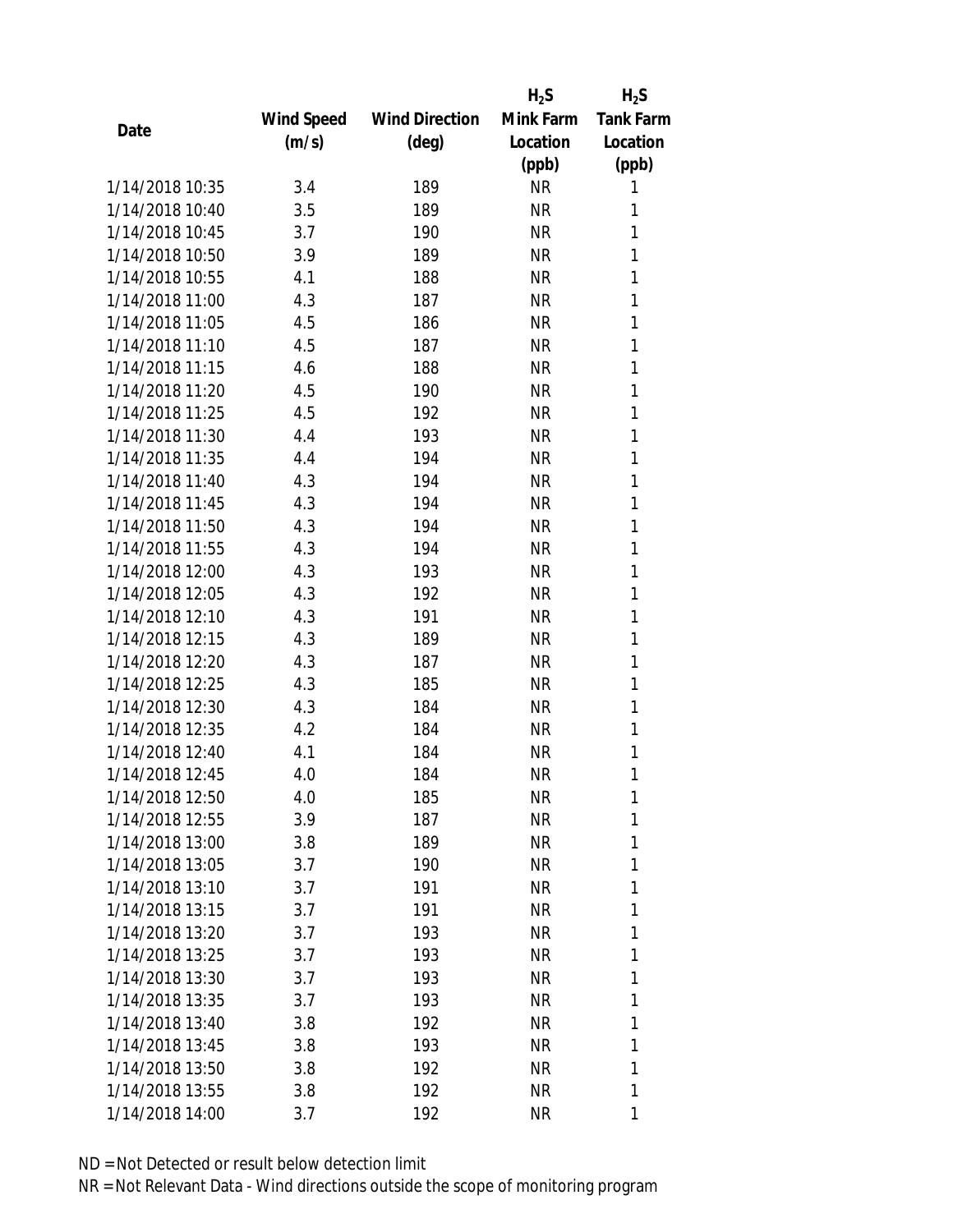| Date | Wind Speed (m/s) | Wind Direction (deg) | $H_2S$ Mink Farm Location (ppb) | $H_2S$ Tank Farm Location (ppb) |
|---|---|---|---|---|
| 1/14/2018 10:35 | 3.4 | 189 | NR | 1 |
| 1/14/2018 10:40 | 3.5 | 189 | NR | 1 |
| 1/14/2018 10:45 | 3.7 | 190 | NR | 1 |
| 1/14/2018 10:50 | 3.9 | 189 | NR | 1 |
| 1/14/2018 10:55 | 4.1 | 188 | NR | 1 |
| 1/14/2018 11:00 | 4.3 | 187 | NR | 1 |
| 1/14/2018 11:05 | 4.5 | 186 | NR | 1 |
| 1/14/2018 11:10 | 4.5 | 187 | NR | 1 |
| 1/14/2018 11:15 | 4.6 | 188 | NR | 1 |
| 1/14/2018 11:20 | 4.5 | 190 | NR | 1 |
| 1/14/2018 11:25 | 4.5 | 192 | NR | 1 |
| 1/14/2018 11:30 | 4.4 | 193 | NR | 1 |
| 1/14/2018 11:35 | 4.4 | 194 | NR | 1 |
| 1/14/2018 11:40 | 4.3 | 194 | NR | 1 |
| 1/14/2018 11:45 | 4.3 | 194 | NR | 1 |
| 1/14/2018 11:50 | 4.3 | 194 | NR | 1 |
| 1/14/2018 11:55 | 4.3 | 194 | NR | 1 |
| 1/14/2018 12:00 | 4.3 | 193 | NR | 1 |
| 1/14/2018 12:05 | 4.3 | 192 | NR | 1 |
| 1/14/2018 12:10 | 4.3 | 191 | NR | 1 |
| 1/14/2018 12:15 | 4.3 | 189 | NR | 1 |
| 1/14/2018 12:20 | 4.3 | 187 | NR | 1 |
| 1/14/2018 12:25 | 4.3 | 185 | NR | 1 |
| 1/14/2018 12:30 | 4.3 | 184 | NR | 1 |
| 1/14/2018 12:35 | 4.2 | 184 | NR | 1 |
| 1/14/2018 12:40 | 4.1 | 184 | NR | 1 |
| 1/14/2018 12:45 | 4.0 | 184 | NR | 1 |
| 1/14/2018 12:50 | 4.0 | 185 | NR | 1 |
| 1/14/2018 12:55 | 3.9 | 187 | NR | 1 |
| 1/14/2018 13:00 | 3.8 | 189 | NR | 1 |
| 1/14/2018 13:05 | 3.7 | 190 | NR | 1 |
| 1/14/2018 13:10 | 3.7 | 191 | NR | 1 |
| 1/14/2018 13:15 | 3.7 | 191 | NR | 1 |
| 1/14/2018 13:20 | 3.7 | 193 | NR | 1 |
| 1/14/2018 13:25 | 3.7 | 193 | NR | 1 |
| 1/14/2018 13:30 | 3.7 | 193 | NR | 1 |
| 1/14/2018 13:35 | 3.7 | 193 | NR | 1 |
| 1/14/2018 13:40 | 3.8 | 192 | NR | 1 |
| 1/14/2018 13:45 | 3.8 | 193 | NR | 1 |
| 1/14/2018 13:50 | 3.8 | 192 | NR | 1 |
| 1/14/2018 13:55 | 3.8 | 192 | NR | 1 |
| 1/14/2018 14:00 | 3.7 | 192 | NR | 1 |

ND = Not Detected or result below detection limit

NR = Not Relevant Data - Wind directions outside the scope of monitoring program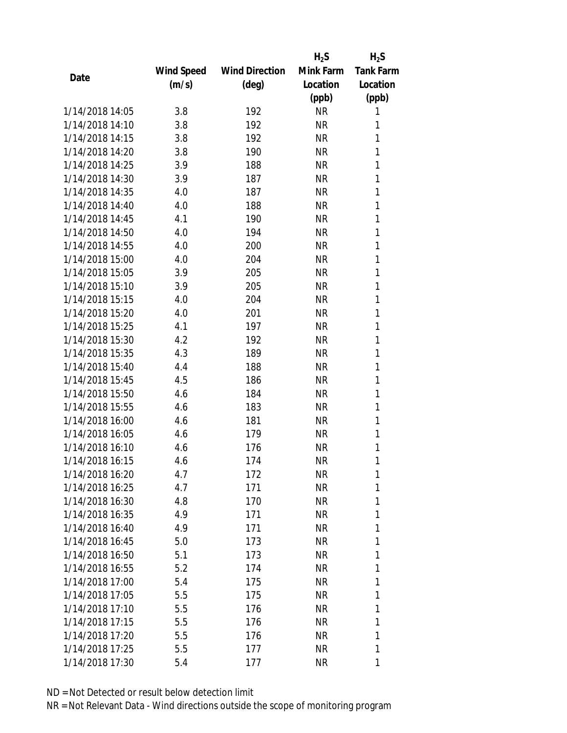| Date | Wind Speed (m/s) | Wind Direction (deg) | $H_2S$ Mink Farm Location (ppb) | $H_2S$ Tank Farm Location (ppb) |
|---|---|---|---|---|
| 1/14/2018 14:05 | 3.8 | 192 | NR | 1 |
| 1/14/2018 14:10 | 3.8 | 192 | NR | 1 |
| 1/14/2018 14:15 | 3.8 | 192 | NR | 1 |
| 1/14/2018 14:20 | 3.8 | 190 | NR | 1 |
| 1/14/2018 14:25 | 3.9 | 188 | NR | 1 |
| 1/14/2018 14:30 | 3.9 | 187 | NR | 1 |
| 1/14/2018 14:35 | 4.0 | 187 | NR | 1 |
| 1/14/2018 14:40 | 4.0 | 188 | NR | 1 |
| 1/14/2018 14:45 | 4.1 | 190 | NR | 1 |
| 1/14/2018 14:50 | 4.0 | 194 | NR | 1 |
| 1/14/2018 14:55 | 4.0 | 200 | NR | 1 |
| 1/14/2018 15:00 | 4.0 | 204 | NR | 1 |
| 1/14/2018 15:05 | 3.9 | 205 | NR | 1 |
| 1/14/2018 15:10 | 3.9 | 205 | NR | 1 |
| 1/14/2018 15:15 | 4.0 | 204 | NR | 1 |
| 1/14/2018 15:20 | 4.0 | 201 | NR | 1 |
| 1/14/2018 15:25 | 4.1 | 197 | NR | 1 |
| 1/14/2018 15:30 | 4.2 | 192 | NR | 1 |
| 1/14/2018 15:35 | 4.3 | 189 | NR | 1 |
| 1/14/2018 15:40 | 4.4 | 188 | NR | 1 |
| 1/14/2018 15:45 | 4.5 | 186 | NR | 1 |
| 1/14/2018 15:50 | 4.6 | 184 | NR | 1 |
| 1/14/2018 15:55 | 4.6 | 183 | NR | 1 |
| 1/14/2018 16:00 | 4.6 | 181 | NR | 1 |
| 1/14/2018 16:05 | 4.6 | 179 | NR | 1 |
| 1/14/2018 16:10 | 4.6 | 176 | NR | 1 |
| 1/14/2018 16:15 | 4.6 | 174 | NR | 1 |
| 1/14/2018 16:20 | 4.7 | 172 | NR | 1 |
| 1/14/2018 16:25 | 4.7 | 171 | NR | 1 |
| 1/14/2018 16:30 | 4.8 | 170 | NR | 1 |
| 1/14/2018 16:35 | 4.9 | 171 | NR | 1 |
| 1/14/2018 16:40 | 4.9 | 171 | NR | 1 |
| 1/14/2018 16:45 | 5.0 | 173 | NR | 1 |
| 1/14/2018 16:50 | 5.1 | 173 | NR | 1 |
| 1/14/2018 16:55 | 5.2 | 174 | NR | 1 |
| 1/14/2018 17:00 | 5.4 | 175 | NR | 1 |
| 1/14/2018 17:05 | 5.5 | 175 | NR | 1 |
| 1/14/2018 17:10 | 5.5 | 176 | NR | 1 |
| 1/14/2018 17:15 | 5.5 | 176 | NR | 1 |
| 1/14/2018 17:20 | 5.5 | 176 | NR | 1 |
| 1/14/2018 17:25 | 5.5 | 177 | NR | 1 |
| 1/14/2018 17:30 | 5.4 | 177 | NR | 1 |

ND = Not Detected or result below detection limit

NR = Not Relevant Data - Wind directions outside the scope of monitoring program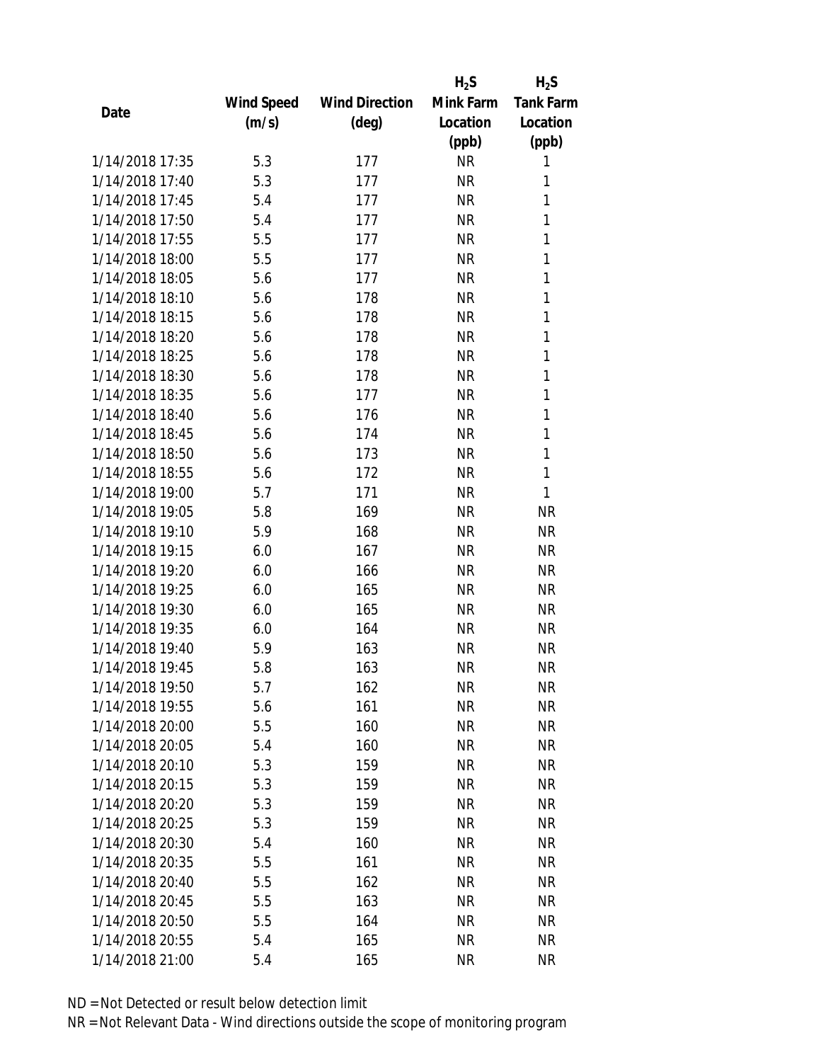| Date | Wind Speed (m/s) | Wind Direction (deg) | $H_2S$ Mink Farm Location (ppb) | $H_2S$ Tank Farm Location (ppb) |
|---|---|---|---|---|
| 1/14/2018 17:35 | 5.3 | 177 | NR | 1 |
| 1/14/2018 17:40 | 5.3 | 177 | NR | 1 |
| 1/14/2018 17:45 | 5.4 | 177 | NR | 1 |
| 1/14/2018 17:50 | 5.4 | 177 | NR | 1 |
| 1/14/2018 17:55 | 5.5 | 177 | NR | 1 |
| 1/14/2018 18:00 | 5.5 | 177 | NR | 1 |
| 1/14/2018 18:05 | 5.6 | 177 | NR | 1 |
| 1/14/2018 18:10 | 5.6 | 178 | NR | 1 |
| 1/14/2018 18:15 | 5.6 | 178 | NR | 1 |
| 1/14/2018 18:20 | 5.6 | 178 | NR | 1 |
| 1/14/2018 18:25 | 5.6 | 178 | NR | 1 |
| 1/14/2018 18:30 | 5.6 | 178 | NR | 1 |
| 1/14/2018 18:35 | 5.6 | 177 | NR | 1 |
| 1/14/2018 18:40 | 5.6 | 176 | NR | 1 |
| 1/14/2018 18:45 | 5.6 | 174 | NR | 1 |
| 1/14/2018 18:50 | 5.6 | 173 | NR | 1 |
| 1/14/2018 18:55 | 5.6 | 172 | NR | 1 |
| 1/14/2018 19:00 | 5.7 | 171 | NR | 1 |
| 1/14/2018 19:05 | 5.8 | 169 | NR | NR |
| 1/14/2018 19:10 | 5.9 | 168 | NR | NR |
| 1/14/2018 19:15 | 6.0 | 167 | NR | NR |
| 1/14/2018 19:20 | 6.0 | 166 | NR | NR |
| 1/14/2018 19:25 | 6.0 | 165 | NR | NR |
| 1/14/2018 19:30 | 6.0 | 165 | NR | NR |
| 1/14/2018 19:35 | 6.0 | 164 | NR | NR |
| 1/14/2018 19:40 | 5.9 | 163 | NR | NR |
| 1/14/2018 19:45 | 5.8 | 163 | NR | NR |
| 1/14/2018 19:50 | 5.7 | 162 | NR | NR |
| 1/14/2018 19:55 | 5.6 | 161 | NR | NR |
| 1/14/2018 20:00 | 5.5 | 160 | NR | NR |
| 1/14/2018 20:05 | 5.4 | 160 | NR | NR |
| 1/14/2018 20:10 | 5.3 | 159 | NR | NR |
| 1/14/2018 20:15 | 5.3 | 159 | NR | NR |
| 1/14/2018 20:20 | 5.3 | 159 | NR | NR |
| 1/14/2018 20:25 | 5.3 | 159 | NR | NR |
| 1/14/2018 20:30 | 5.4 | 160 | NR | NR |
| 1/14/2018 20:35 | 5.5 | 161 | NR | NR |
| 1/14/2018 20:40 | 5.5 | 162 | NR | NR |
| 1/14/2018 20:45 | 5.5 | 163 | NR | NR |
| 1/14/2018 20:50 | 5.5 | 164 | NR | NR |
| 1/14/2018 20:55 | 5.4 | 165 | NR | NR |
| 1/14/2018 21:00 | 5.4 | 165 | NR | NR |

ND = Not Detected or result below detection limit

NR = Not Relevant Data - Wind directions outside the scope of monitoring program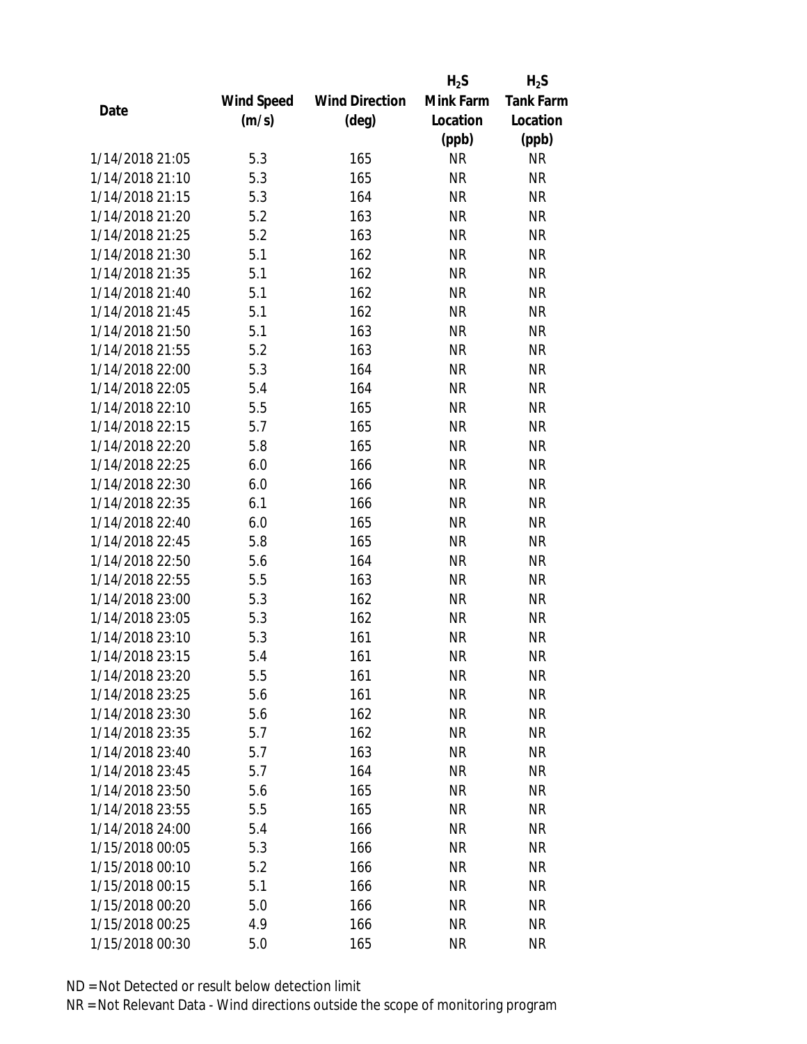| Date | Wind Speed (m/s) | Wind Direction (deg) | $H_2S$ Mink Farm Location (ppb) | $H_2S$ Tank Farm Location (ppb) |
|---|---|---|---|---|
| 1/14/2018 21:05 | 5.3 | 165 | NR | NR |
| 1/14/2018 21:10 | 5.3 | 165 | NR | NR |
| 1/14/2018 21:15 | 5.3 | 164 | NR | NR |
| 1/14/2018 21:20 | 5.2 | 163 | NR | NR |
| 1/14/2018 21:25 | 5.2 | 163 | NR | NR |
| 1/14/2018 21:30 | 5.1 | 162 | NR | NR |
| 1/14/2018 21:35 | 5.1 | 162 | NR | NR |
| 1/14/2018 21:40 | 5.1 | 162 | NR | NR |
| 1/14/2018 21:45 | 5.1 | 162 | NR | NR |
| 1/14/2018 21:50 | 5.1 | 163 | NR | NR |
| 1/14/2018 21:55 | 5.2 | 163 | NR | NR |
| 1/14/2018 22:00 | 5.3 | 164 | NR | NR |
| 1/14/2018 22:05 | 5.4 | 164 | NR | NR |
| 1/14/2018 22:10 | 5.5 | 165 | NR | NR |
| 1/14/2018 22:15 | 5.7 | 165 | NR | NR |
| 1/14/2018 22:20 | 5.8 | 165 | NR | NR |
| 1/14/2018 22:25 | 6.0 | 166 | NR | NR |
| 1/14/2018 22:30 | 6.0 | 166 | NR | NR |
| 1/14/2018 22:35 | 6.1 | 166 | NR | NR |
| 1/14/2018 22:40 | 6.0 | 165 | NR | NR |
| 1/14/2018 22:45 | 5.8 | 165 | NR | NR |
| 1/14/2018 22:50 | 5.6 | 164 | NR | NR |
| 1/14/2018 22:55 | 5.5 | 163 | NR | NR |
| 1/14/2018 23:00 | 5.3 | 162 | NR | NR |
| 1/14/2018 23:05 | 5.3 | 162 | NR | NR |
| 1/14/2018 23:10 | 5.3 | 161 | NR | NR |
| 1/14/2018 23:15 | 5.4 | 161 | NR | NR |
| 1/14/2018 23:20 | 5.5 | 161 | NR | NR |
| 1/14/2018 23:25 | 5.6 | 161 | NR | NR |
| 1/14/2018 23:30 | 5.6 | 162 | NR | NR |
| 1/14/2018 23:35 | 5.7 | 162 | NR | NR |
| 1/14/2018 23:40 | 5.7 | 163 | NR | NR |
| 1/14/2018 23:45 | 5.7 | 164 | NR | NR |
| 1/14/2018 23:50 | 5.6 | 165 | NR | NR |
| 1/14/2018 23:55 | 5.5 | 165 | NR | NR |
| 1/14/2018 24:00 | 5.4 | 166 | NR | NR |
| 1/15/2018 00:05 | 5.3 | 166 | NR | NR |
| 1/15/2018 00:10 | 5.2 | 166 | NR | NR |
| 1/15/2018 00:15 | 5.1 | 166 | NR | NR |
| 1/15/2018 00:20 | 5.0 | 166 | NR | NR |
| 1/15/2018 00:25 | 4.9 | 166 | NR | NR |
| 1/15/2018 00:30 | 5.0 | 165 | NR | NR |

ND = Not Detected or result below detection limit

NR = Not Relevant Data - Wind directions outside the scope of monitoring program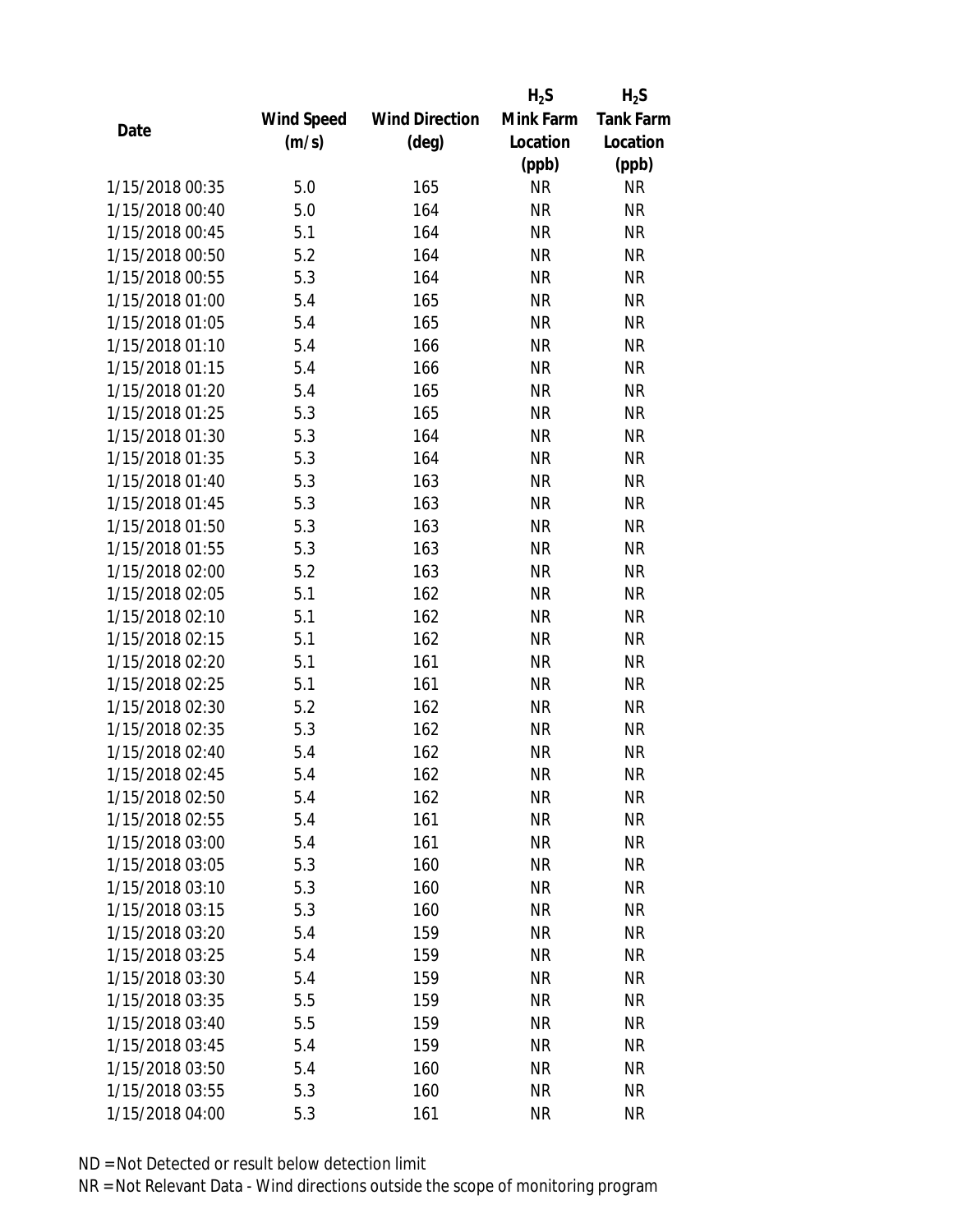| Date | Wind Speed (m/s) | Wind Direction (deg) | $H_2S$ Mink Farm Location (ppb) | $H_2S$ Tank Farm Location (ppb) |
|---|---|---|---|---|
| 1/15/2018 00:35 | 5.0 | 165 | NR | NR |
| 1/15/2018 00:40 | 5.0 | 164 | NR | NR |
| 1/15/2018 00:45 | 5.1 | 164 | NR | NR |
| 1/15/2018 00:50 | 5.2 | 164 | NR | NR |
| 1/15/2018 00:55 | 5.3 | 164 | NR | NR |
| 1/15/2018 01:00 | 5.4 | 165 | NR | NR |
| 1/15/2018 01:05 | 5.4 | 165 | NR | NR |
| 1/15/2018 01:10 | 5.4 | 166 | NR | NR |
| 1/15/2018 01:15 | 5.4 | 166 | NR | NR |
| 1/15/2018 01:20 | 5.4 | 165 | NR | NR |
| 1/15/2018 01:25 | 5.3 | 165 | NR | NR |
| 1/15/2018 01:30 | 5.3 | 164 | NR | NR |
| 1/15/2018 01:35 | 5.3 | 164 | NR | NR |
| 1/15/2018 01:40 | 5.3 | 163 | NR | NR |
| 1/15/2018 01:45 | 5.3 | 163 | NR | NR |
| 1/15/2018 01:50 | 5.3 | 163 | NR | NR |
| 1/15/2018 01:55 | 5.3 | 163 | NR | NR |
| 1/15/2018 02:00 | 5.2 | 163 | NR | NR |
| 1/15/2018 02:05 | 5.1 | 162 | NR | NR |
| 1/15/2018 02:10 | 5.1 | 162 | NR | NR |
| 1/15/2018 02:15 | 5.1 | 162 | NR | NR |
| 1/15/2018 02:20 | 5.1 | 161 | NR | NR |
| 1/15/2018 02:25 | 5.1 | 161 | NR | NR |
| 1/15/2018 02:30 | 5.2 | 162 | NR | NR |
| 1/15/2018 02:35 | 5.3 | 162 | NR | NR |
| 1/15/2018 02:40 | 5.4 | 162 | NR | NR |
| 1/15/2018 02:45 | 5.4 | 162 | NR | NR |
| 1/15/2018 02:50 | 5.4 | 162 | NR | NR |
| 1/15/2018 02:55 | 5.4 | 161 | NR | NR |
| 1/15/2018 03:00 | 5.4 | 161 | NR | NR |
| 1/15/2018 03:05 | 5.3 | 160 | NR | NR |
| 1/15/2018 03:10 | 5.3 | 160 | NR | NR |
| 1/15/2018 03:15 | 5.3 | 160 | NR | NR |
| 1/15/2018 03:20 | 5.4 | 159 | NR | NR |
| 1/15/2018 03:25 | 5.4 | 159 | NR | NR |
| 1/15/2018 03:30 | 5.4 | 159 | NR | NR |
| 1/15/2018 03:35 | 5.5 | 159 | NR | NR |
| 1/15/2018 03:40 | 5.5 | 159 | NR | NR |
| 1/15/2018 03:45 | 5.4 | 159 | NR | NR |
| 1/15/2018 03:50 | 5.4 | 160 | NR | NR |
| 1/15/2018 03:55 | 5.3 | 160 | NR | NR |
| 1/15/2018 04:00 | 5.3 | 161 | NR | NR |

ND = Not Detected or result below detection limit

NR = Not Relevant Data - Wind directions outside the scope of monitoring program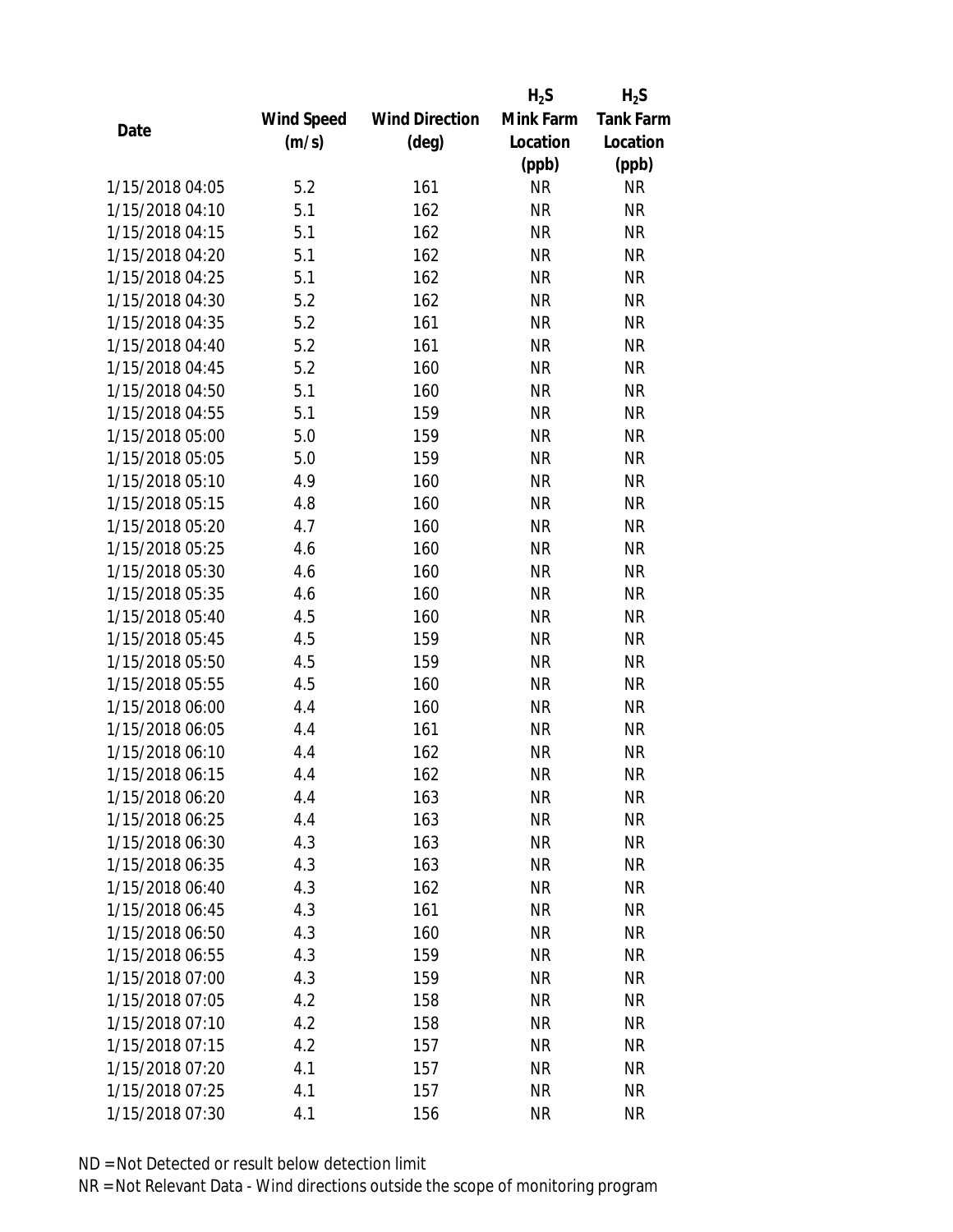| Date | Wind Speed (m/s) | Wind Direction (deg) | $H_2S$ Mink Farm Location (ppb) | $H_2S$ Tank Farm Location (ppb) |
|---|---|---|---|---|
| 1/15/2018 04:05 | 5.2 | 161 | NR | NR |
| 1/15/2018 04:10 | 5.1 | 162 | NR | NR |
| 1/15/2018 04:15 | 5.1 | 162 | NR | NR |
| 1/15/2018 04:20 | 5.1 | 162 | NR | NR |
| 1/15/2018 04:25 | 5.1 | 162 | NR | NR |
| 1/15/2018 04:30 | 5.2 | 162 | NR | NR |
| 1/15/2018 04:35 | 5.2 | 161 | NR | NR |
| 1/15/2018 04:40 | 5.2 | 161 | NR | NR |
| 1/15/2018 04:45 | 5.2 | 160 | NR | NR |
| 1/15/2018 04:50 | 5.1 | 160 | NR | NR |
| 1/15/2018 04:55 | 5.1 | 159 | NR | NR |
| 1/15/2018 05:00 | 5.0 | 159 | NR | NR |
| 1/15/2018 05:05 | 5.0 | 159 | NR | NR |
| 1/15/2018 05:10 | 4.9 | 160 | NR | NR |
| 1/15/2018 05:15 | 4.8 | 160 | NR | NR |
| 1/15/2018 05:20 | 4.7 | 160 | NR | NR |
| 1/15/2018 05:25 | 4.6 | 160 | NR | NR |
| 1/15/2018 05:30 | 4.6 | 160 | NR | NR |
| 1/15/2018 05:35 | 4.6 | 160 | NR | NR |
| 1/15/2018 05:40 | 4.5 | 160 | NR | NR |
| 1/15/2018 05:45 | 4.5 | 159 | NR | NR |
| 1/15/2018 05:50 | 4.5 | 159 | NR | NR |
| 1/15/2018 05:55 | 4.5 | 160 | NR | NR |
| 1/15/2018 06:00 | 4.4 | 160 | NR | NR |
| 1/15/2018 06:05 | 4.4 | 161 | NR | NR |
| 1/15/2018 06:10 | 4.4 | 162 | NR | NR |
| 1/15/2018 06:15 | 4.4 | 162 | NR | NR |
| 1/15/2018 06:20 | 4.4 | 163 | NR | NR |
| 1/15/2018 06:25 | 4.4 | 163 | NR | NR |
| 1/15/2018 06:30 | 4.3 | 163 | NR | NR |
| 1/15/2018 06:35 | 4.3 | 163 | NR | NR |
| 1/15/2018 06:40 | 4.3 | 162 | NR | NR |
| 1/15/2018 06:45 | 4.3 | 161 | NR | NR |
| 1/15/2018 06:50 | 4.3 | 160 | NR | NR |
| 1/15/2018 06:55 | 4.3 | 159 | NR | NR |
| 1/15/2018 07:00 | 4.3 | 159 | NR | NR |
| 1/15/2018 07:05 | 4.2 | 158 | NR | NR |
| 1/15/2018 07:10 | 4.2 | 158 | NR | NR |
| 1/15/2018 07:15 | 4.2 | 157 | NR | NR |
| 1/15/2018 07:20 | 4.1 | 157 | NR | NR |
| 1/15/2018 07:25 | 4.1 | 157 | NR | NR |
| 1/15/2018 07:30 | 4.1 | 156 | NR | NR |

ND = Not Detected or result below detection limit

NR = Not Relevant Data - Wind directions outside the scope of monitoring program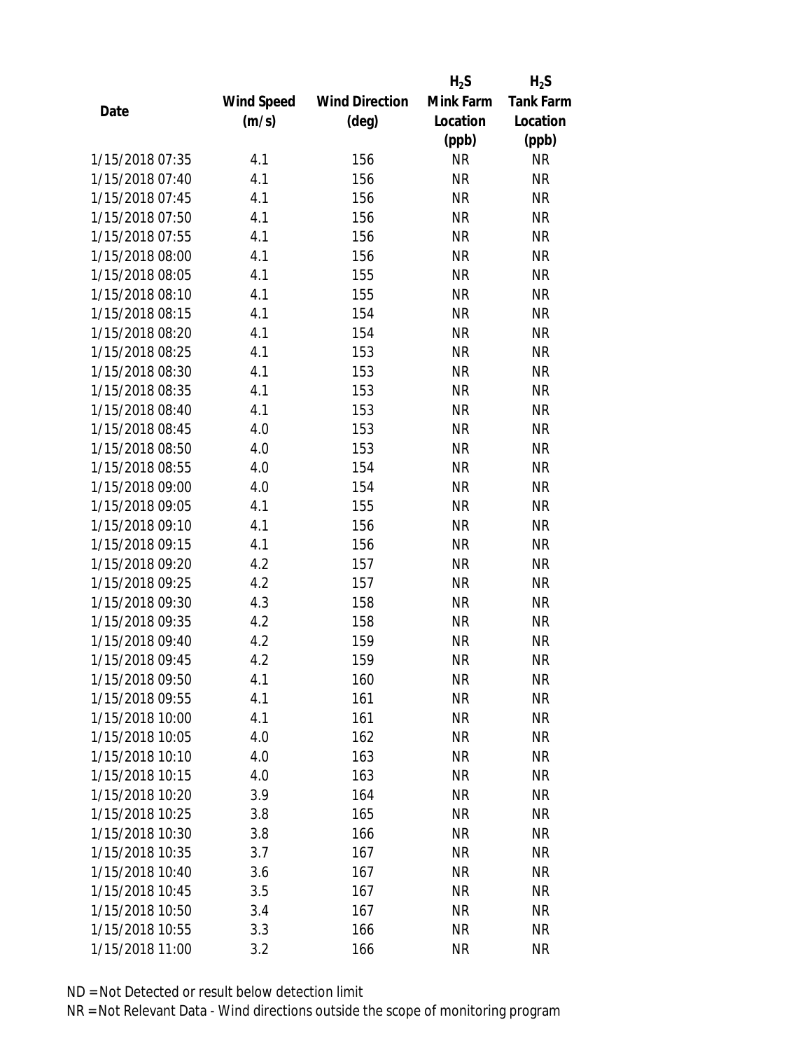| Date | Wind Speed (m/s) | Wind Direction (deg) | $H_2S$ Mink Farm Location (ppb) | $H_2S$ Tank Farm Location (ppb) |
|---|---|---|---|---|
| 1/15/2018 07:35 | 4.1 | 156 | NR | NR |
| 1/15/2018 07:40 | 4.1 | 156 | NR | NR |
| 1/15/2018 07:45 | 4.1 | 156 | NR | NR |
| 1/15/2018 07:50 | 4.1 | 156 | NR | NR |
| 1/15/2018 07:55 | 4.1 | 156 | NR | NR |
| 1/15/2018 08:00 | 4.1 | 156 | NR | NR |
| 1/15/2018 08:05 | 4.1 | 155 | NR | NR |
| 1/15/2018 08:10 | 4.1 | 155 | NR | NR |
| 1/15/2018 08:15 | 4.1 | 154 | NR | NR |
| 1/15/2018 08:20 | 4.1 | 154 | NR | NR |
| 1/15/2018 08:25 | 4.1 | 153 | NR | NR |
| 1/15/2018 08:30 | 4.1 | 153 | NR | NR |
| 1/15/2018 08:35 | 4.1 | 153 | NR | NR |
| 1/15/2018 08:40 | 4.1 | 153 | NR | NR |
| 1/15/2018 08:45 | 4.0 | 153 | NR | NR |
| 1/15/2018 08:50 | 4.0 | 153 | NR | NR |
| 1/15/2018 08:55 | 4.0 | 154 | NR | NR |
| 1/15/2018 09:00 | 4.0 | 154 | NR | NR |
| 1/15/2018 09:05 | 4.1 | 155 | NR | NR |
| 1/15/2018 09:10 | 4.1 | 156 | NR | NR |
| 1/15/2018 09:15 | 4.1 | 156 | NR | NR |
| 1/15/2018 09:20 | 4.2 | 157 | NR | NR |
| 1/15/2018 09:25 | 4.2 | 157 | NR | NR |
| 1/15/2018 09:30 | 4.3 | 158 | NR | NR |
| 1/15/2018 09:35 | 4.2 | 158 | NR | NR |
| 1/15/2018 09:40 | 4.2 | 159 | NR | NR |
| 1/15/2018 09:45 | 4.2 | 159 | NR | NR |
| 1/15/2018 09:50 | 4.1 | 160 | NR | NR |
| 1/15/2018 09:55 | 4.1 | 161 | NR | NR |
| 1/15/2018 10:00 | 4.1 | 161 | NR | NR |
| 1/15/2018 10:05 | 4.0 | 162 | NR | NR |
| 1/15/2018 10:10 | 4.0 | 163 | NR | NR |
| 1/15/2018 10:15 | 4.0 | 163 | NR | NR |
| 1/15/2018 10:20 | 3.9 | 164 | NR | NR |
| 1/15/2018 10:25 | 3.8 | 165 | NR | NR |
| 1/15/2018 10:30 | 3.8 | 166 | NR | NR |
| 1/15/2018 10:35 | 3.7 | 167 | NR | NR |
| 1/15/2018 10:40 | 3.6 | 167 | NR | NR |
| 1/15/2018 10:45 | 3.5 | 167 | NR | NR |
| 1/15/2018 10:50 | 3.4 | 167 | NR | NR |
| 1/15/2018 10:55 | 3.3 | 166 | NR | NR |
| 1/15/2018 11:00 | 3.2 | 166 | NR | NR |

ND = Not Detected or result below detection limit

NR = Not Relevant Data - Wind directions outside the scope of monitoring program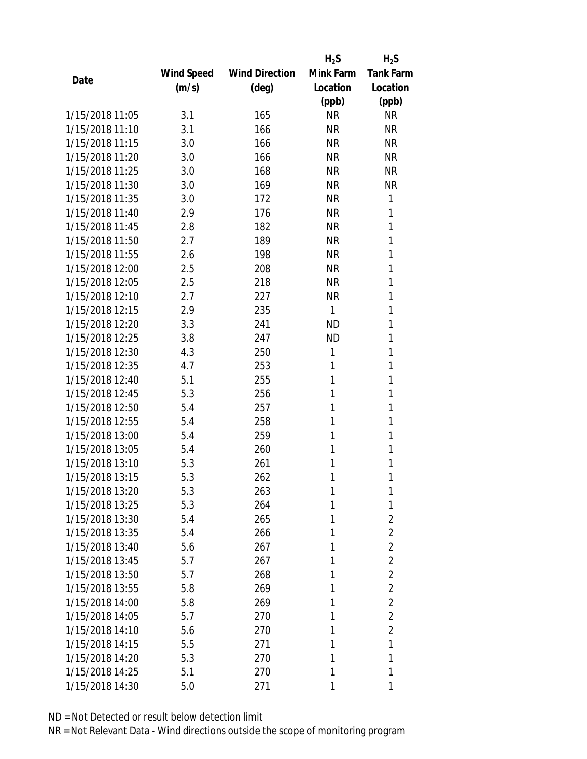| Date | Wind Speed (m/s) | Wind Direction (deg) | $H_2S$ Mink Farm Location (ppb) | $H_2S$ Tank Farm Location (ppb) |
|---|---|---|---|---|
| 1/15/2018 11:05 | 3.1 | 165 | NR | NR |
| 1/15/2018 11:10 | 3.1 | 166 | NR | NR |
| 1/15/2018 11:15 | 3.0 | 166 | NR | NR |
| 1/15/2018 11:20 | 3.0 | 166 | NR | NR |
| 1/15/2018 11:25 | 3.0 | 168 | NR | NR |
| 1/15/2018 11:30 | 3.0 | 169 | NR | NR |
| 1/15/2018 11:35 | 3.0 | 172 | NR | 1 |
| 1/15/2018 11:40 | 2.9 | 176 | NR | 1 |
| 1/15/2018 11:45 | 2.8 | 182 | NR | 1 |
| 1/15/2018 11:50 | 2.7 | 189 | NR | 1 |
| 1/15/2018 11:55 | 2.6 | 198 | NR | 1 |
| 1/15/2018 12:00 | 2.5 | 208 | NR | 1 |
| 1/15/2018 12:05 | 2.5 | 218 | NR | 1 |
| 1/15/2018 12:10 | 2.7 | 227 | NR | 1 |
| 1/15/2018 12:15 | 2.9 | 235 | 1 | 1 |
| 1/15/2018 12:20 | 3.3 | 241 | ND | 1 |
| 1/15/2018 12:25 | 3.8 | 247 | ND | 1 |
| 1/15/2018 12:30 | 4.3 | 250 | 1 | 1 |
| 1/15/2018 12:35 | 4.7 | 253 | 1 | 1 |
| 1/15/2018 12:40 | 5.1 | 255 | 1 | 1 |
| 1/15/2018 12:45 | 5.3 | 256 | 1 | 1 |
| 1/15/2018 12:50 | 5.4 | 257 | 1 | 1 |
| 1/15/2018 12:55 | 5.4 | 258 | 1 | 1 |
| 1/15/2018 13:00 | 5.4 | 259 | 1 | 1 |
| 1/15/2018 13:05 | 5.4 | 260 | 1 | 1 |
| 1/15/2018 13:10 | 5.3 | 261 | 1 | 1 |
| 1/15/2018 13:15 | 5.3 | 262 | 1 | 1 |
| 1/15/2018 13:20 | 5.3 | 263 | 1 | 1 |
| 1/15/2018 13:25 | 5.3 | 264 | 1 | 1 |
| 1/15/2018 13:30 | 5.4 | 265 | 1 | 2 |
| 1/15/2018 13:35 | 5.4 | 266 | 1 | 2 |
| 1/15/2018 13:40 | 5.6 | 267 | 1 | 2 |
| 1/15/2018 13:45 | 5.7 | 267 | 1 | 2 |
| 1/15/2018 13:50 | 5.7 | 268 | 1 | 2 |
| 1/15/2018 13:55 | 5.8 | 269 | 1 | 2 |
| 1/15/2018 14:00 | 5.8 | 269 | 1 | 2 |
| 1/15/2018 14:05 | 5.7 | 270 | 1 | 2 |
| 1/15/2018 14:10 | 5.6 | 270 | 1 | 2 |
| 1/15/2018 14:15 | 5.5 | 271 | 1 | 1 |
| 1/15/2018 14:20 | 5.3 | 270 | 1 | 1 |
| 1/15/2018 14:25 | 5.1 | 270 | 1 | 1 |
| 1/15/2018 14:30 | 5.0 | 271 | 1 | 1 |

ND = Not Detected or result below detection limit

NR = Not Relevant Data - Wind directions outside the scope of monitoring program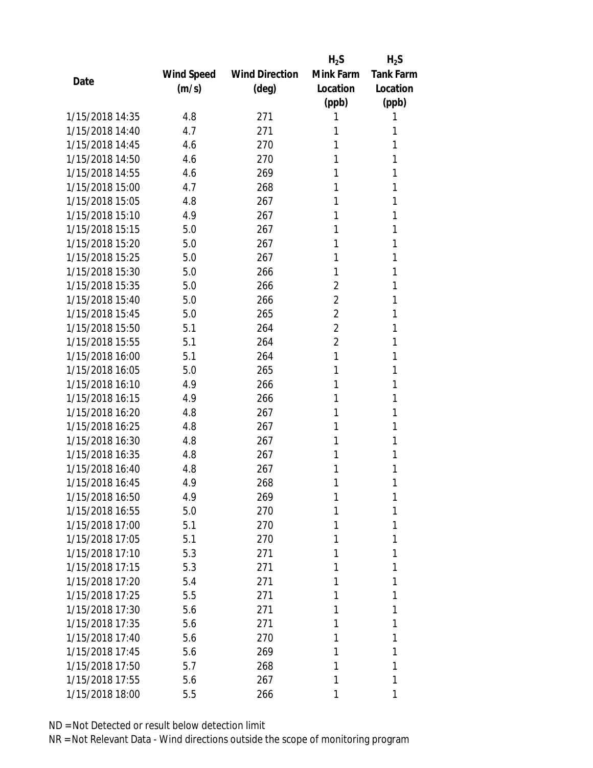| Date | Wind Speed (m/s) | Wind Direction (deg) | $H_2S$ Mink Farm Location (ppb) | $H_2S$ Tank Farm Location (ppb) |
|---|---|---|---|---|
| 1/15/2018 14:35 | 4.8 | 271 | 1 | 1 |
| 1/15/2018 14:40 | 4.7 | 271 | 1 | 1 |
| 1/15/2018 14:45 | 4.6 | 270 | 1 | 1 |
| 1/15/2018 14:50 | 4.6 | 270 | 1 | 1 |
| 1/15/2018 14:55 | 4.6 | 269 | 1 | 1 |
| 1/15/2018 15:00 | 4.7 | 268 | 1 | 1 |
| 1/15/2018 15:05 | 4.8 | 267 | 1 | 1 |
| 1/15/2018 15:10 | 4.9 | 267 | 1 | 1 |
| 1/15/2018 15:15 | 5.0 | 267 | 1 | 1 |
| 1/15/2018 15:20 | 5.0 | 267 | 1 | 1 |
| 1/15/2018 15:25 | 5.0 | 267 | 1 | 1 |
| 1/15/2018 15:30 | 5.0 | 266 | 1 | 1 |
| 1/15/2018 15:35 | 5.0 | 266 | 2 | 1 |
| 1/15/2018 15:40 | 5.0 | 266 | 2 | 1 |
| 1/15/2018 15:45 | 5.0 | 265 | 2 | 1 |
| 1/15/2018 15:50 | 5.1 | 264 | 2 | 1 |
| 1/15/2018 15:55 | 5.1 | 264 | 2 | 1 |
| 1/15/2018 16:00 | 5.1 | 264 | 1 | 1 |
| 1/15/2018 16:05 | 5.0 | 265 | 1 | 1 |
| 1/15/2018 16:10 | 4.9 | 266 | 1 | 1 |
| 1/15/2018 16:15 | 4.9 | 266 | 1 | 1 |
| 1/15/2018 16:20 | 4.8 | 267 | 1 | 1 |
| 1/15/2018 16:25 | 4.8 | 267 | 1 | 1 |
| 1/15/2018 16:30 | 4.8 | 267 | 1 | 1 |
| 1/15/2018 16:35 | 4.8 | 267 | 1 | 1 |
| 1/15/2018 16:40 | 4.8 | 267 | 1 | 1 |
| 1/15/2018 16:45 | 4.9 | 268 | 1 | 1 |
| 1/15/2018 16:50 | 4.9 | 269 | 1 | 1 |
| 1/15/2018 16:55 | 5.0 | 270 | 1 | 1 |
| 1/15/2018 17:00 | 5.1 | 270 | 1 | 1 |
| 1/15/2018 17:05 | 5.1 | 270 | 1 | 1 |
| 1/15/2018 17:10 | 5.3 | 271 | 1 | 1 |
| 1/15/2018 17:15 | 5.3 | 271 | 1 | 1 |
| 1/15/2018 17:20 | 5.4 | 271 | 1 | 1 |
| 1/15/2018 17:25 | 5.5 | 271 | 1 | 1 |
| 1/15/2018 17:30 | 5.6 | 271 | 1 | 1 |
| 1/15/2018 17:35 | 5.6 | 271 | 1 | 1 |
| 1/15/2018 17:40 | 5.6 | 270 | 1 | 1 |
| 1/15/2018 17:45 | 5.6 | 269 | 1 | 1 |
| 1/15/2018 17:50 | 5.7 | 268 | 1 | 1 |
| 1/15/2018 17:55 | 5.6 | 267 | 1 | 1 |
| 1/15/2018 18:00 | 5.5 | 266 | 1 | 1 |

ND = Not Detected or result below detection limit

NR = Not Relevant Data - Wind directions outside the scope of monitoring program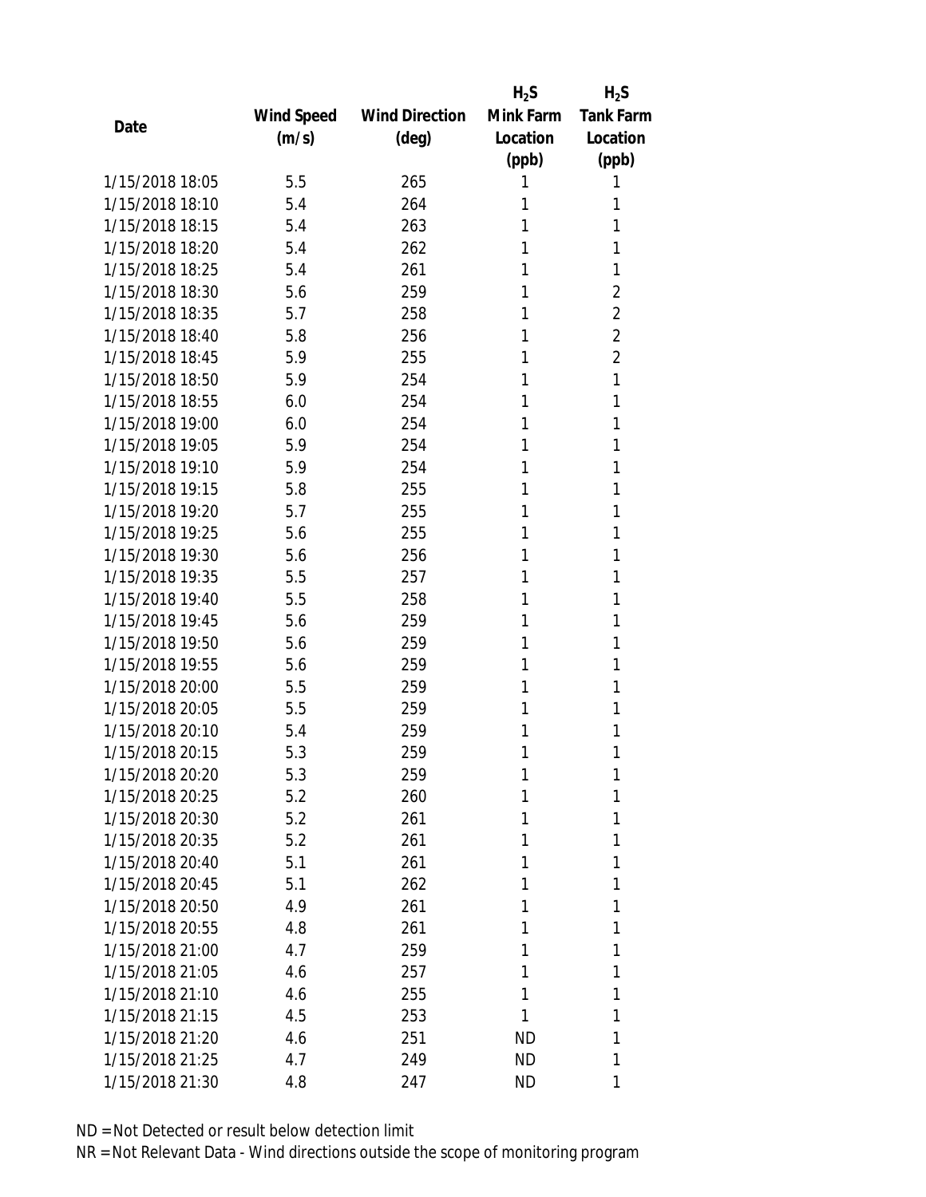| Date | Wind Speed (m/s) | Wind Direction (deg) | $H_2S$ Mink Farm Location (ppb) | $H_2S$ Tank Farm Location (ppb) |
|---|---|---|---|---|
| 1/15/2018 18:05 | 5.5 | 265 | 1 | 1 |
| 1/15/2018 18:10 | 5.4 | 264 | 1 | 1 |
| 1/15/2018 18:15 | 5.4 | 263 | 1 | 1 |
| 1/15/2018 18:20 | 5.4 | 262 | 1 | 1 |
| 1/15/2018 18:25 | 5.4 | 261 | 1 | 1 |
| 1/15/2018 18:30 | 5.6 | 259 | 1 | 2 |
| 1/15/2018 18:35 | 5.7 | 258 | 1 | 2 |
| 1/15/2018 18:40 | 5.8 | 256 | 1 | 2 |
| 1/15/2018 18:45 | 5.9 | 255 | 1 | 2 |
| 1/15/2018 18:50 | 5.9 | 254 | 1 | 1 |
| 1/15/2018 18:55 | 6.0 | 254 | 1 | 1 |
| 1/15/2018 19:00 | 6.0 | 254 | 1 | 1 |
| 1/15/2018 19:05 | 5.9 | 254 | 1 | 1 |
| 1/15/2018 19:10 | 5.9 | 254 | 1 | 1 |
| 1/15/2018 19:15 | 5.8 | 255 | 1 | 1 |
| 1/15/2018 19:20 | 5.7 | 255 | 1 | 1 |
| 1/15/2018 19:25 | 5.6 | 255 | 1 | 1 |
| 1/15/2018 19:30 | 5.6 | 256 | 1 | 1 |
| 1/15/2018 19:35 | 5.5 | 257 | 1 | 1 |
| 1/15/2018 19:40 | 5.5 | 258 | 1 | 1 |
| 1/15/2018 19:45 | 5.6 | 259 | 1 | 1 |
| 1/15/2018 19:50 | 5.6 | 259 | 1 | 1 |
| 1/15/2018 19:55 | 5.6 | 259 | 1 | 1 |
| 1/15/2018 20:00 | 5.5 | 259 | 1 | 1 |
| 1/15/2018 20:05 | 5.5 | 259 | 1 | 1 |
| 1/15/2018 20:10 | 5.4 | 259 | 1 | 1 |
| 1/15/2018 20:15 | 5.3 | 259 | 1 | 1 |
| 1/15/2018 20:20 | 5.3 | 259 | 1 | 1 |
| 1/15/2018 20:25 | 5.2 | 260 | 1 | 1 |
| 1/15/2018 20:30 | 5.2 | 261 | 1 | 1 |
| 1/15/2018 20:35 | 5.2 | 261 | 1 | 1 |
| 1/15/2018 20:40 | 5.1 | 261 | 1 | 1 |
| 1/15/2018 20:45 | 5.1 | 262 | 1 | 1 |
| 1/15/2018 20:50 | 4.9 | 261 | 1 | 1 |
| 1/15/2018 20:55 | 4.8 | 261 | 1 | 1 |
| 1/15/2018 21:00 | 4.7 | 259 | 1 | 1 |
| 1/15/2018 21:05 | 4.6 | 257 | 1 | 1 |
| 1/15/2018 21:10 | 4.6 | 255 | 1 | 1 |
| 1/15/2018 21:15 | 4.5 | 253 | 1 | 1 |
| 1/15/2018 21:20 | 4.6 | 251 | ND | 1 |
| 1/15/2018 21:25 | 4.7 | 249 | ND | 1 |
| 1/15/2018 21:30 | 4.8 | 247 | ND | 1 |

ND = Not Detected or result below detection limit

NR = Not Relevant Data - Wind directions outside the scope of monitoring program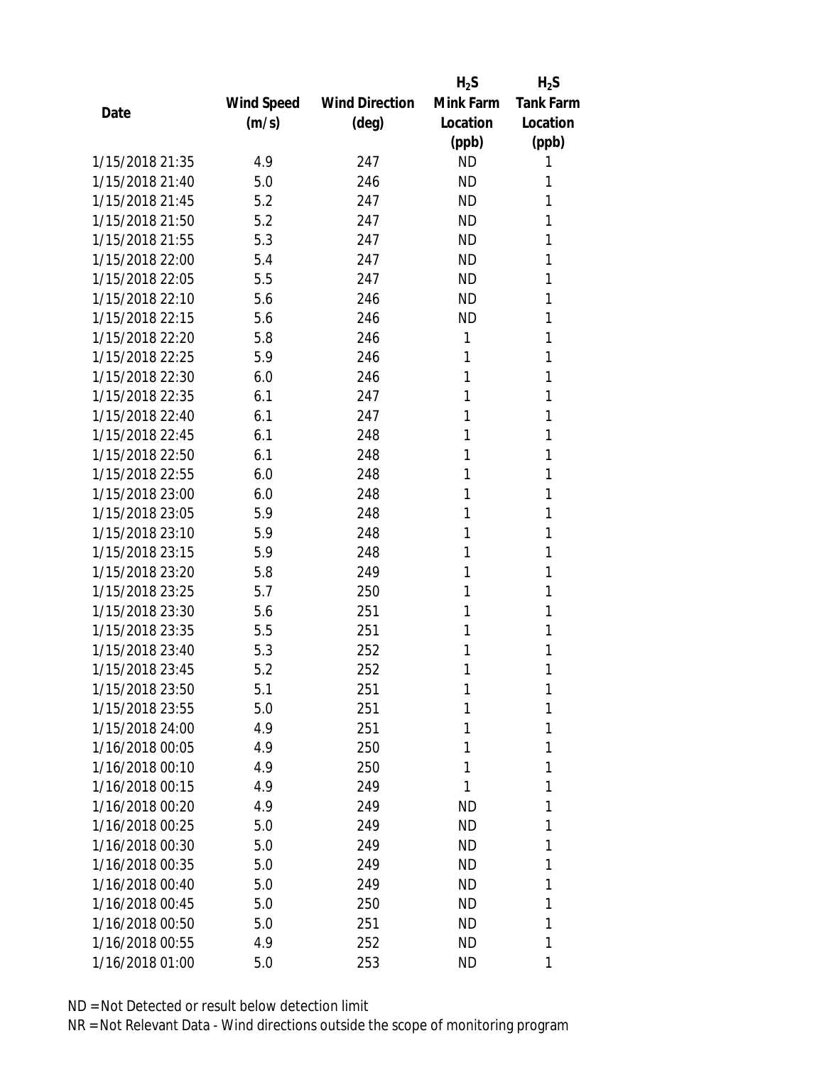| Date | Wind Speed (m/s) | Wind Direction (deg) | $H_2S$ Mink Farm Location (ppb) | $H_2S$ Tank Farm Location (ppb) |
|---|---|---|---|---|
| 1/15/2018 21:35 | 4.9 | 247 | ND | 1 |
| 1/15/2018 21:40 | 5.0 | 246 | ND | 1 |
| 1/15/2018 21:45 | 5.2 | 247 | ND | 1 |
| 1/15/2018 21:50 | 5.2 | 247 | ND | 1 |
| 1/15/2018 21:55 | 5.3 | 247 | ND | 1 |
| 1/15/2018 22:00 | 5.4 | 247 | ND | 1 |
| 1/15/2018 22:05 | 5.5 | 247 | ND | 1 |
| 1/15/2018 22:10 | 5.6 | 246 | ND | 1 |
| 1/15/2018 22:15 | 5.6 | 246 | ND | 1 |
| 1/15/2018 22:20 | 5.8 | 246 | 1 | 1 |
| 1/15/2018 22:25 | 5.9 | 246 | 1 | 1 |
| 1/15/2018 22:30 | 6.0 | 246 | 1 | 1 |
| 1/15/2018 22:35 | 6.1 | 247 | 1 | 1 |
| 1/15/2018 22:40 | 6.1 | 247 | 1 | 1 |
| 1/15/2018 22:45 | 6.1 | 248 | 1 | 1 |
| 1/15/2018 22:50 | 6.1 | 248 | 1 | 1 |
| 1/15/2018 22:55 | 6.0 | 248 | 1 | 1 |
| 1/15/2018 23:00 | 6.0 | 248 | 1 | 1 |
| 1/15/2018 23:05 | 5.9 | 248 | 1 | 1 |
| 1/15/2018 23:10 | 5.9 | 248 | 1 | 1 |
| 1/15/2018 23:15 | 5.9 | 248 | 1 | 1 |
| 1/15/2018 23:20 | 5.8 | 249 | 1 | 1 |
| 1/15/2018 23:25 | 5.7 | 250 | 1 | 1 |
| 1/15/2018 23:30 | 5.6 | 251 | 1 | 1 |
| 1/15/2018 23:35 | 5.5 | 251 | 1 | 1 |
| 1/15/2018 23:40 | 5.3 | 252 | 1 | 1 |
| 1/15/2018 23:45 | 5.2 | 252 | 1 | 1 |
| 1/15/2018 23:50 | 5.1 | 251 | 1 | 1 |
| 1/15/2018 23:55 | 5.0 | 251 | 1 | 1 |
| 1/15/2018 24:00 | 4.9 | 251 | 1 | 1 |
| 1/16/2018 00:05 | 4.9 | 250 | 1 | 1 |
| 1/16/2018 00:10 | 4.9 | 250 | 1 | 1 |
| 1/16/2018 00:15 | 4.9 | 249 | 1 | 1 |
| 1/16/2018 00:20 | 4.9 | 249 | ND | 1 |
| 1/16/2018 00:25 | 5.0 | 249 | ND | 1 |
| 1/16/2018 00:30 | 5.0 | 249 | ND | 1 |
| 1/16/2018 00:35 | 5.0 | 249 | ND | 1 |
| 1/16/2018 00:40 | 5.0 | 249 | ND | 1 |
| 1/16/2018 00:45 | 5.0 | 250 | ND | 1 |
| 1/16/2018 00:50 | 5.0 | 251 | ND | 1 |
| 1/16/2018 00:55 | 4.9 | 252 | ND | 1 |
| 1/16/2018 01:00 | 5.0 | 253 | ND | 1 |

ND = Not Detected or result below detection limit

NR = Not Relevant Data - Wind directions outside the scope of monitoring program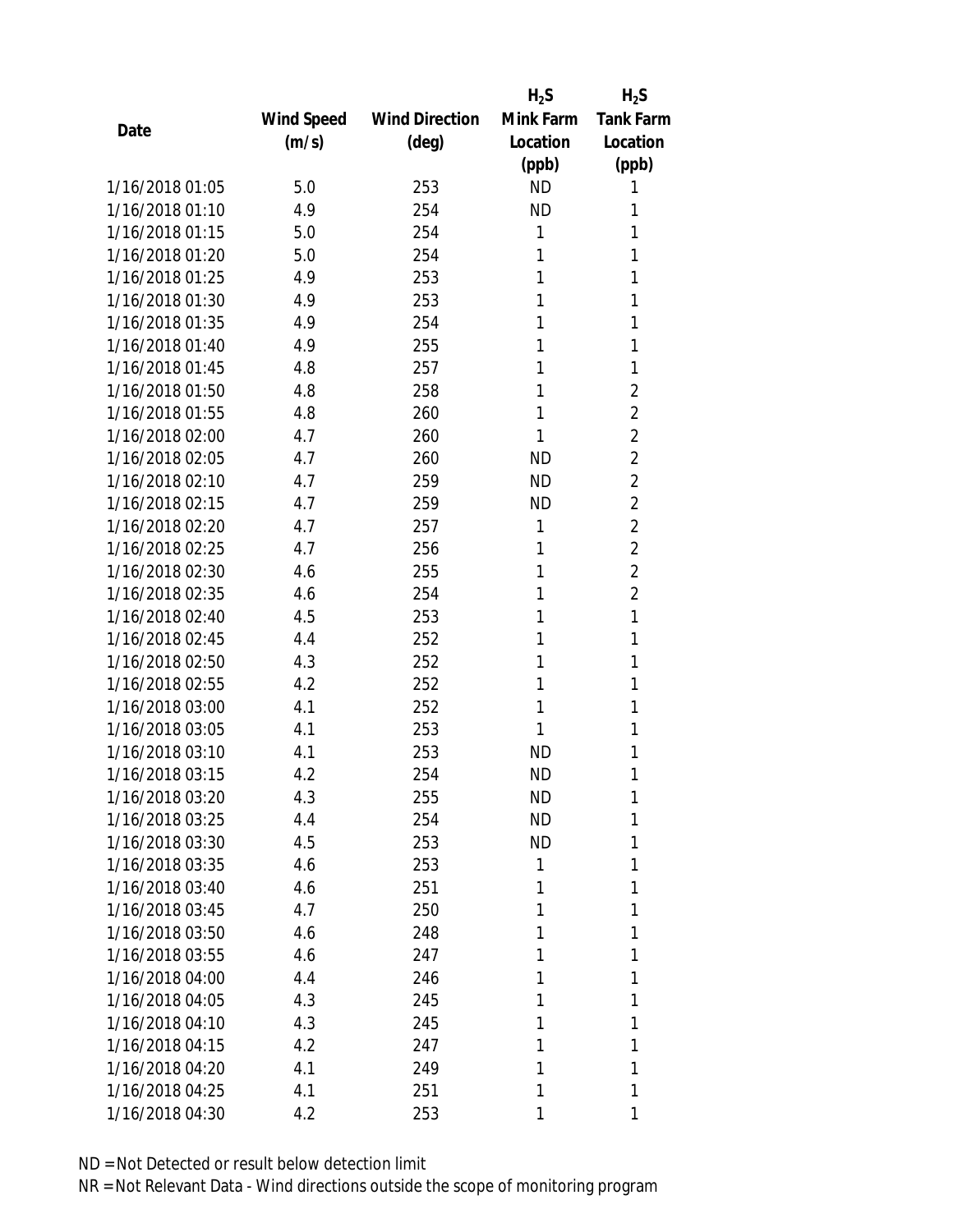| Date | Wind Speed (m/s) | Wind Direction (deg) | $H_2S$ Mink Farm Location (ppb) | $H_2S$ Tank Farm Location (ppb) |
|---|---|---|---|---|
| 1/16/2018 01:05 | 5.0 | 253 | ND | 1 |
| 1/16/2018 01:10 | 4.9 | 254 | ND | 1 |
| 1/16/2018 01:15 | 5.0 | 254 | 1 | 1 |
| 1/16/2018 01:20 | 5.0 | 254 | 1 | 1 |
| 1/16/2018 01:25 | 4.9 | 253 | 1 | 1 |
| 1/16/2018 01:30 | 4.9 | 253 | 1 | 1 |
| 1/16/2018 01:35 | 4.9 | 254 | 1 | 1 |
| 1/16/2018 01:40 | 4.9 | 255 | 1 | 1 |
| 1/16/2018 01:45 | 4.8 | 257 | 1 | 1 |
| 1/16/2018 01:50 | 4.8 | 258 | 1 | 2 |
| 1/16/2018 01:55 | 4.8 | 260 | 1 | 2 |
| 1/16/2018 02:00 | 4.7 | 260 | 1 | 2 |
| 1/16/2018 02:05 | 4.7 | 260 | ND | 2 |
| 1/16/2018 02:10 | 4.7 | 259 | ND | 2 |
| 1/16/2018 02:15 | 4.7 | 259 | ND | 2 |
| 1/16/2018 02:20 | 4.7 | 257 | 1 | 2 |
| 1/16/2018 02:25 | 4.7 | 256 | 1 | 2 |
| 1/16/2018 02:30 | 4.6 | 255 | 1 | 2 |
| 1/16/2018 02:35 | 4.6 | 254 | 1 | 2 |
| 1/16/2018 02:40 | 4.5 | 253 | 1 | 1 |
| 1/16/2018 02:45 | 4.4 | 252 | 1 | 1 |
| 1/16/2018 02:50 | 4.3 | 252 | 1 | 1 |
| 1/16/2018 02:55 | 4.2 | 252 | 1 | 1 |
| 1/16/2018 03:00 | 4.1 | 252 | 1 | 1 |
| 1/16/2018 03:05 | 4.1 | 253 | 1 | 1 |
| 1/16/2018 03:10 | 4.1 | 253 | ND | 1 |
| 1/16/2018 03:15 | 4.2 | 254 | ND | 1 |
| 1/16/2018 03:20 | 4.3 | 255 | ND | 1 |
| 1/16/2018 03:25 | 4.4 | 254 | ND | 1 |
| 1/16/2018 03:30 | 4.5 | 253 | ND | 1 |
| 1/16/2018 03:35 | 4.6 | 253 | 1 | 1 |
| 1/16/2018 03:40 | 4.6 | 251 | 1 | 1 |
| 1/16/2018 03:45 | 4.7 | 250 | 1 | 1 |
| 1/16/2018 03:50 | 4.6 | 248 | 1 | 1 |
| 1/16/2018 03:55 | 4.6 | 247 | 1 | 1 |
| 1/16/2018 04:00 | 4.4 | 246 | 1 | 1 |
| 1/16/2018 04:05 | 4.3 | 245 | 1 | 1 |
| 1/16/2018 04:10 | 4.3 | 245 | 1 | 1 |
| 1/16/2018 04:15 | 4.2 | 247 | 1 | 1 |
| 1/16/2018 04:20 | 4.1 | 249 | 1 | 1 |
| 1/16/2018 04:25 | 4.1 | 251 | 1 | 1 |
| 1/16/2018 04:30 | 4.2 | 253 | 1 | 1 |

ND = Not Detected or result below detection limit
NR = Not Relevant Data - Wind directions outside the scope of monitoring program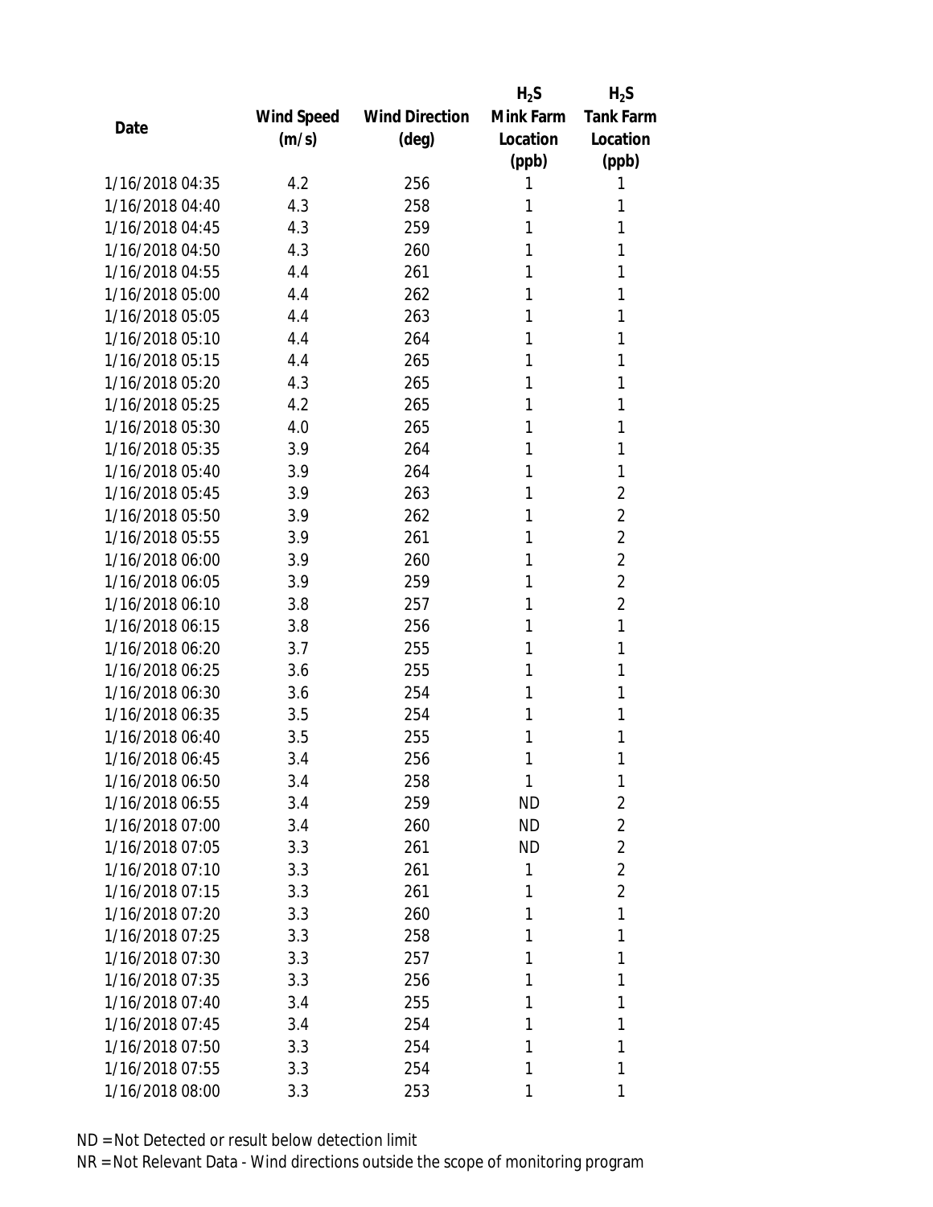| Date | Wind Speed (m/s) | Wind Direction (deg) | $H_2S$ Mink Farm Location (ppb) | $H_2S$ Tank Farm Location (ppb) |
|---|---|---|---|---|
| 1/16/2018 04:35 | 4.2 | 256 | 1 | 1 |
| 1/16/2018 04:40 | 4.3 | 258 | 1 | 1 |
| 1/16/2018 04:45 | 4.3 | 259 | 1 | 1 |
| 1/16/2018 04:50 | 4.3 | 260 | 1 | 1 |
| 1/16/2018 04:55 | 4.4 | 261 | 1 | 1 |
| 1/16/2018 05:00 | 4.4 | 262 | 1 | 1 |
| 1/16/2018 05:05 | 4.4 | 263 | 1 | 1 |
| 1/16/2018 05:10 | 4.4 | 264 | 1 | 1 |
| 1/16/2018 05:15 | 4.4 | 265 | 1 | 1 |
| 1/16/2018 05:20 | 4.3 | 265 | 1 | 1 |
| 1/16/2018 05:25 | 4.2 | 265 | 1 | 1 |
| 1/16/2018 05:30 | 4.0 | 265 | 1 | 1 |
| 1/16/2018 05:35 | 3.9 | 264 | 1 | 1 |
| 1/16/2018 05:40 | 3.9 | 264 | 1 | 1 |
| 1/16/2018 05:45 | 3.9 | 263 | 1 | 2 |
| 1/16/2018 05:50 | 3.9 | 262 | 1 | 2 |
| 1/16/2018 05:55 | 3.9 | 261 | 1 | 2 |
| 1/16/2018 06:00 | 3.9 | 260 | 1 | 2 |
| 1/16/2018 06:05 | 3.9 | 259 | 1 | 2 |
| 1/16/2018 06:10 | 3.8 | 257 | 1 | 2 |
| 1/16/2018 06:15 | 3.8 | 256 | 1 | 1 |
| 1/16/2018 06:20 | 3.7 | 255 | 1 | 1 |
| 1/16/2018 06:25 | 3.6 | 255 | 1 | 1 |
| 1/16/2018 06:30 | 3.6 | 254 | 1 | 1 |
| 1/16/2018 06:35 | 3.5 | 254 | 1 | 1 |
| 1/16/2018 06:40 | 3.5 | 255 | 1 | 1 |
| 1/16/2018 06:45 | 3.4 | 256 | 1 | 1 |
| 1/16/2018 06:50 | 3.4 | 258 | 1 | 1 |
| 1/16/2018 06:55 | 3.4 | 259 | ND | 2 |
| 1/16/2018 07:00 | 3.4 | 260 | ND | 2 |
| 1/16/2018 07:05 | 3.3 | 261 | ND | 2 |
| 1/16/2018 07:10 | 3.3 | 261 | 1 | 2 |
| 1/16/2018 07:15 | 3.3 | 261 | 1 | 2 |
| 1/16/2018 07:20 | 3.3 | 260 | 1 | 1 |
| 1/16/2018 07:25 | 3.3 | 258 | 1 | 1 |
| 1/16/2018 07:30 | 3.3 | 257 | 1 | 1 |
| 1/16/2018 07:35 | 3.3 | 256 | 1 | 1 |
| 1/16/2018 07:40 | 3.4 | 255 | 1 | 1 |
| 1/16/2018 07:45 | 3.4 | 254 | 1 | 1 |
| 1/16/2018 07:50 | 3.3 | 254 | 1 | 1 |
| 1/16/2018 07:55 | 3.3 | 254 | 1 | 1 |
| 1/16/2018 08:00 | 3.3 | 253 | 1 | 1 |

ND = Not Detected or result below detection limit

NR = Not Relevant Data - Wind directions outside the scope of monitoring program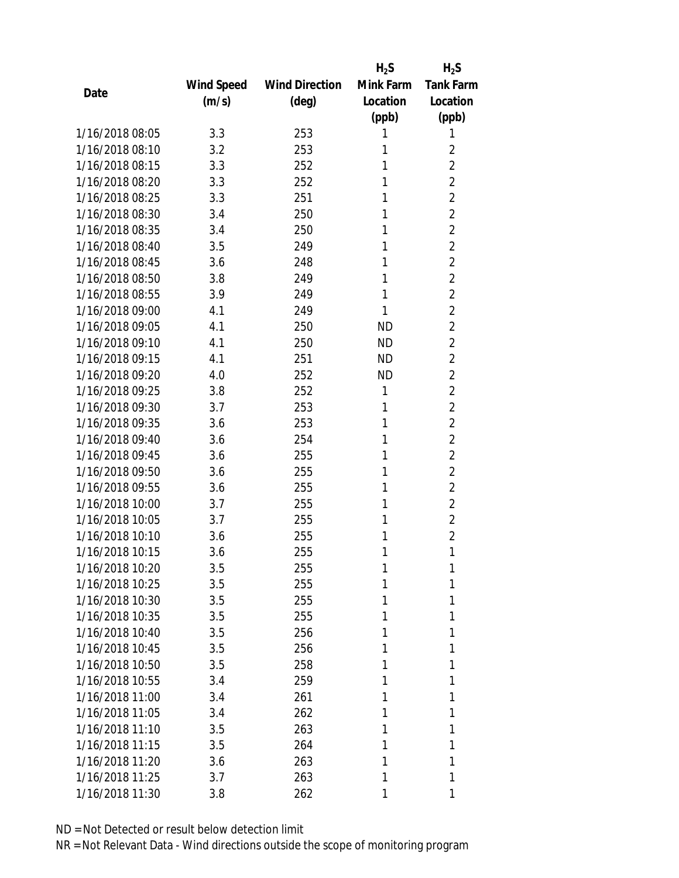| Date | Wind Speed (m/s) | Wind Direction (deg) | $H_2S$ Mink Farm Location (ppb) | $H_2S$ Tank Farm Location (ppb) |
|---|---|---|---|---|
| 1/16/2018 08:05 | 3.3 | 253 | 1 | 1 |
| 1/16/2018 08:10 | 3.2 | 253 | 1 | 2 |
| 1/16/2018 08:15 | 3.3 | 252 | 1 | 2 |
| 1/16/2018 08:20 | 3.3 | 252 | 1 | 2 |
| 1/16/2018 08:25 | 3.3 | 251 | 1 | 2 |
| 1/16/2018 08:30 | 3.4 | 250 | 1 | 2 |
| 1/16/2018 08:35 | 3.4 | 250 | 1 | 2 |
| 1/16/2018 08:40 | 3.5 | 249 | 1 | 2 |
| 1/16/2018 08:45 | 3.6 | 248 | 1 | 2 |
| 1/16/2018 08:50 | 3.8 | 249 | 1 | 2 |
| 1/16/2018 08:55 | 3.9 | 249 | 1 | 2 |
| 1/16/2018 09:00 | 4.1 | 249 | 1 | 2 |
| 1/16/2018 09:05 | 4.1 | 250 | ND | 2 |
| 1/16/2018 09:10 | 4.1 | 250 | ND | 2 |
| 1/16/2018 09:15 | 4.1 | 251 | ND | 2 |
| 1/16/2018 09:20 | 4.0 | 252 | ND | 2 |
| 1/16/2018 09:25 | 3.8 | 252 | 1 | 2 |
| 1/16/2018 09:30 | 3.7 | 253 | 1 | 2 |
| 1/16/2018 09:35 | 3.6 | 253 | 1 | 2 |
| 1/16/2018 09:40 | 3.6 | 254 | 1 | 2 |
| 1/16/2018 09:45 | 3.6 | 255 | 1 | 2 |
| 1/16/2018 09:50 | 3.6 | 255 | 1 | 2 |
| 1/16/2018 09:55 | 3.6 | 255 | 1 | 2 |
| 1/16/2018 10:00 | 3.7 | 255 | 1 | 2 |
| 1/16/2018 10:05 | 3.7 | 255 | 1 | 2 |
| 1/16/2018 10:10 | 3.6 | 255 | 1 | 2 |
| 1/16/2018 10:15 | 3.6 | 255 | 1 | 1 |
| 1/16/2018 10:20 | 3.5 | 255 | 1 | 1 |
| 1/16/2018 10:25 | 3.5 | 255 | 1 | 1 |
| 1/16/2018 10:30 | 3.5 | 255 | 1 | 1 |
| 1/16/2018 10:35 | 3.5 | 255 | 1 | 1 |
| 1/16/2018 10:40 | 3.5 | 256 | 1 | 1 |
| 1/16/2018 10:45 | 3.5 | 256 | 1 | 1 |
| 1/16/2018 10:50 | 3.5 | 258 | 1 | 1 |
| 1/16/2018 10:55 | 3.4 | 259 | 1 | 1 |
| 1/16/2018 11:00 | 3.4 | 261 | 1 | 1 |
| 1/16/2018 11:05 | 3.4 | 262 | 1 | 1 |
| 1/16/2018 11:10 | 3.5 | 263 | 1 | 1 |
| 1/16/2018 11:15 | 3.5 | 264 | 1 | 1 |
| 1/16/2018 11:20 | 3.6 | 263 | 1 | 1 |
| 1/16/2018 11:25 | 3.7 | 263 | 1 | 1 |
| 1/16/2018 11:30 | 3.8 | 262 | 1 | 1 |

ND = Not Detected or result below detection limit

NR = Not Relevant Data - Wind directions outside the scope of monitoring program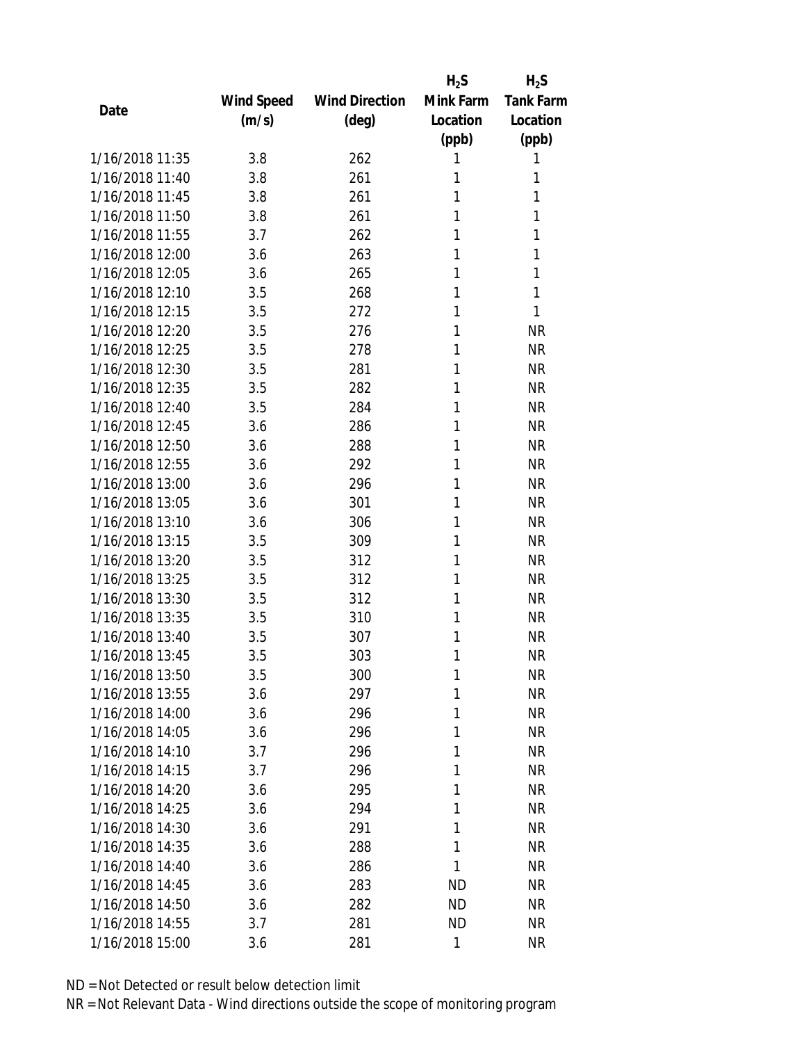| Date | Wind Speed (m/s) | Wind Direction (deg) | $H_2S$ Mink Farm Location (ppb) | $H_2S$ Tank Farm Location (ppb) |
|---|---|---|---|---|
| 1/16/2018 11:35 | 3.8 | 262 | 1 | 1 |
| 1/16/2018 11:40 | 3.8 | 261 | 1 | 1 |
| 1/16/2018 11:45 | 3.8 | 261 | 1 | 1 |
| 1/16/2018 11:50 | 3.8 | 261 | 1 | 1 |
| 1/16/2018 11:55 | 3.7 | 262 | 1 | 1 |
| 1/16/2018 12:00 | 3.6 | 263 | 1 | 1 |
| 1/16/2018 12:05 | 3.6 | 265 | 1 | 1 |
| 1/16/2018 12:10 | 3.5 | 268 | 1 | 1 |
| 1/16/2018 12:15 | 3.5 | 272 | 1 | 1 |
| 1/16/2018 12:20 | 3.5 | 276 | 1 | NR |
| 1/16/2018 12:25 | 3.5 | 278 | 1 | NR |
| 1/16/2018 12:30 | 3.5 | 281 | 1 | NR |
| 1/16/2018 12:35 | 3.5 | 282 | 1 | NR |
| 1/16/2018 12:40 | 3.5 | 284 | 1 | NR |
| 1/16/2018 12:45 | 3.6 | 286 | 1 | NR |
| 1/16/2018 12:50 | 3.6 | 288 | 1 | NR |
| 1/16/2018 12:55 | 3.6 | 292 | 1 | NR |
| 1/16/2018 13:00 | 3.6 | 296 | 1 | NR |
| 1/16/2018 13:05 | 3.6 | 301 | 1 | NR |
| 1/16/2018 13:10 | 3.6 | 306 | 1 | NR |
| 1/16/2018 13:15 | 3.5 | 309 | 1 | NR |
| 1/16/2018 13:20 | 3.5 | 312 | 1 | NR |
| 1/16/2018 13:25 | 3.5 | 312 | 1 | NR |
| 1/16/2018 13:30 | 3.5 | 312 | 1 | NR |
| 1/16/2018 13:35 | 3.5 | 310 | 1 | NR |
| 1/16/2018 13:40 | 3.5 | 307 | 1 | NR |
| 1/16/2018 13:45 | 3.5 | 303 | 1 | NR |
| 1/16/2018 13:50 | 3.5 | 300 | 1 | NR |
| 1/16/2018 13:55 | 3.6 | 297 | 1 | NR |
| 1/16/2018 14:00 | 3.6 | 296 | 1 | NR |
| 1/16/2018 14:05 | 3.6 | 296 | 1 | NR |
| 1/16/2018 14:10 | 3.7 | 296 | 1 | NR |
| 1/16/2018 14:15 | 3.7 | 296 | 1 | NR |
| 1/16/2018 14:20 | 3.6 | 295 | 1 | NR |
| 1/16/2018 14:25 | 3.6 | 294 | 1 | NR |
| 1/16/2018 14:30 | 3.6 | 291 | 1 | NR |
| 1/16/2018 14:35 | 3.6 | 288 | 1 | NR |
| 1/16/2018 14:40 | 3.6 | 286 | 1 | NR |
| 1/16/2018 14:45 | 3.6 | 283 | ND | NR |
| 1/16/2018 14:50 | 3.6 | 282 | ND | NR |
| 1/16/2018 14:55 | 3.7 | 281 | ND | NR |
| 1/16/2018 15:00 | 3.6 | 281 | 1 | NR |

ND = Not Detected or result below detection limit
NR = Not Relevant Data - Wind directions outside the scope of monitoring program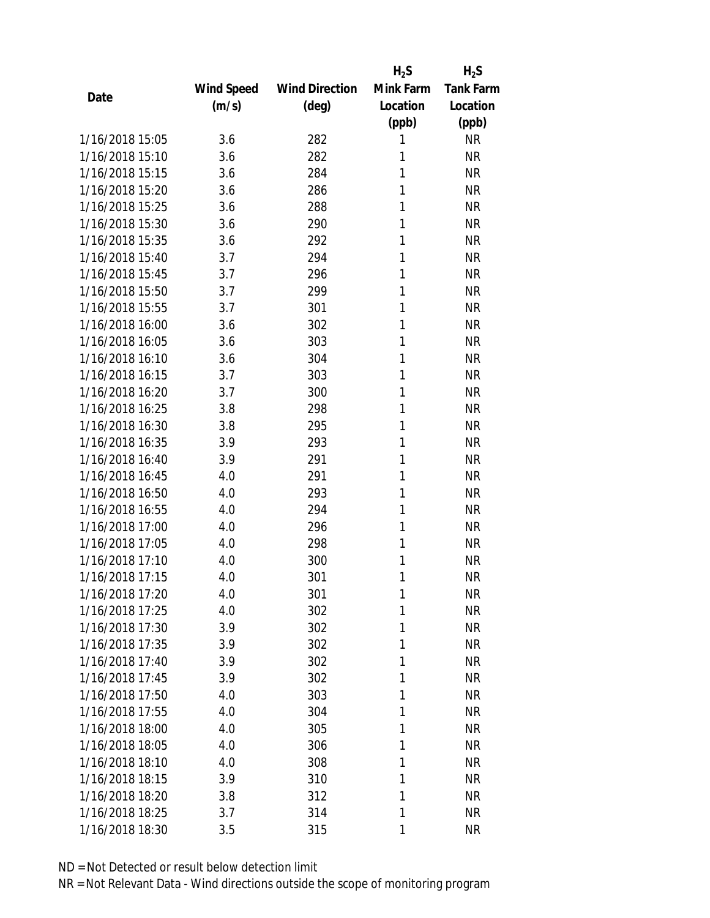| Date | Wind Speed (m/s) | Wind Direction (deg) | $H_2S$ Mink Farm Location (ppb) | $H_2S$ Tank Farm Location (ppb) |
|---|---|---|---|---|
| 1/16/2018 15:05 | 3.6 | 282 | 1 | NR |
| 1/16/2018 15:10 | 3.6 | 282 | 1 | NR |
| 1/16/2018 15:15 | 3.6 | 284 | 1 | NR |
| 1/16/2018 15:20 | 3.6 | 286 | 1 | NR |
| 1/16/2018 15:25 | 3.6 | 288 | 1 | NR |
| 1/16/2018 15:30 | 3.6 | 290 | 1 | NR |
| 1/16/2018 15:35 | 3.6 | 292 | 1 | NR |
| 1/16/2018 15:40 | 3.7 | 294 | 1 | NR |
| 1/16/2018 15:45 | 3.7 | 296 | 1 | NR |
| 1/16/2018 15:50 | 3.7 | 299 | 1 | NR |
| 1/16/2018 15:55 | 3.7 | 301 | 1 | NR |
| 1/16/2018 16:00 | 3.6 | 302 | 1 | NR |
| 1/16/2018 16:05 | 3.6 | 303 | 1 | NR |
| 1/16/2018 16:10 | 3.6 | 304 | 1 | NR |
| 1/16/2018 16:15 | 3.7 | 303 | 1 | NR |
| 1/16/2018 16:20 | 3.7 | 300 | 1 | NR |
| 1/16/2018 16:25 | 3.8 | 298 | 1 | NR |
| 1/16/2018 16:30 | 3.8 | 295 | 1 | NR |
| 1/16/2018 16:35 | 3.9 | 293 | 1 | NR |
| 1/16/2018 16:40 | 3.9 | 291 | 1 | NR |
| 1/16/2018 16:45 | 4.0 | 291 | 1 | NR |
| 1/16/2018 16:50 | 4.0 | 293 | 1 | NR |
| 1/16/2018 16:55 | 4.0 | 294 | 1 | NR |
| 1/16/2018 17:00 | 4.0 | 296 | 1 | NR |
| 1/16/2018 17:05 | 4.0 | 298 | 1 | NR |
| 1/16/2018 17:10 | 4.0 | 300 | 1 | NR |
| 1/16/2018 17:15 | 4.0 | 301 | 1 | NR |
| 1/16/2018 17:20 | 4.0 | 301 | 1 | NR |
| 1/16/2018 17:25 | 4.0 | 302 | 1 | NR |
| 1/16/2018 17:30 | 3.9 | 302 | 1 | NR |
| 1/16/2018 17:35 | 3.9 | 302 | 1 | NR |
| 1/16/2018 17:40 | 3.9 | 302 | 1 | NR |
| 1/16/2018 17:45 | 3.9 | 302 | 1 | NR |
| 1/16/2018 17:50 | 4.0 | 303 | 1 | NR |
| 1/16/2018 17:55 | 4.0 | 304 | 1 | NR |
| 1/16/2018 18:00 | 4.0 | 305 | 1 | NR |
| 1/16/2018 18:05 | 4.0 | 306 | 1 | NR |
| 1/16/2018 18:10 | 4.0 | 308 | 1 | NR |
| 1/16/2018 18:15 | 3.9 | 310 | 1 | NR |
| 1/16/2018 18:20 | 3.8 | 312 | 1 | NR |
| 1/16/2018 18:25 | 3.7 | 314 | 1 | NR |
| 1/16/2018 18:30 | 3.5 | 315 | 1 | NR |

ND = Not Detected or result below detection limit

NR = Not Relevant Data - Wind directions outside the scope of monitoring program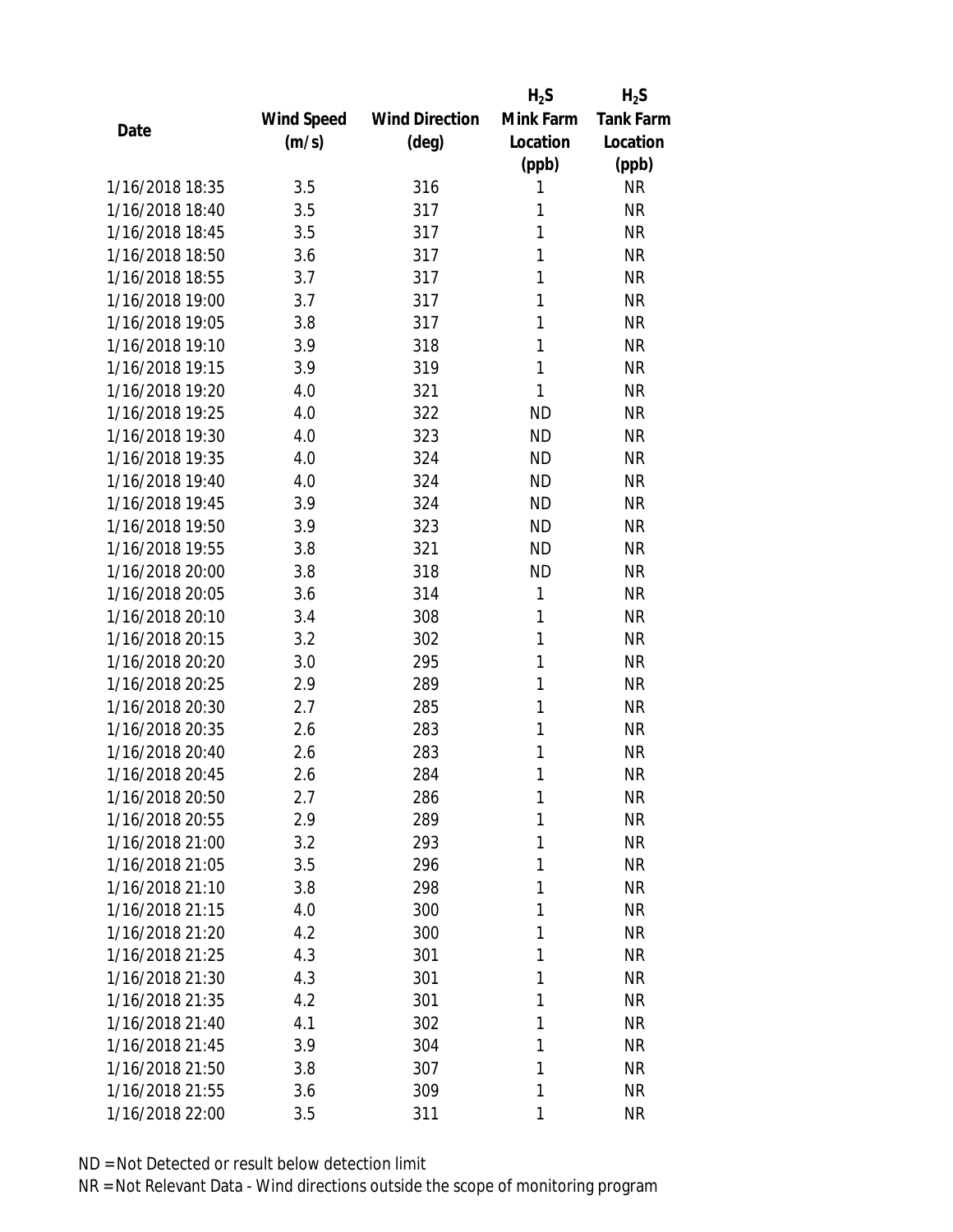| Date | Wind Speed (m/s) | Wind Direction (deg) | $H_2S$ Mink Farm Location (ppb) | $H_2S$ Tank Farm Location (ppb) |
|---|---|---|---|---|
| 1/16/2018 18:35 | 3.5 | 316 | 1 | NR |
| 1/16/2018 18:40 | 3.5 | 317 | 1 | NR |
| 1/16/2018 18:45 | 3.5 | 317 | 1 | NR |
| 1/16/2018 18:50 | 3.6 | 317 | 1 | NR |
| 1/16/2018 18:55 | 3.7 | 317 | 1 | NR |
| 1/16/2018 19:00 | 3.7 | 317 | 1 | NR |
| 1/16/2018 19:05 | 3.8 | 317 | 1 | NR |
| 1/16/2018 19:10 | 3.9 | 318 | 1 | NR |
| 1/16/2018 19:15 | 3.9 | 319 | 1 | NR |
| 1/16/2018 19:20 | 4.0 | 321 | 1 | NR |
| 1/16/2018 19:25 | 4.0 | 322 | ND | NR |
| 1/16/2018 19:30 | 4.0 | 323 | ND | NR |
| 1/16/2018 19:35 | 4.0 | 324 | ND | NR |
| 1/16/2018 19:40 | 4.0 | 324 | ND | NR |
| 1/16/2018 19:45 | 3.9 | 324 | ND | NR |
| 1/16/2018 19:50 | 3.9 | 323 | ND | NR |
| 1/16/2018 19:55 | 3.8 | 321 | ND | NR |
| 1/16/2018 20:00 | 3.8 | 318 | ND | NR |
| 1/16/2018 20:05 | 3.6 | 314 | 1 | NR |
| 1/16/2018 20:10 | 3.4 | 308 | 1 | NR |
| 1/16/2018 20:15 | 3.2 | 302 | 1 | NR |
| 1/16/2018 20:20 | 3.0 | 295 | 1 | NR |
| 1/16/2018 20:25 | 2.9 | 289 | 1 | NR |
| 1/16/2018 20:30 | 2.7 | 285 | 1 | NR |
| 1/16/2018 20:35 | 2.6 | 283 | 1 | NR |
| 1/16/2018 20:40 | 2.6 | 283 | 1 | NR |
| 1/16/2018 20:45 | 2.6 | 284 | 1 | NR |
| 1/16/2018 20:50 | 2.7 | 286 | 1 | NR |
| 1/16/2018 20:55 | 2.9 | 289 | 1 | NR |
| 1/16/2018 21:00 | 3.2 | 293 | 1 | NR |
| 1/16/2018 21:05 | 3.5 | 296 | 1 | NR |
| 1/16/2018 21:10 | 3.8 | 298 | 1 | NR |
| 1/16/2018 21:15 | 4.0 | 300 | 1 | NR |
| 1/16/2018 21:20 | 4.2 | 300 | 1 | NR |
| 1/16/2018 21:25 | 4.3 | 301 | 1 | NR |
| 1/16/2018 21:30 | 4.3 | 301 | 1 | NR |
| 1/16/2018 21:35 | 4.2 | 301 | 1 | NR |
| 1/16/2018 21:40 | 4.1 | 302 | 1 | NR |
| 1/16/2018 21:45 | 3.9 | 304 | 1 | NR |
| 1/16/2018 21:50 | 3.8 | 307 | 1 | NR |
| 1/16/2018 21:55 | 3.6 | 309 | 1 | NR |
| 1/16/2018 22:00 | 3.5 | 311 | 1 | NR |

ND = Not Detected or result below detection limit
NR = Not Relevant Data - Wind directions outside the scope of monitoring program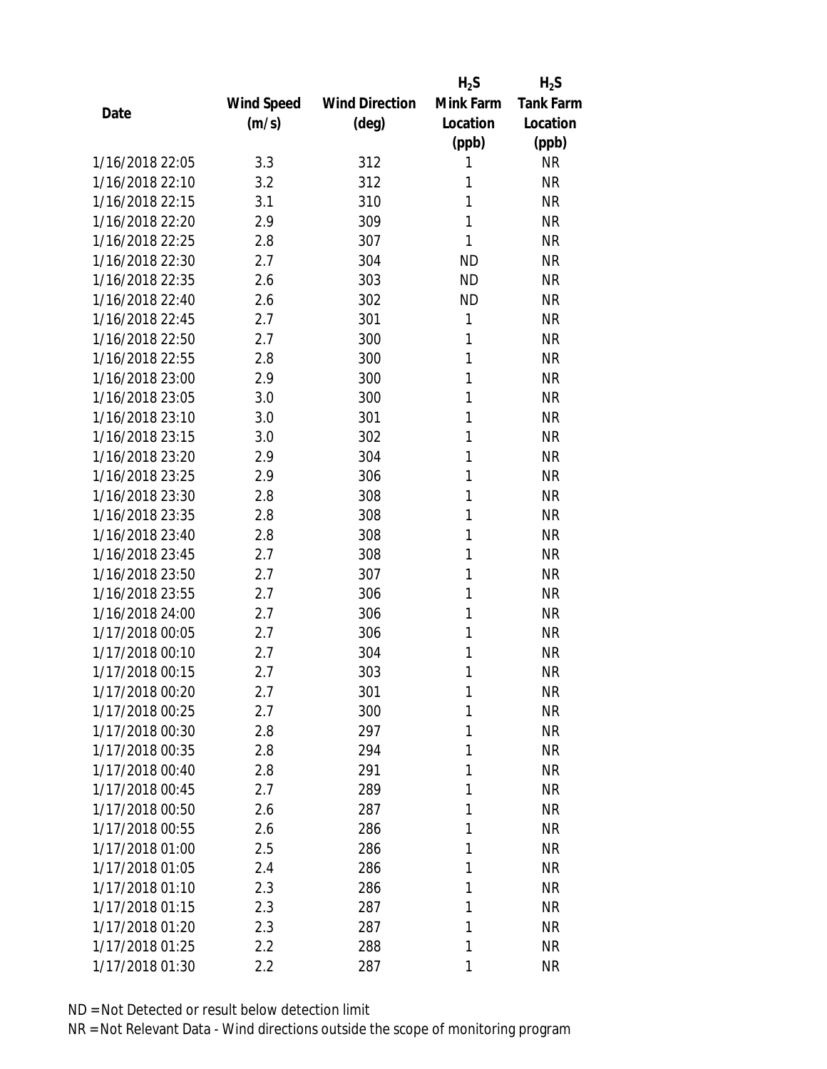| Date | Wind Speed (m/s) | Wind Direction (deg) | $H_2S$ Mink Farm Location (ppb) | $H_2S$ Tank Farm Location (ppb) |
|---|---|---|---|---|
| 1/16/2018 22:05 | 3.3 | 312 | 1 | NR |
| 1/16/2018 22:10 | 3.2 | 312 | 1 | NR |
| 1/16/2018 22:15 | 3.1 | 310 | 1 | NR |
| 1/16/2018 22:20 | 2.9 | 309 | 1 | NR |
| 1/16/2018 22:25 | 2.8 | 307 | 1 | NR |
| 1/16/2018 22:30 | 2.7 | 304 | ND | NR |
| 1/16/2018 22:35 | 2.6 | 303 | ND | NR |
| 1/16/2018 22:40 | 2.6 | 302 | ND | NR |
| 1/16/2018 22:45 | 2.7 | 301 | 1 | NR |
| 1/16/2018 22:50 | 2.7 | 300 | 1 | NR |
| 1/16/2018 22:55 | 2.8 | 300 | 1 | NR |
| 1/16/2018 23:00 | 2.9 | 300 | 1 | NR |
| 1/16/2018 23:05 | 3.0 | 300 | 1 | NR |
| 1/16/2018 23:10 | 3.0 | 301 | 1 | NR |
| 1/16/2018 23:15 | 3.0 | 302 | 1 | NR |
| 1/16/2018 23:20 | 2.9 | 304 | 1 | NR |
| 1/16/2018 23:25 | 2.9 | 306 | 1 | NR |
| 1/16/2018 23:30 | 2.8 | 308 | 1 | NR |
| 1/16/2018 23:35 | 2.8 | 308 | 1 | NR |
| 1/16/2018 23:40 | 2.8 | 308 | 1 | NR |
| 1/16/2018 23:45 | 2.7 | 308 | 1 | NR |
| 1/16/2018 23:50 | 2.7 | 307 | 1 | NR |
| 1/16/2018 23:55 | 2.7 | 306 | 1 | NR |
| 1/16/2018 24:00 | 2.7 | 306 | 1 | NR |
| 1/17/2018 00:05 | 2.7 | 306 | 1 | NR |
| 1/17/2018 00:10 | 2.7 | 304 | 1 | NR |
| 1/17/2018 00:15 | 2.7 | 303 | 1 | NR |
| 1/17/2018 00:20 | 2.7 | 301 | 1 | NR |
| 1/17/2018 00:25 | 2.7 | 300 | 1 | NR |
| 1/17/2018 00:30 | 2.8 | 297 | 1 | NR |
| 1/17/2018 00:35 | 2.8 | 294 | 1 | NR |
| 1/17/2018 00:40 | 2.8 | 291 | 1 | NR |
| 1/17/2018 00:45 | 2.7 | 289 | 1 | NR |
| 1/17/2018 00:50 | 2.6 | 287 | 1 | NR |
| 1/17/2018 00:55 | 2.6 | 286 | 1 | NR |
| 1/17/2018 01:00 | 2.5 | 286 | 1 | NR |
| 1/17/2018 01:05 | 2.4 | 286 | 1 | NR |
| 1/17/2018 01:10 | 2.3 | 286 | 1 | NR |
| 1/17/2018 01:15 | 2.3 | 287 | 1 | NR |
| 1/17/2018 01:20 | 2.3 | 287 | 1 | NR |
| 1/17/2018 01:25 | 2.2 | 288 | 1 | NR |
| 1/17/2018 01:30 | 2.2 | 287 | 1 | NR |

ND = Not Detected or result below detection limit

NR = Not Relevant Data - Wind directions outside the scope of monitoring program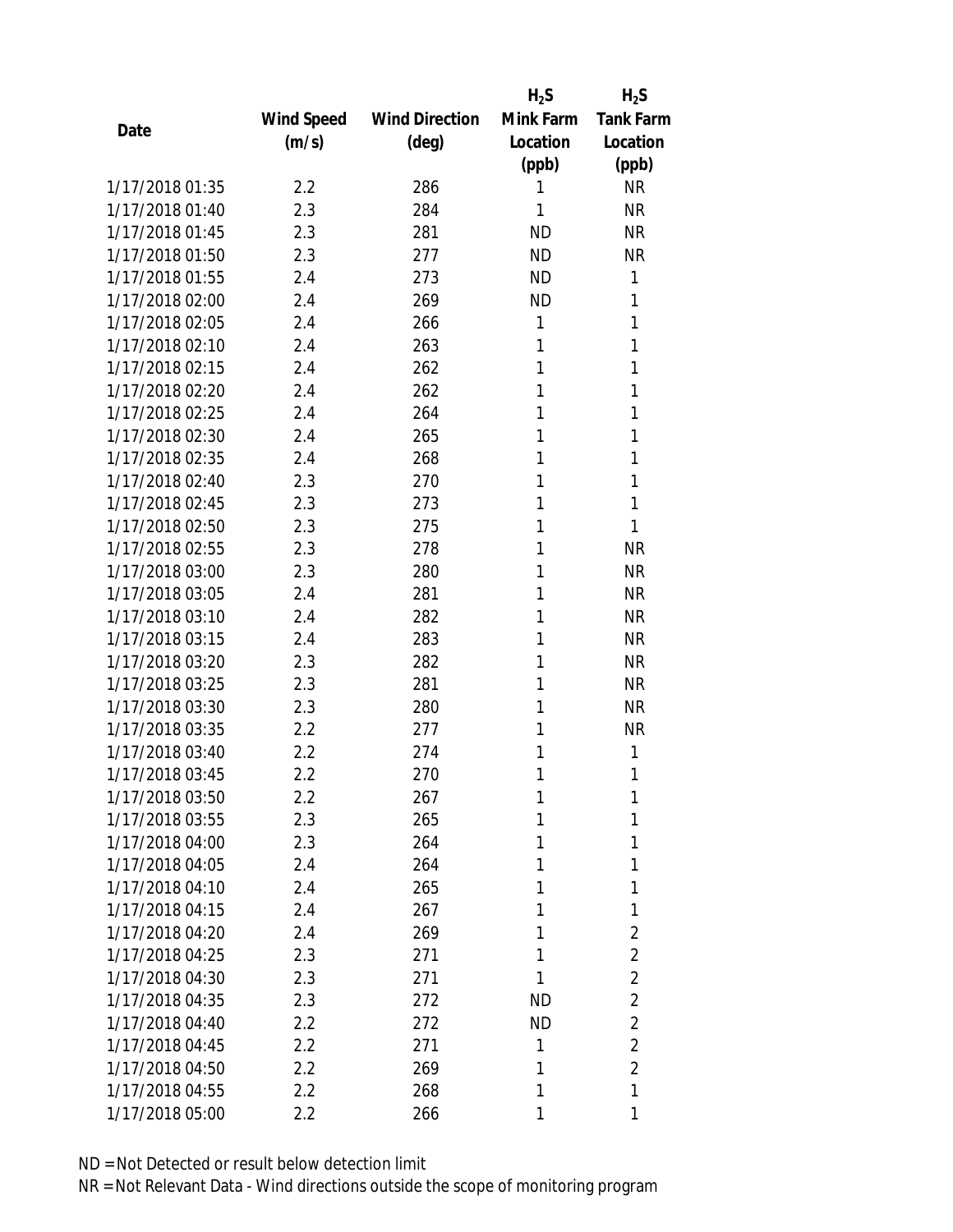| Date | Wind Speed (m/s) | Wind Direction (deg) | $H_2S$ Mink Farm Location (ppb) | $H_2S$ Tank Farm Location (ppb) |
|---|---|---|---|---|
| 1/17/2018 01:35 | 2.2 | 286 | 1 | NR |
| 1/17/2018 01:40 | 2.3 | 284 | 1 | NR |
| 1/17/2018 01:45 | 2.3 | 281 | ND | NR |
| 1/17/2018 01:50 | 2.3 | 277 | ND | NR |
| 1/17/2018 01:55 | 2.4 | 273 | ND | 1 |
| 1/17/2018 02:00 | 2.4 | 269 | ND | 1 |
| 1/17/2018 02:05 | 2.4 | 266 | 1 | 1 |
| 1/17/2018 02:10 | 2.4 | 263 | 1 | 1 |
| 1/17/2018 02:15 | 2.4 | 262 | 1 | 1 |
| 1/17/2018 02:20 | 2.4 | 262 | 1 | 1 |
| 1/17/2018 02:25 | 2.4 | 264 | 1 | 1 |
| 1/17/2018 02:30 | 2.4 | 265 | 1 | 1 |
| 1/17/2018 02:35 | 2.4 | 268 | 1 | 1 |
| 1/17/2018 02:40 | 2.3 | 270 | 1 | 1 |
| 1/17/2018 02:45 | 2.3 | 273 | 1 | 1 |
| 1/17/2018 02:50 | 2.3 | 275 | 1 | 1 |
| 1/17/2018 02:55 | 2.3 | 278 | 1 | NR |
| 1/17/2018 03:00 | 2.3 | 280 | 1 | NR |
| 1/17/2018 03:05 | 2.4 | 281 | 1 | NR |
| 1/17/2018 03:10 | 2.4 | 282 | 1 | NR |
| 1/17/2018 03:15 | 2.4 | 283 | 1 | NR |
| 1/17/2018 03:20 | 2.3 | 282 | 1 | NR |
| 1/17/2018 03:25 | 2.3 | 281 | 1 | NR |
| 1/17/2018 03:30 | 2.3 | 280 | 1 | NR |
| 1/17/2018 03:35 | 2.2 | 277 | 1 | NR |
| 1/17/2018 03:40 | 2.2 | 274 | 1 | 1 |
| 1/17/2018 03:45 | 2.2 | 270 | 1 | 1 |
| 1/17/2018 03:50 | 2.2 | 267 | 1 | 1 |
| 1/17/2018 03:55 | 2.3 | 265 | 1 | 1 |
| 1/17/2018 04:00 | 2.3 | 264 | 1 | 1 |
| 1/17/2018 04:05 | 2.4 | 264 | 1 | 1 |
| 1/17/2018 04:10 | 2.4 | 265 | 1 | 1 |
| 1/17/2018 04:15 | 2.4 | 267 | 1 | 1 |
| 1/17/2018 04:20 | 2.4 | 269 | 1 | 2 |
| 1/17/2018 04:25 | 2.3 | 271 | 1 | 2 |
| 1/17/2018 04:30 | 2.3 | 271 | 1 | 2 |
| 1/17/2018 04:35 | 2.3 | 272 | ND | 2 |
| 1/17/2018 04:40 | 2.2 | 272 | ND | 2 |
| 1/17/2018 04:45 | 2.2 | 271 | 1 | 2 |
| 1/17/2018 04:50 | 2.2 | 269 | 1 | 2 |
| 1/17/2018 04:55 | 2.2 | 268 | 1 | 1 |
| 1/17/2018 05:00 | 2.2 | 266 | 1 | 1 |

ND = Not Detected or result below detection limit

NR = Not Relevant Data - Wind directions outside the scope of monitoring program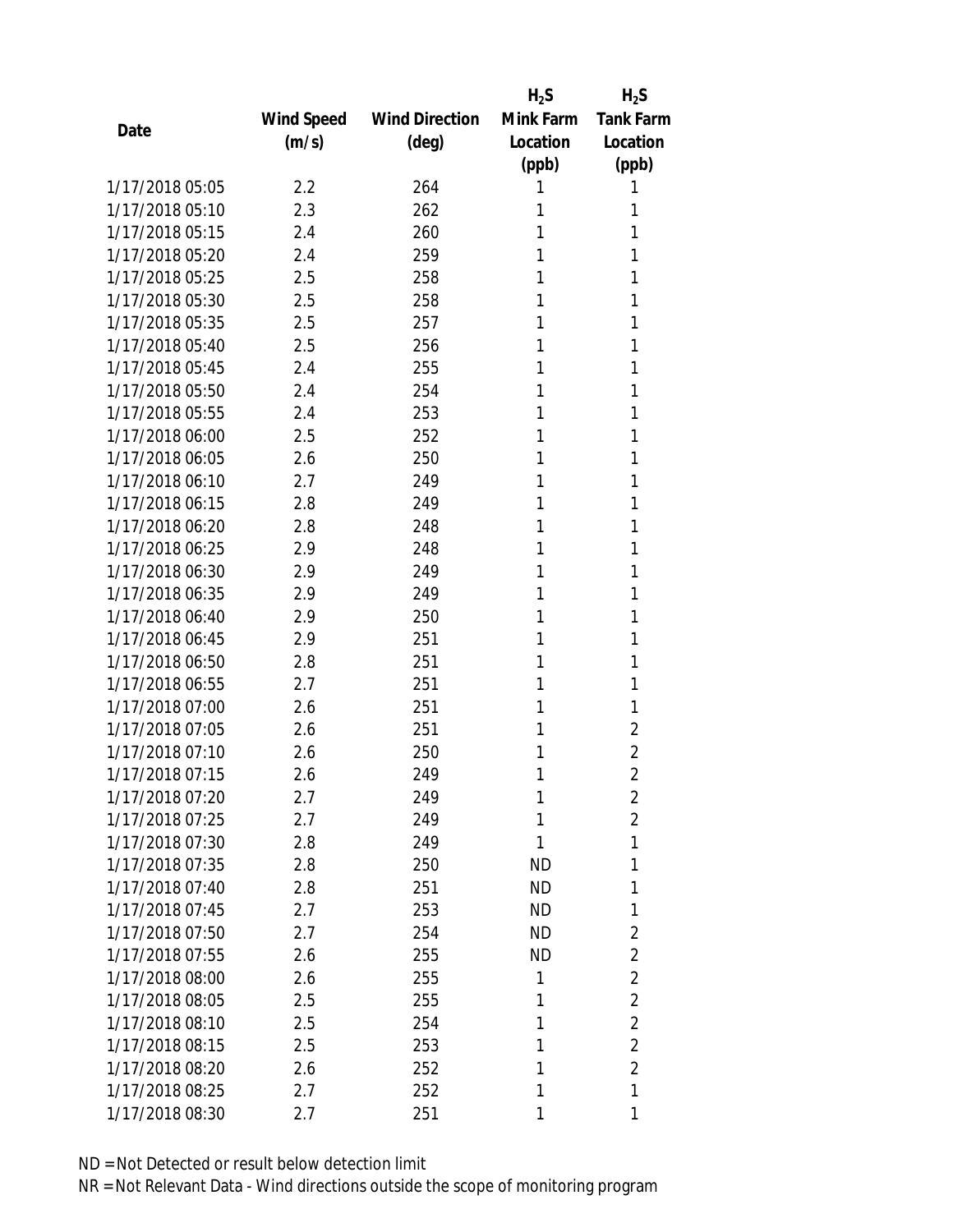| Date | Wind Speed (m/s) | Wind Direction (deg) | $H_2S$ Mink Farm Location (ppb) | $H_2S$ Tank Farm Location (ppb) |
|---|---|---|---|---|
| 1/17/2018 05:05 | 2.2 | 264 | 1 | 1 |
| 1/17/2018 05:10 | 2.3 | 262 | 1 | 1 |
| 1/17/2018 05:15 | 2.4 | 260 | 1 | 1 |
| 1/17/2018 05:20 | 2.4 | 259 | 1 | 1 |
| 1/17/2018 05:25 | 2.5 | 258 | 1 | 1 |
| 1/17/2018 05:30 | 2.5 | 258 | 1 | 1 |
| 1/17/2018 05:35 | 2.5 | 257 | 1 | 1 |
| 1/17/2018 05:40 | 2.5 | 256 | 1 | 1 |
| 1/17/2018 05:45 | 2.4 | 255 | 1 | 1 |
| 1/17/2018 05:50 | 2.4 | 254 | 1 | 1 |
| 1/17/2018 05:55 | 2.4 | 253 | 1 | 1 |
| 1/17/2018 06:00 | 2.5 | 252 | 1 | 1 |
| 1/17/2018 06:05 | 2.6 | 250 | 1 | 1 |
| 1/17/2018 06:10 | 2.7 | 249 | 1 | 1 |
| 1/17/2018 06:15 | 2.8 | 249 | 1 | 1 |
| 1/17/2018 06:20 | 2.8 | 248 | 1 | 1 |
| 1/17/2018 06:25 | 2.9 | 248 | 1 | 1 |
| 1/17/2018 06:30 | 2.9 | 249 | 1 | 1 |
| 1/17/2018 06:35 | 2.9 | 249 | 1 | 1 |
| 1/17/2018 06:40 | 2.9 | 250 | 1 | 1 |
| 1/17/2018 06:45 | 2.9 | 251 | 1 | 1 |
| 1/17/2018 06:50 | 2.8 | 251 | 1 | 1 |
| 1/17/2018 06:55 | 2.7 | 251 | 1 | 1 |
| 1/17/2018 07:00 | 2.6 | 251 | 1 | 1 |
| 1/17/2018 07:05 | 2.6 | 251 | 1 | 2 |
| 1/17/2018 07:10 | 2.6 | 250 | 1 | 2 |
| 1/17/2018 07:15 | 2.6 | 249 | 1 | 2 |
| 1/17/2018 07:20 | 2.7 | 249 | 1 | 2 |
| 1/17/2018 07:25 | 2.7 | 249 | 1 | 2 |
| 1/17/2018 07:30 | 2.8 | 249 | 1 | 1 |
| 1/17/2018 07:35 | 2.8 | 250 | ND | 1 |
| 1/17/2018 07:40 | 2.8 | 251 | ND | 1 |
| 1/17/2018 07:45 | 2.7 | 253 | ND | 1 |
| 1/17/2018 07:50 | 2.7 | 254 | ND | 2 |
| 1/17/2018 07:55 | 2.6 | 255 | ND | 2 |
| 1/17/2018 08:00 | 2.6 | 255 | 1 | 2 |
| 1/17/2018 08:05 | 2.5 | 255 | 1 | 2 |
| 1/17/2018 08:10 | 2.5 | 254 | 1 | 2 |
| 1/17/2018 08:15 | 2.5 | 253 | 1 | 2 |
| 1/17/2018 08:20 | 2.6 | 252 | 1 | 2 |
| 1/17/2018 08:25 | 2.7 | 252 | 1 | 1 |
| 1/17/2018 08:30 | 2.7 | 251 | 1 | 1 |

ND = Not Detected or result below detection limit

NR = Not Relevant Data - Wind directions outside the scope of monitoring program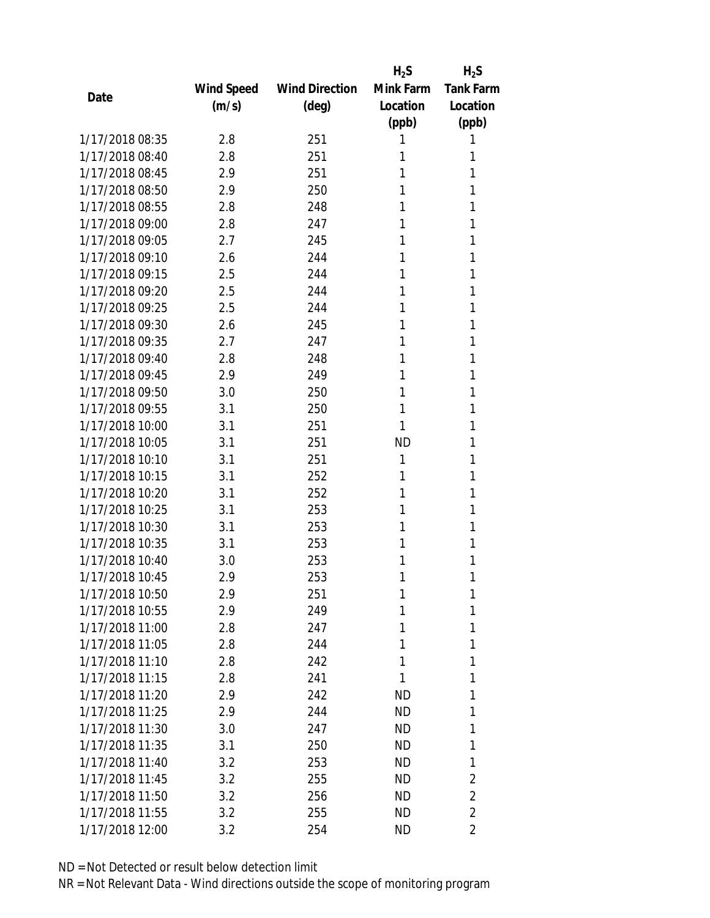| Date | Wind Speed (m/s) | Wind Direction (deg) | $H_2S$ Mink Farm Location (ppb) | $H_2S$ Tank Farm Location (ppb) |
|---|---|---|---|---|
| 1/17/2018 08:35 | 2.8 | 251 | 1 | 1 |
| 1/17/2018 08:40 | 2.8 | 251 | 1 | 1 |
| 1/17/2018 08:45 | 2.9 | 251 | 1 | 1 |
| 1/17/2018 08:50 | 2.9 | 250 | 1 | 1 |
| 1/17/2018 08:55 | 2.8 | 248 | 1 | 1 |
| 1/17/2018 09:00 | 2.8 | 247 | 1 | 1 |
| 1/17/2018 09:05 | 2.7 | 245 | 1 | 1 |
| 1/17/2018 09:10 | 2.6 | 244 | 1 | 1 |
| 1/17/2018 09:15 | 2.5 | 244 | 1 | 1 |
| 1/17/2018 09:20 | 2.5 | 244 | 1 | 1 |
| 1/17/2018 09:25 | 2.5 | 244 | 1 | 1 |
| 1/17/2018 09:30 | 2.6 | 245 | 1 | 1 |
| 1/17/2018 09:35 | 2.7 | 247 | 1 | 1 |
| 1/17/2018 09:40 | 2.8 | 248 | 1 | 1 |
| 1/17/2018 09:45 | 2.9 | 249 | 1 | 1 |
| 1/17/2018 09:50 | 3.0 | 250 | 1 | 1 |
| 1/17/2018 09:55 | 3.1 | 250 | 1 | 1 |
| 1/17/2018 10:00 | 3.1 | 251 | 1 | 1 |
| 1/17/2018 10:05 | 3.1 | 251 | ND | 1 |
| 1/17/2018 10:10 | 3.1 | 251 | 1 | 1 |
| 1/17/2018 10:15 | 3.1 | 252 | 1 | 1 |
| 1/17/2018 10:20 | 3.1 | 252 | 1 | 1 |
| 1/17/2018 10:25 | 3.1 | 253 | 1 | 1 |
| 1/17/2018 10:30 | 3.1 | 253 | 1 | 1 |
| 1/17/2018 10:35 | 3.1 | 253 | 1 | 1 |
| 1/17/2018 10:40 | 3.0 | 253 | 1 | 1 |
| 1/17/2018 10:45 | 2.9 | 253 | 1 | 1 |
| 1/17/2018 10:50 | 2.9 | 251 | 1 | 1 |
| 1/17/2018 10:55 | 2.9 | 249 | 1 | 1 |
| 1/17/2018 11:00 | 2.8 | 247 | 1 | 1 |
| 1/17/2018 11:05 | 2.8 | 244 | 1 | 1 |
| 1/17/2018 11:10 | 2.8 | 242 | 1 | 1 |
| 1/17/2018 11:15 | 2.8 | 241 | 1 | 1 |
| 1/17/2018 11:20 | 2.9 | 242 | ND | 1 |
| 1/17/2018 11:25 | 2.9 | 244 | ND | 1 |
| 1/17/2018 11:30 | 3.0 | 247 | ND | 1 |
| 1/17/2018 11:35 | 3.1 | 250 | ND | 1 |
| 1/17/2018 11:40 | 3.2 | 253 | ND | 1 |
| 1/17/2018 11:45 | 3.2 | 255 | ND | 2 |
| 1/17/2018 11:50 | 3.2 | 256 | ND | 2 |
| 1/17/2018 11:55 | 3.2 | 255 | ND | 2 |
| 1/17/2018 12:00 | 3.2 | 254 | ND | 2 |

ND = Not Detected or result below detection limit

NR = Not Relevant Data - Wind directions outside the scope of monitoring program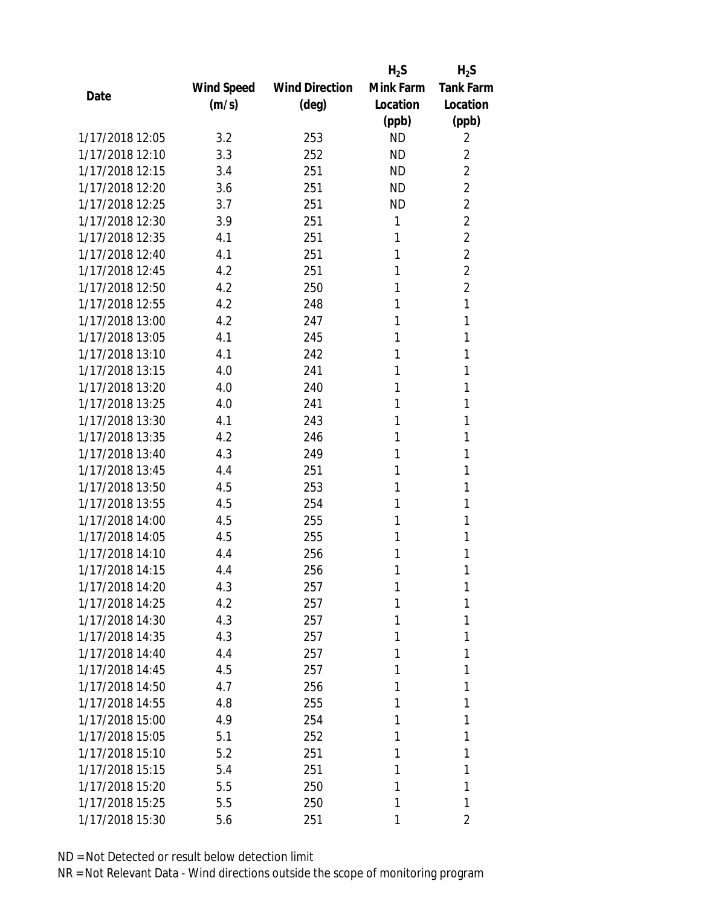| Date | Wind Speed (m/s) | Wind Direction (deg) | $H_2S$ Mink Farm Location (ppb) | $H_2S$ Tank Farm Location (ppb) |
|---|---|---|---|---|
| 1/17/2018 12:05 | 3.2 | 253 | ND | 2 |
| 1/17/2018 12:10 | 3.3 | 252 | ND | 2 |
| 1/17/2018 12:15 | 3.4 | 251 | ND | 2 |
| 1/17/2018 12:20 | 3.6 | 251 | ND | 2 |
| 1/17/2018 12:25 | 3.7 | 251 | ND | 2 |
| 1/17/2018 12:30 | 3.9 | 251 | 1 | 2 |
| 1/17/2018 12:35 | 4.1 | 251 | 1 | 2 |
| 1/17/2018 12:40 | 4.1 | 251 | 1 | 2 |
| 1/17/2018 12:45 | 4.2 | 251 | 1 | 2 |
| 1/17/2018 12:50 | 4.2 | 250 | 1 | 2 |
| 1/17/2018 12:55 | 4.2 | 248 | 1 | 1 |
| 1/17/2018 13:00 | 4.2 | 247 | 1 | 1 |
| 1/17/2018 13:05 | 4.1 | 245 | 1 | 1 |
| 1/17/2018 13:10 | 4.1 | 242 | 1 | 1 |
| 1/17/2018 13:15 | 4.0 | 241 | 1 | 1 |
| 1/17/2018 13:20 | 4.0 | 240 | 1 | 1 |
| 1/17/2018 13:25 | 4.0 | 241 | 1 | 1 |
| 1/17/2018 13:30 | 4.1 | 243 | 1 | 1 |
| 1/17/2018 13:35 | 4.2 | 246 | 1 | 1 |
| 1/17/2018 13:40 | 4.3 | 249 | 1 | 1 |
| 1/17/2018 13:45 | 4.4 | 251 | 1 | 1 |
| 1/17/2018 13:50 | 4.5 | 253 | 1 | 1 |
| 1/17/2018 13:55 | 4.5 | 254 | 1 | 1 |
| 1/17/2018 14:00 | 4.5 | 255 | 1 | 1 |
| 1/17/2018 14:05 | 4.5 | 255 | 1 | 1 |
| 1/17/2018 14:10 | 4.4 | 256 | 1 | 1 |
| 1/17/2018 14:15 | 4.4 | 256 | 1 | 1 |
| 1/17/2018 14:20 | 4.3 | 257 | 1 | 1 |
| 1/17/2018 14:25 | 4.2 | 257 | 1 | 1 |
| 1/17/2018 14:30 | 4.3 | 257 | 1 | 1 |
| 1/17/2018 14:35 | 4.3 | 257 | 1 | 1 |
| 1/17/2018 14:40 | 4.4 | 257 | 1 | 1 |
| 1/17/2018 14:45 | 4.5 | 257 | 1 | 1 |
| 1/17/2018 14:50 | 4.7 | 256 | 1 | 1 |
| 1/17/2018 14:55 | 4.8 | 255 | 1 | 1 |
| 1/17/2018 15:00 | 4.9 | 254 | 1 | 1 |
| 1/17/2018 15:05 | 5.1 | 252 | 1 | 1 |
| 1/17/2018 15:10 | 5.2 | 251 | 1 | 1 |
| 1/17/2018 15:15 | 5.4 | 251 | 1 | 1 |
| 1/17/2018 15:20 | 5.5 | 250 | 1 | 1 |
| 1/17/2018 15:25 | 5.5 | 250 | 1 | 1 |
| 1/17/2018 15:30 | 5.6 | 251 | 1 | 2 |

ND = Not Detected or result below detection limit

NR = Not Relevant Data - Wind directions outside the scope of monitoring program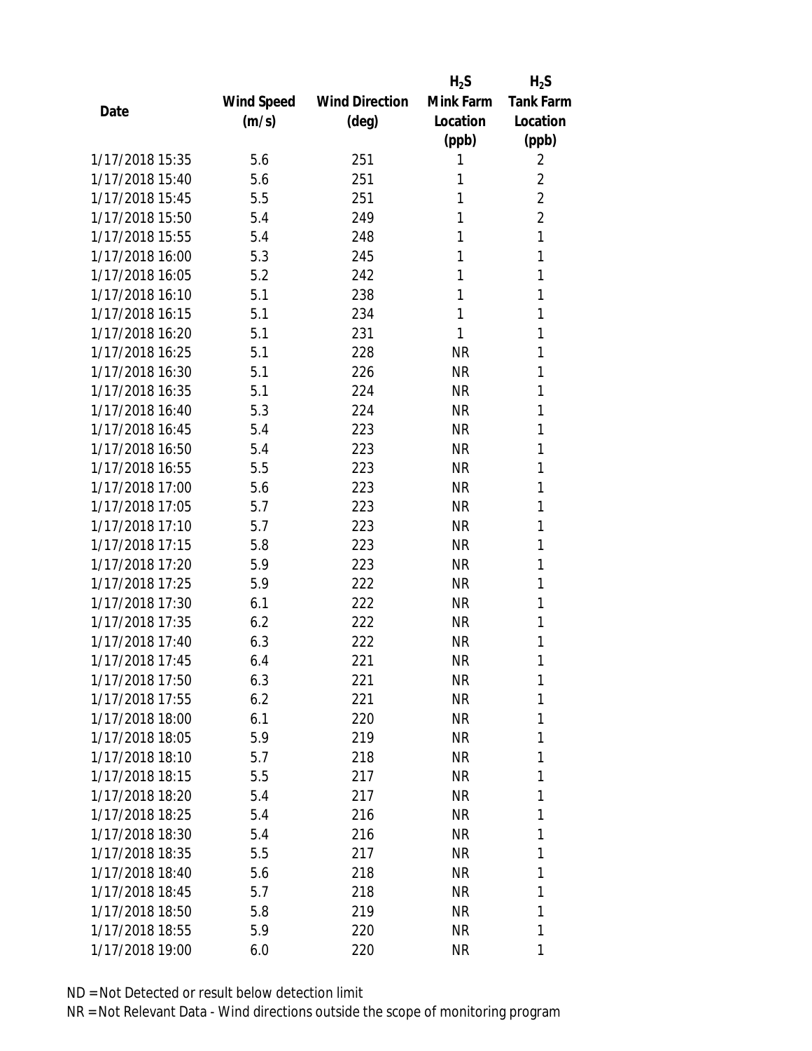| Date | Wind Speed (m/s) | Wind Direction (deg) | $H_2S$ Mink Farm Location (ppb) | $H_2S$ Tank Farm Location (ppb) |
|---|---|---|---|---|
| 1/17/2018 15:35 | 5.6 | 251 | 1 | 2 |
| 1/17/2018 15:40 | 5.6 | 251 | 1 | 2 |
| 1/17/2018 15:45 | 5.5 | 251 | 1 | 2 |
| 1/17/2018 15:50 | 5.4 | 249 | 1 | 2 |
| 1/17/2018 15:55 | 5.4 | 248 | 1 | 1 |
| 1/17/2018 16:00 | 5.3 | 245 | 1 | 1 |
| 1/17/2018 16:05 | 5.2 | 242 | 1 | 1 |
| 1/17/2018 16:10 | 5.1 | 238 | 1 | 1 |
| 1/17/2018 16:15 | 5.1 | 234 | 1 | 1 |
| 1/17/2018 16:20 | 5.1 | 231 | 1 | 1 |
| 1/17/2018 16:25 | 5.1 | 228 | NR | 1 |
| 1/17/2018 16:30 | 5.1 | 226 | NR | 1 |
| 1/17/2018 16:35 | 5.1 | 224 | NR | 1 |
| 1/17/2018 16:40 | 5.3 | 224 | NR | 1 |
| 1/17/2018 16:45 | 5.4 | 223 | NR | 1 |
| 1/17/2018 16:50 | 5.4 | 223 | NR | 1 |
| 1/17/2018 16:55 | 5.5 | 223 | NR | 1 |
| 1/17/2018 17:00 | 5.6 | 223 | NR | 1 |
| 1/17/2018 17:05 | 5.7 | 223 | NR | 1 |
| 1/17/2018 17:10 | 5.7 | 223 | NR | 1 |
| 1/17/2018 17:15 | 5.8 | 223 | NR | 1 |
| 1/17/2018 17:20 | 5.9 | 223 | NR | 1 |
| 1/17/2018 17:25 | 5.9 | 222 | NR | 1 |
| 1/17/2018 17:30 | 6.1 | 222 | NR | 1 |
| 1/17/2018 17:35 | 6.2 | 222 | NR | 1 |
| 1/17/2018 17:40 | 6.3 | 222 | NR | 1 |
| 1/17/2018 17:45 | 6.4 | 221 | NR | 1 |
| 1/17/2018 17:50 | 6.3 | 221 | NR | 1 |
| 1/17/2018 17:55 | 6.2 | 221 | NR | 1 |
| 1/17/2018 18:00 | 6.1 | 220 | NR | 1 |
| 1/17/2018 18:05 | 5.9 | 219 | NR | 1 |
| 1/17/2018 18:10 | 5.7 | 218 | NR | 1 |
| 1/17/2018 18:15 | 5.5 | 217 | NR | 1 |
| 1/17/2018 18:20 | 5.4 | 217 | NR | 1 |
| 1/17/2018 18:25 | 5.4 | 216 | NR | 1 |
| 1/17/2018 18:30 | 5.4 | 216 | NR | 1 |
| 1/17/2018 18:35 | 5.5 | 217 | NR | 1 |
| 1/17/2018 18:40 | 5.6 | 218 | NR | 1 |
| 1/17/2018 18:45 | 5.7 | 218 | NR | 1 |
| 1/17/2018 18:50 | 5.8 | 219 | NR | 1 |
| 1/17/2018 18:55 | 5.9 | 220 | NR | 1 |
| 1/17/2018 19:00 | 6.0 | 220 | NR | 1 |

ND = Not Detected or result below detection limit

NR = Not Relevant Data - Wind directions outside the scope of monitoring program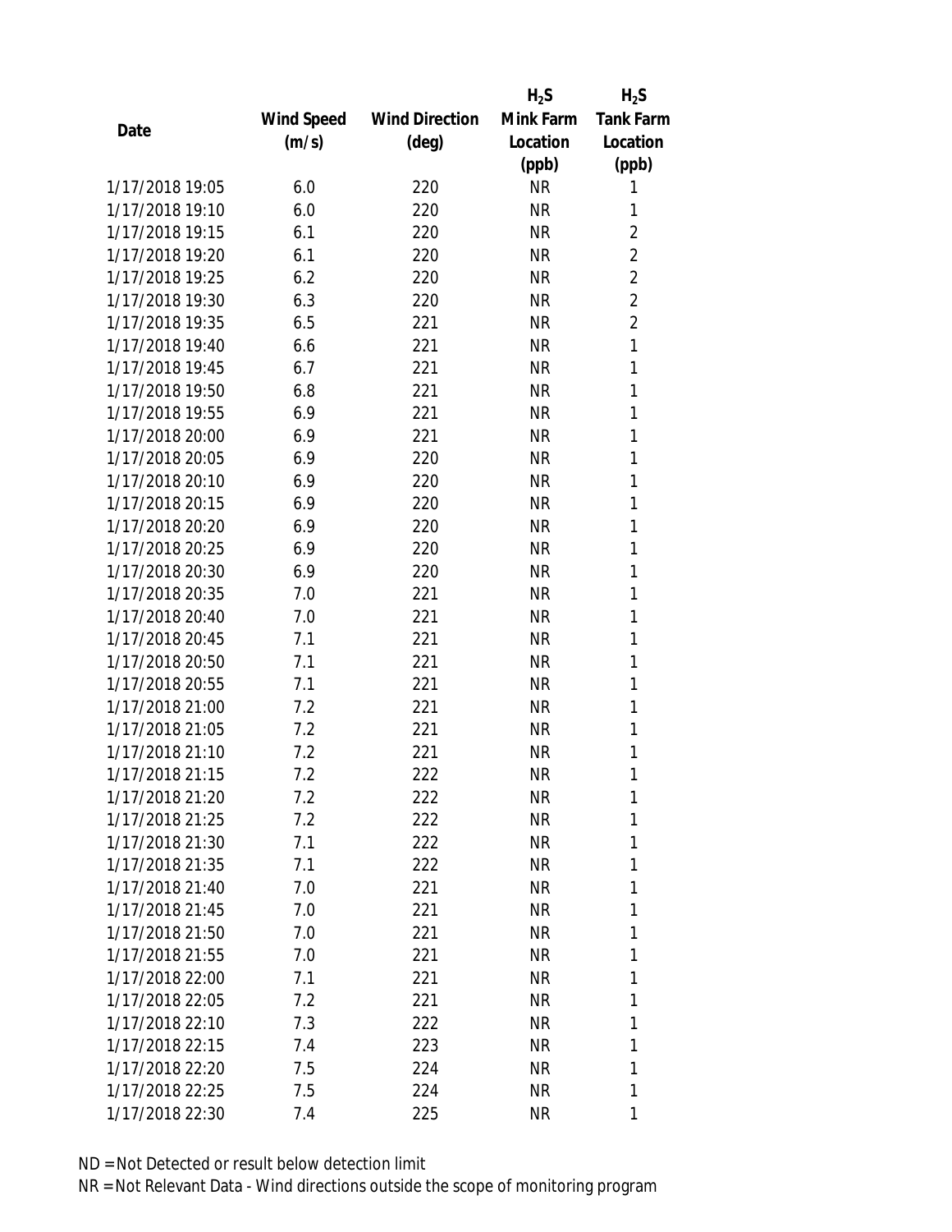| Date | Wind Speed (m/s) | Wind Direction (deg) | $H_2S$ Mink Farm Location (ppb) | $H_2S$ Tank Farm Location (ppb) |
|---|---|---|---|---|
| 1/17/2018 19:05 | 6.0 | 220 | NR | 1 |
| 1/17/2018 19:10 | 6.0 | 220 | NR | 1 |
| 1/17/2018 19:15 | 6.1 | 220 | NR | 2 |
| 1/17/2018 19:20 | 6.1 | 220 | NR | 2 |
| 1/17/2018 19:25 | 6.2 | 220 | NR | 2 |
| 1/17/2018 19:30 | 6.3 | 220 | NR | 2 |
| 1/17/2018 19:35 | 6.5 | 221 | NR | 2 |
| 1/17/2018 19:40 | 6.6 | 221 | NR | 1 |
| 1/17/2018 19:45 | 6.7 | 221 | NR | 1 |
| 1/17/2018 19:50 | 6.8 | 221 | NR | 1 |
| 1/17/2018 19:55 | 6.9 | 221 | NR | 1 |
| 1/17/2018 20:00 | 6.9 | 221 | NR | 1 |
| 1/17/2018 20:05 | 6.9 | 220 | NR | 1 |
| 1/17/2018 20:10 | 6.9 | 220 | NR | 1 |
| 1/17/2018 20:15 | 6.9 | 220 | NR | 1 |
| 1/17/2018 20:20 | 6.9 | 220 | NR | 1 |
| 1/17/2018 20:25 | 6.9 | 220 | NR | 1 |
| 1/17/2018 20:30 | 6.9 | 220 | NR | 1 |
| 1/17/2018 20:35 | 7.0 | 221 | NR | 1 |
| 1/17/2018 20:40 | 7.0 | 221 | NR | 1 |
| 1/17/2018 20:45 | 7.1 | 221 | NR | 1 |
| 1/17/2018 20:50 | 7.1 | 221 | NR | 1 |
| 1/17/2018 20:55 | 7.1 | 221 | NR | 1 |
| 1/17/2018 21:00 | 7.2 | 221 | NR | 1 |
| 1/17/2018 21:05 | 7.2 | 221 | NR | 1 |
| 1/17/2018 21:10 | 7.2 | 221 | NR | 1 |
| 1/17/2018 21:15 | 7.2 | 222 | NR | 1 |
| 1/17/2018 21:20 | 7.2 | 222 | NR | 1 |
| 1/17/2018 21:25 | 7.2 | 222 | NR | 1 |
| 1/17/2018 21:30 | 7.1 | 222 | NR | 1 |
| 1/17/2018 21:35 | 7.1 | 222 | NR | 1 |
| 1/17/2018 21:40 | 7.0 | 221 | NR | 1 |
| 1/17/2018 21:45 | 7.0 | 221 | NR | 1 |
| 1/17/2018 21:50 | 7.0 | 221 | NR | 1 |
| 1/17/2018 21:55 | 7.0 | 221 | NR | 1 |
| 1/17/2018 22:00 | 7.1 | 221 | NR | 1 |
| 1/17/2018 22:05 | 7.2 | 221 | NR | 1 |
| 1/17/2018 22:10 | 7.3 | 222 | NR | 1 |
| 1/17/2018 22:15 | 7.4 | 223 | NR | 1 |
| 1/17/2018 22:20 | 7.5 | 224 | NR | 1 |
| 1/17/2018 22:25 | 7.5 | 224 | NR | 1 |
| 1/17/2018 22:30 | 7.4 | 225 | NR | 1 |

ND = Not Detected or result below detection limit

NR = Not Relevant Data - Wind directions outside the scope of monitoring program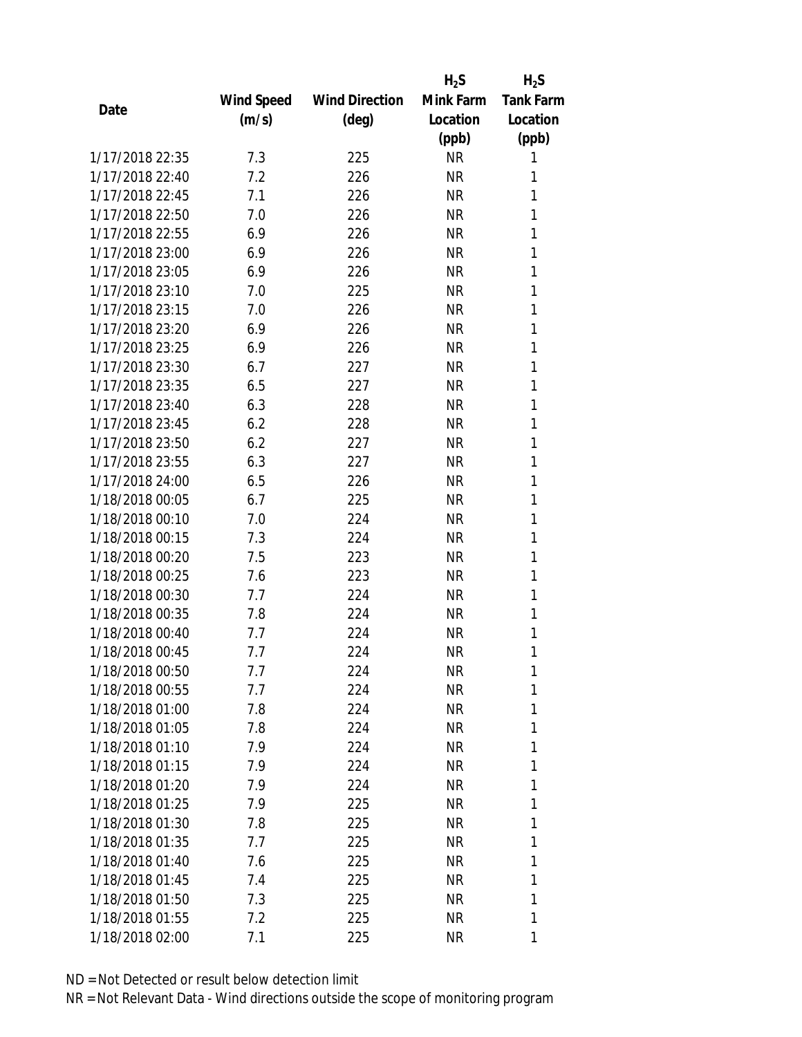| Date | Wind Speed (m/s) | Wind Direction (deg) | $H_2S$ Mink Farm Location (ppb) | $H_2S$ Tank Farm Location (ppb) |
|---|---|---|---|---|
| 1/17/2018 22:35 | 7.3 | 225 | NR | 1 |
| 1/17/2018 22:40 | 7.2 | 226 | NR | 1 |
| 1/17/2018 22:45 | 7.1 | 226 | NR | 1 |
| 1/17/2018 22:50 | 7.0 | 226 | NR | 1 |
| 1/17/2018 22:55 | 6.9 | 226 | NR | 1 |
| 1/17/2018 23:00 | 6.9 | 226 | NR | 1 |
| 1/17/2018 23:05 | 6.9 | 226 | NR | 1 |
| 1/17/2018 23:10 | 7.0 | 225 | NR | 1 |
| 1/17/2018 23:15 | 7.0 | 226 | NR | 1 |
| 1/17/2018 23:20 | 6.9 | 226 | NR | 1 |
| 1/17/2018 23:25 | 6.9 | 226 | NR | 1 |
| 1/17/2018 23:30 | 6.7 | 227 | NR | 1 |
| 1/17/2018 23:35 | 6.5 | 227 | NR | 1 |
| 1/17/2018 23:40 | 6.3 | 228 | NR | 1 |
| 1/17/2018 23:45 | 6.2 | 228 | NR | 1 |
| 1/17/2018 23:50 | 6.2 | 227 | NR | 1 |
| 1/17/2018 23:55 | 6.3 | 227 | NR | 1 |
| 1/17/2018 24:00 | 6.5 | 226 | NR | 1 |
| 1/18/2018 00:05 | 6.7 | 225 | NR | 1 |
| 1/18/2018 00:10 | 7.0 | 224 | NR | 1 |
| 1/18/2018 00:15 | 7.3 | 224 | NR | 1 |
| 1/18/2018 00:20 | 7.5 | 223 | NR | 1 |
| 1/18/2018 00:25 | 7.6 | 223 | NR | 1 |
| 1/18/2018 00:30 | 7.7 | 224 | NR | 1 |
| 1/18/2018 00:35 | 7.8 | 224 | NR | 1 |
| 1/18/2018 00:40 | 7.7 | 224 | NR | 1 |
| 1/18/2018 00:45 | 7.7 | 224 | NR | 1 |
| 1/18/2018 00:50 | 7.7 | 224 | NR | 1 |
| 1/18/2018 00:55 | 7.7 | 224 | NR | 1 |
| 1/18/2018 01:00 | 7.8 | 224 | NR | 1 |
| 1/18/2018 01:05 | 7.8 | 224 | NR | 1 |
| 1/18/2018 01:10 | 7.9 | 224 | NR | 1 |
| 1/18/2018 01:15 | 7.9 | 224 | NR | 1 |
| 1/18/2018 01:20 | 7.9 | 224 | NR | 1 |
| 1/18/2018 01:25 | 7.9 | 225 | NR | 1 |
| 1/18/2018 01:30 | 7.8 | 225 | NR | 1 |
| 1/18/2018 01:35 | 7.7 | 225 | NR | 1 |
| 1/18/2018 01:40 | 7.6 | 225 | NR | 1 |
| 1/18/2018 01:45 | 7.4 | 225 | NR | 1 |
| 1/18/2018 01:50 | 7.3 | 225 | NR | 1 |
| 1/18/2018 01:55 | 7.2 | 225 | NR | 1 |
| 1/18/2018 02:00 | 7.1 | 225 | NR | 1 |

ND = Not Detected or result below detection limit

NR = Not Relevant Data - Wind directions outside the scope of monitoring program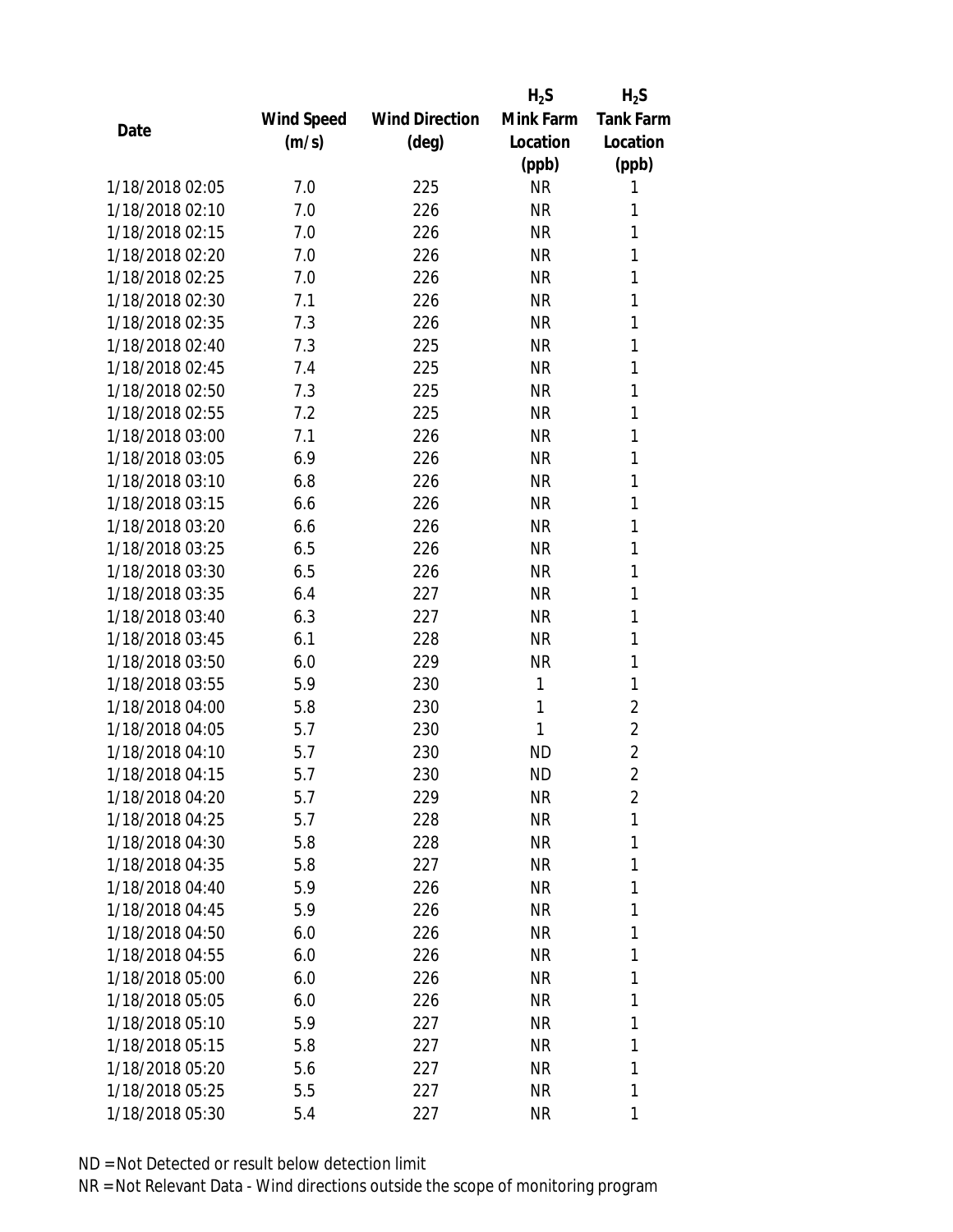| Date | Wind Speed (m/s) | Wind Direction (deg) | $H_2S$ Mink Farm Location (ppb) | $H_2S$ Tank Farm Location (ppb) |
|---|---|---|---|---|
| 1/18/2018 02:05 | 7.0 | 225 | NR | 1 |
| 1/18/2018 02:10 | 7.0 | 226 | NR | 1 |
| 1/18/2018 02:15 | 7.0 | 226 | NR | 1 |
| 1/18/2018 02:20 | 7.0 | 226 | NR | 1 |
| 1/18/2018 02:25 | 7.0 | 226 | NR | 1 |
| 1/18/2018 02:30 | 7.1 | 226 | NR | 1 |
| 1/18/2018 02:35 | 7.3 | 226 | NR | 1 |
| 1/18/2018 02:40 | 7.3 | 225 | NR | 1 |
| 1/18/2018 02:45 | 7.4 | 225 | NR | 1 |
| 1/18/2018 02:50 | 7.3 | 225 | NR | 1 |
| 1/18/2018 02:55 | 7.2 | 225 | NR | 1 |
| 1/18/2018 03:00 | 7.1 | 226 | NR | 1 |
| 1/18/2018 03:05 | 6.9 | 226 | NR | 1 |
| 1/18/2018 03:10 | 6.8 | 226 | NR | 1 |
| 1/18/2018 03:15 | 6.6 | 226 | NR | 1 |
| 1/18/2018 03:20 | 6.6 | 226 | NR | 1 |
| 1/18/2018 03:25 | 6.5 | 226 | NR | 1 |
| 1/18/2018 03:30 | 6.5 | 226 | NR | 1 |
| 1/18/2018 03:35 | 6.4 | 227 | NR | 1 |
| 1/18/2018 03:40 | 6.3 | 227 | NR | 1 |
| 1/18/2018 03:45 | 6.1 | 228 | NR | 1 |
| 1/18/2018 03:50 | 6.0 | 229 | NR | 1 |
| 1/18/2018 03:55 | 5.9 | 230 | 1 | 1 |
| 1/18/2018 04:00 | 5.8 | 230 | 1 | 2 |
| 1/18/2018 04:05 | 5.7 | 230 | 1 | 2 |
| 1/18/2018 04:10 | 5.7 | 230 | ND | 2 |
| 1/18/2018 04:15 | 5.7 | 230 | ND | 2 |
| 1/18/2018 04:20 | 5.7 | 229 | NR | 2 |
| 1/18/2018 04:25 | 5.7 | 228 | NR | 1 |
| 1/18/2018 04:30 | 5.8 | 228 | NR | 1 |
| 1/18/2018 04:35 | 5.8 | 227 | NR | 1 |
| 1/18/2018 04:40 | 5.9 | 226 | NR | 1 |
| 1/18/2018 04:45 | 5.9 | 226 | NR | 1 |
| 1/18/2018 04:50 | 6.0 | 226 | NR | 1 |
| 1/18/2018 04:55 | 6.0 | 226 | NR | 1 |
| 1/18/2018 05:00 | 6.0 | 226 | NR | 1 |
| 1/18/2018 05:05 | 6.0 | 226 | NR | 1 |
| 1/18/2018 05:10 | 5.9 | 227 | NR | 1 |
| 1/18/2018 05:15 | 5.8 | 227 | NR | 1 |
| 1/18/2018 05:20 | 5.6 | 227 | NR | 1 |
| 1/18/2018 05:25 | 5.5 | 227 | NR | 1 |
| 1/18/2018 05:30 | 5.4 | 227 | NR | 1 |

ND = Not Detected or result below detection limit

NR = Not Relevant Data - Wind directions outside the scope of monitoring program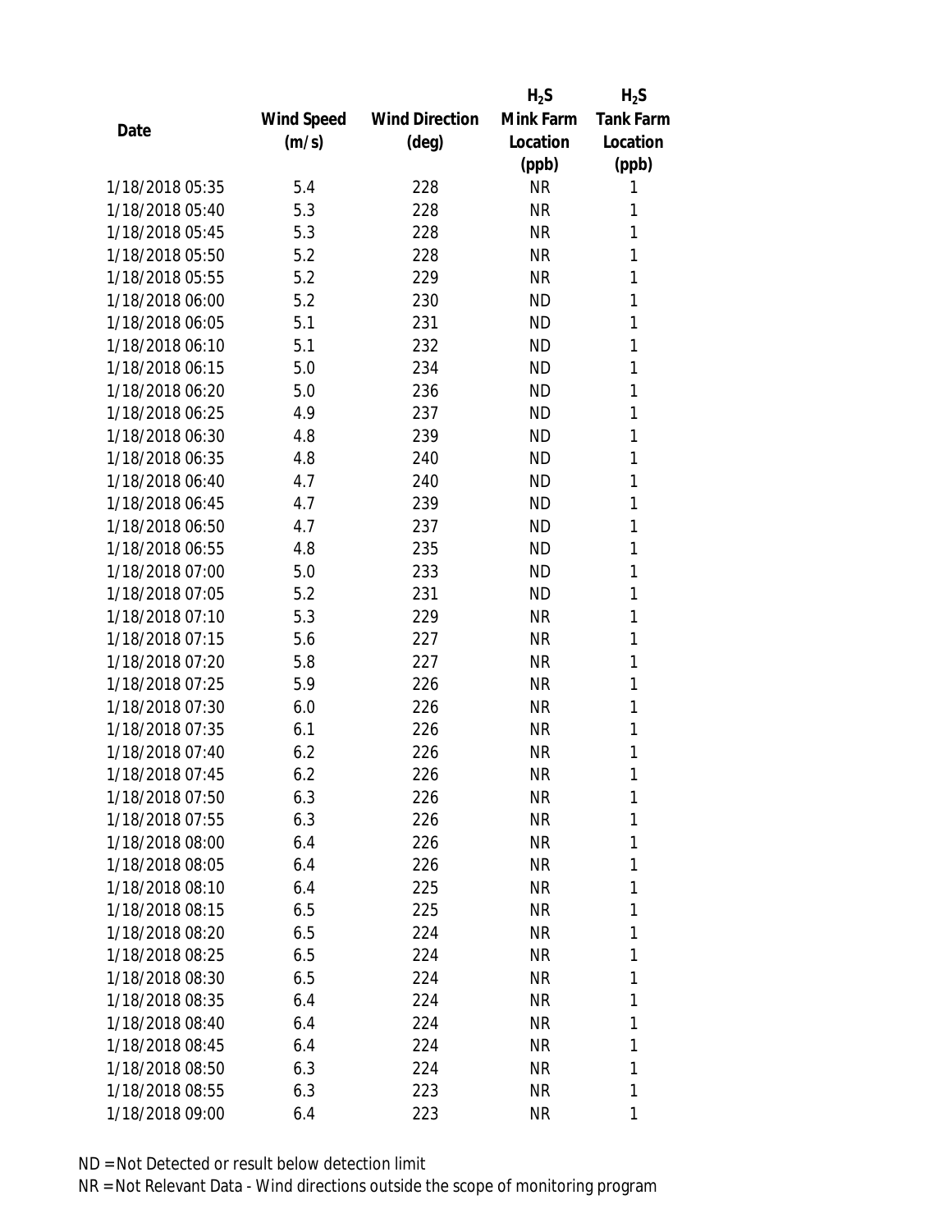| Date | Wind Speed (m/s) | Wind Direction (deg) | $H_2S$ Mink Farm Location (ppb) | $H_2S$ Tank Farm Location (ppb) |
|---|---|---|---|---|
| 1/18/2018 05:35 | 5.4 | 228 | NR | 1 |
| 1/18/2018 05:40 | 5.3 | 228 | NR | 1 |
| 1/18/2018 05:45 | 5.3 | 228 | NR | 1 |
| 1/18/2018 05:50 | 5.2 | 228 | NR | 1 |
| 1/18/2018 05:55 | 5.2 | 229 | NR | 1 |
| 1/18/2018 06:00 | 5.2 | 230 | ND | 1 |
| 1/18/2018 06:05 | 5.1 | 231 | ND | 1 |
| 1/18/2018 06:10 | 5.1 | 232 | ND | 1 |
| 1/18/2018 06:15 | 5.0 | 234 | ND | 1 |
| 1/18/2018 06:20 | 5.0 | 236 | ND | 1 |
| 1/18/2018 06:25 | 4.9 | 237 | ND | 1 |
| 1/18/2018 06:30 | 4.8 | 239 | ND | 1 |
| 1/18/2018 06:35 | 4.8 | 240 | ND | 1 |
| 1/18/2018 06:40 | 4.7 | 240 | ND | 1 |
| 1/18/2018 06:45 | 4.7 | 239 | ND | 1 |
| 1/18/2018 06:50 | 4.7 | 237 | ND | 1 |
| 1/18/2018 06:55 | 4.8 | 235 | ND | 1 |
| 1/18/2018 07:00 | 5.0 | 233 | ND | 1 |
| 1/18/2018 07:05 | 5.2 | 231 | ND | 1 |
| 1/18/2018 07:10 | 5.3 | 229 | NR | 1 |
| 1/18/2018 07:15 | 5.6 | 227 | NR | 1 |
| 1/18/2018 07:20 | 5.8 | 227 | NR | 1 |
| 1/18/2018 07:25 | 5.9 | 226 | NR | 1 |
| 1/18/2018 07:30 | 6.0 | 226 | NR | 1 |
| 1/18/2018 07:35 | 6.1 | 226 | NR | 1 |
| 1/18/2018 07:40 | 6.2 | 226 | NR | 1 |
| 1/18/2018 07:45 | 6.2 | 226 | NR | 1 |
| 1/18/2018 07:50 | 6.3 | 226 | NR | 1 |
| 1/18/2018 07:55 | 6.3 | 226 | NR | 1 |
| 1/18/2018 08:00 | 6.4 | 226 | NR | 1 |
| 1/18/2018 08:05 | 6.4 | 226 | NR | 1 |
| 1/18/2018 08:10 | 6.4 | 225 | NR | 1 |
| 1/18/2018 08:15 | 6.5 | 225 | NR | 1 |
| 1/18/2018 08:20 | 6.5 | 224 | NR | 1 |
| 1/18/2018 08:25 | 6.5 | 224 | NR | 1 |
| 1/18/2018 08:30 | 6.5 | 224 | NR | 1 |
| 1/18/2018 08:35 | 6.4 | 224 | NR | 1 |
| 1/18/2018 08:40 | 6.4 | 224 | NR | 1 |
| 1/18/2018 08:45 | 6.4 | 224 | NR | 1 |
| 1/18/2018 08:50 | 6.3 | 224 | NR | 1 |
| 1/18/2018 08:55 | 6.3 | 223 | NR | 1 |
| 1/18/2018 09:00 | 6.4 | 223 | NR | 1 |

ND = Not Detected or result below detection limit

NR = Not Relevant Data - Wind directions outside the scope of monitoring program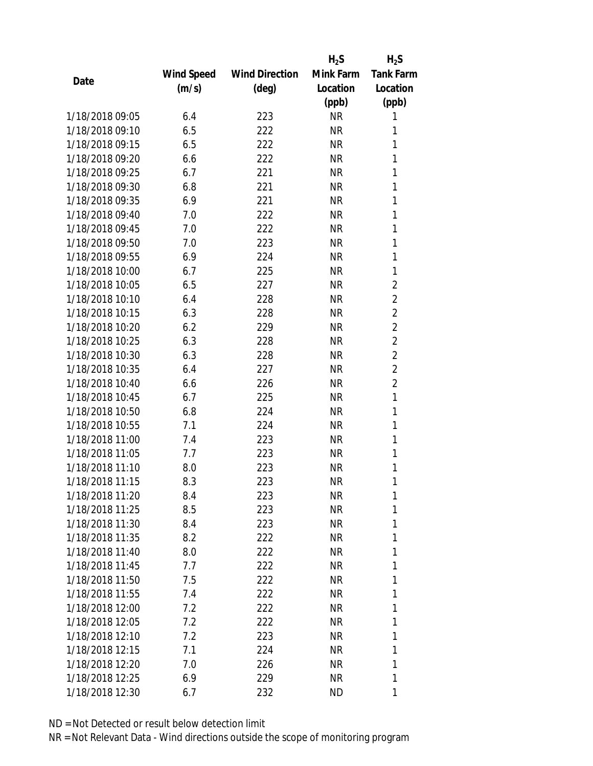| Date | Wind Speed (m/s) | Wind Direction (deg) | $H_2S$ Mink Farm Location (ppb) | $H_2S$ Tank Farm Location (ppb) |
|---|---|---|---|---|
| 1/18/2018 09:05 | 6.4 | 223 | NR | 1 |
| 1/18/2018 09:10 | 6.5 | 222 | NR | 1 |
| 1/18/2018 09:15 | 6.5 | 222 | NR | 1 |
| 1/18/2018 09:20 | 6.6 | 222 | NR | 1 |
| 1/18/2018 09:25 | 6.7 | 221 | NR | 1 |
| 1/18/2018 09:30 | 6.8 | 221 | NR | 1 |
| 1/18/2018 09:35 | 6.9 | 221 | NR | 1 |
| 1/18/2018 09:40 | 7.0 | 222 | NR | 1 |
| 1/18/2018 09:45 | 7.0 | 222 | NR | 1 |
| 1/18/2018 09:50 | 7.0 | 223 | NR | 1 |
| 1/18/2018 09:55 | 6.9 | 224 | NR | 1 |
| 1/18/2018 10:00 | 6.7 | 225 | NR | 1 |
| 1/18/2018 10:05 | 6.5 | 227 | NR | 2 |
| 1/18/2018 10:10 | 6.4 | 228 | NR | 2 |
| 1/18/2018 10:15 | 6.3 | 228 | NR | 2 |
| 1/18/2018 10:20 | 6.2 | 229 | NR | 2 |
| 1/18/2018 10:25 | 6.3 | 228 | NR | 2 |
| 1/18/2018 10:30 | 6.3 | 228 | NR | 2 |
| 1/18/2018 10:35 | 6.4 | 227 | NR | 2 |
| 1/18/2018 10:40 | 6.6 | 226 | NR | 2 |
| 1/18/2018 10:45 | 6.7 | 225 | NR | 1 |
| 1/18/2018 10:50 | 6.8 | 224 | NR | 1 |
| 1/18/2018 10:55 | 7.1 | 224 | NR | 1 |
| 1/18/2018 11:00 | 7.4 | 223 | NR | 1 |
| 1/18/2018 11:05 | 7.7 | 223 | NR | 1 |
| 1/18/2018 11:10 | 8.0 | 223 | NR | 1 |
| 1/18/2018 11:15 | 8.3 | 223 | NR | 1 |
| 1/18/2018 11:20 | 8.4 | 223 | NR | 1 |
| 1/18/2018 11:25 | 8.5 | 223 | NR | 1 |
| 1/18/2018 11:30 | 8.4 | 223 | NR | 1 |
| 1/18/2018 11:35 | 8.2 | 222 | NR | 1 |
| 1/18/2018 11:40 | 8.0 | 222 | NR | 1 |
| 1/18/2018 11:45 | 7.7 | 222 | NR | 1 |
| 1/18/2018 11:50 | 7.5 | 222 | NR | 1 |
| 1/18/2018 11:55 | 7.4 | 222 | NR | 1 |
| 1/18/2018 12:00 | 7.2 | 222 | NR | 1 |
| 1/18/2018 12:05 | 7.2 | 222 | NR | 1 |
| 1/18/2018 12:10 | 7.2 | 223 | NR | 1 |
| 1/18/2018 12:15 | 7.1 | 224 | NR | 1 |
| 1/18/2018 12:20 | 7.0 | 226 | NR | 1 |
| 1/18/2018 12:25 | 6.9 | 229 | NR | 1 |
| 1/18/2018 12:30 | 6.7 | 232 | ND | 1 |

ND = Not Detected or result below detection limit

NR = Not Relevant Data - Wind directions outside the scope of monitoring program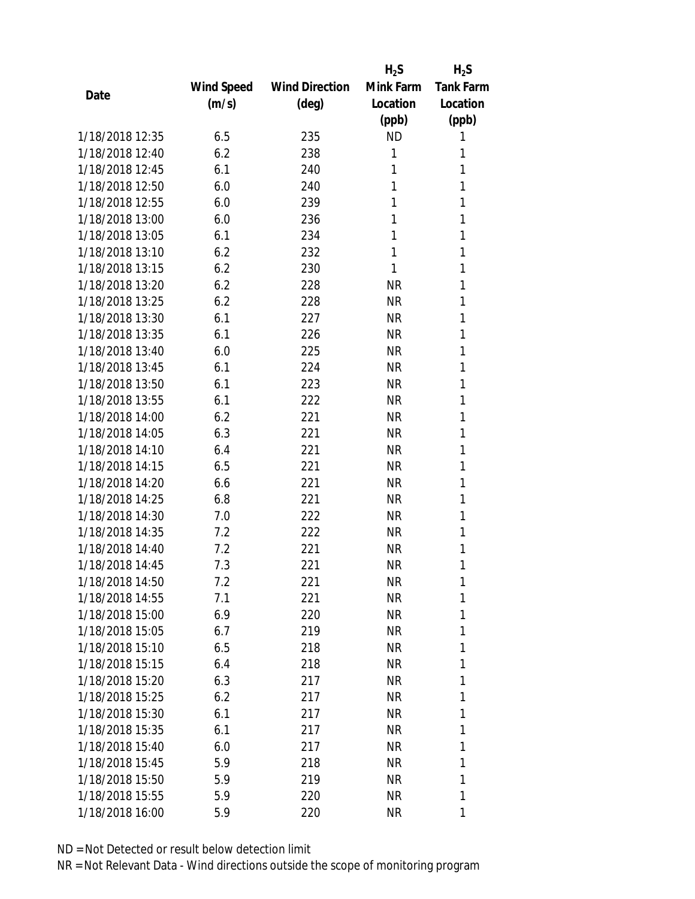| Date | Wind Speed (m/s) | Wind Direction (deg) | $H_2S$ Mink Farm Location (ppb) | $H_2S$ Tank Farm Location (ppb) |
| --- | --- | --- | --- | --- |
| 1/18/2018 12:35 | 6.5 | 235 | ND | 1 |
| 1/18/2018 12:40 | 6.2 | 238 | 1 | 1 |
| 1/18/2018 12:45 | 6.1 | 240 | 1 | 1 |
| 1/18/2018 12:50 | 6.0 | 240 | 1 | 1 |
| 1/18/2018 12:55 | 6.0 | 239 | 1 | 1 |
| 1/18/2018 13:00 | 6.0 | 236 | 1 | 1 |
| 1/18/2018 13:05 | 6.1 | 234 | 1 | 1 |
| 1/18/2018 13:10 | 6.2 | 232 | 1 | 1 |
| 1/18/2018 13:15 | 6.2 | 230 | 1 | 1 |
| 1/18/2018 13:20 | 6.2 | 228 | NR | 1 |
| 1/18/2018 13:25 | 6.2 | 228 | NR | 1 |
| 1/18/2018 13:30 | 6.1 | 227 | NR | 1 |
| 1/18/2018 13:35 | 6.1 | 226 | NR | 1 |
| 1/18/2018 13:40 | 6.0 | 225 | NR | 1 |
| 1/18/2018 13:45 | 6.1 | 224 | NR | 1 |
| 1/18/2018 13:50 | 6.1 | 223 | NR | 1 |
| 1/18/2018 13:55 | 6.1 | 222 | NR | 1 |
| 1/18/2018 14:00 | 6.2 | 221 | NR | 1 |
| 1/18/2018 14:05 | 6.3 | 221 | NR | 1 |
| 1/18/2018 14:10 | 6.4 | 221 | NR | 1 |
| 1/18/2018 14:15 | 6.5 | 221 | NR | 1 |
| 1/18/2018 14:20 | 6.6 | 221 | NR | 1 |
| 1/18/2018 14:25 | 6.8 | 221 | NR | 1 |
| 1/18/2018 14:30 | 7.0 | 222 | NR | 1 |
| 1/18/2018 14:35 | 7.2 | 222 | NR | 1 |
| 1/18/2018 14:40 | 7.2 | 221 | NR | 1 |
| 1/18/2018 14:45 | 7.3 | 221 | NR | 1 |
| 1/18/2018 14:50 | 7.2 | 221 | NR | 1 |
| 1/18/2018 14:55 | 7.1 | 221 | NR | 1 |
| 1/18/2018 15:00 | 6.9 | 220 | NR | 1 |
| 1/18/2018 15:05 | 6.7 | 219 | NR | 1 |
| 1/18/2018 15:10 | 6.5 | 218 | NR | 1 |
| 1/18/2018 15:15 | 6.4 | 218 | NR | 1 |
| 1/18/2018 15:20 | 6.3 | 217 | NR | 1 |
| 1/18/2018 15:25 | 6.2 | 217 | NR | 1 |
| 1/18/2018 15:30 | 6.1 | 217 | NR | 1 |
| 1/18/2018 15:35 | 6.1 | 217 | NR | 1 |
| 1/18/2018 15:40 | 6.0 | 217 | NR | 1 |
| 1/18/2018 15:45 | 5.9 | 218 | NR | 1 |
| 1/18/2018 15:50 | 5.9 | 219 | NR | 1 |
| 1/18/2018 15:55 | 5.9 | 220 | NR | 1 |
| 1/18/2018 16:00 | 5.9 | 220 | NR | 1 |

ND = Not Detected or result below detection limit

NR = Not Relevant Data - Wind directions outside the scope of monitoring program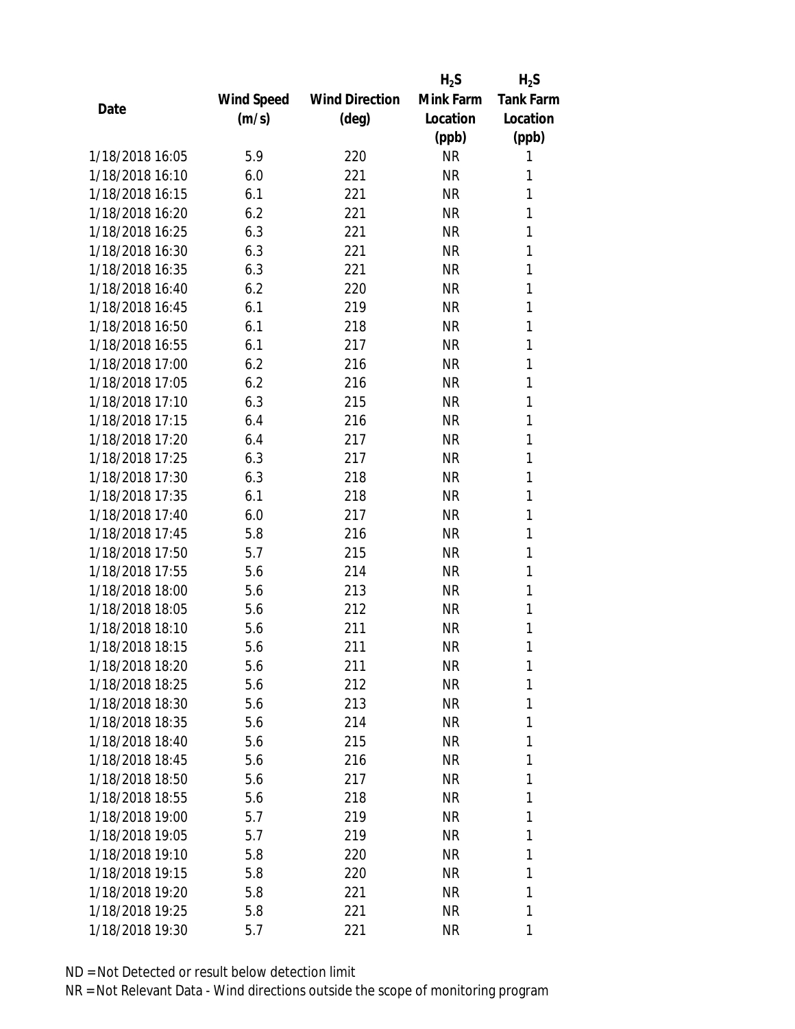| Date | Wind Speed (m/s) | Wind Direction (deg) | $H_2S$ Mink Farm Location (ppb) | $H_2S$ Tank Farm Location (ppb) |
|---|---|---|---|---|
| 1/18/2018 16:05 | 5.9 | 220 | NR | 1 |
| 1/18/2018 16:10 | 6.0 | 221 | NR | 1 |
| 1/18/2018 16:15 | 6.1 | 221 | NR | 1 |
| 1/18/2018 16:20 | 6.2 | 221 | NR | 1 |
| 1/18/2018 16:25 | 6.3 | 221 | NR | 1 |
| 1/18/2018 16:30 | 6.3 | 221 | NR | 1 |
| 1/18/2018 16:35 | 6.3 | 221 | NR | 1 |
| 1/18/2018 16:40 | 6.2 | 220 | NR | 1 |
| 1/18/2018 16:45 | 6.1 | 219 | NR | 1 |
| 1/18/2018 16:50 | 6.1 | 218 | NR | 1 |
| 1/18/2018 16:55 | 6.1 | 217 | NR | 1 |
| 1/18/2018 17:00 | 6.2 | 216 | NR | 1 |
| 1/18/2018 17:05 | 6.2 | 216 | NR | 1 |
| 1/18/2018 17:10 | 6.3 | 215 | NR | 1 |
| 1/18/2018 17:15 | 6.4 | 216 | NR | 1 |
| 1/18/2018 17:20 | 6.4 | 217 | NR | 1 |
| 1/18/2018 17:25 | 6.3 | 217 | NR | 1 |
| 1/18/2018 17:30 | 6.3 | 218 | NR | 1 |
| 1/18/2018 17:35 | 6.1 | 218 | NR | 1 |
| 1/18/2018 17:40 | 6.0 | 217 | NR | 1 |
| 1/18/2018 17:45 | 5.8 | 216 | NR | 1 |
| 1/18/2018 17:50 | 5.7 | 215 | NR | 1 |
| 1/18/2018 17:55 | 5.6 | 214 | NR | 1 |
| 1/18/2018 18:00 | 5.6 | 213 | NR | 1 |
| 1/18/2018 18:05 | 5.6 | 212 | NR | 1 |
| 1/18/2018 18:10 | 5.6 | 211 | NR | 1 |
| 1/18/2018 18:15 | 5.6 | 211 | NR | 1 |
| 1/18/2018 18:20 | 5.6 | 211 | NR | 1 |
| 1/18/2018 18:25 | 5.6 | 212 | NR | 1 |
| 1/18/2018 18:30 | 5.6 | 213 | NR | 1 |
| 1/18/2018 18:35 | 5.6 | 214 | NR | 1 |
| 1/18/2018 18:40 | 5.6 | 215 | NR | 1 |
| 1/18/2018 18:45 | 5.6 | 216 | NR | 1 |
| 1/18/2018 18:50 | 5.6 | 217 | NR | 1 |
| 1/18/2018 18:55 | 5.6 | 218 | NR | 1 |
| 1/18/2018 19:00 | 5.7 | 219 | NR | 1 |
| 1/18/2018 19:05 | 5.7 | 219 | NR | 1 |
| 1/18/2018 19:10 | 5.8 | 220 | NR | 1 |
| 1/18/2018 19:15 | 5.8 | 220 | NR | 1 |
| 1/18/2018 19:20 | 5.8 | 221 | NR | 1 |
| 1/18/2018 19:25 | 5.8 | 221 | NR | 1 |
| 1/18/2018 19:30 | 5.7 | 221 | NR | 1 |

ND = Not Detected or result below detection limit

NR = Not Relevant Data - Wind directions outside the scope of monitoring program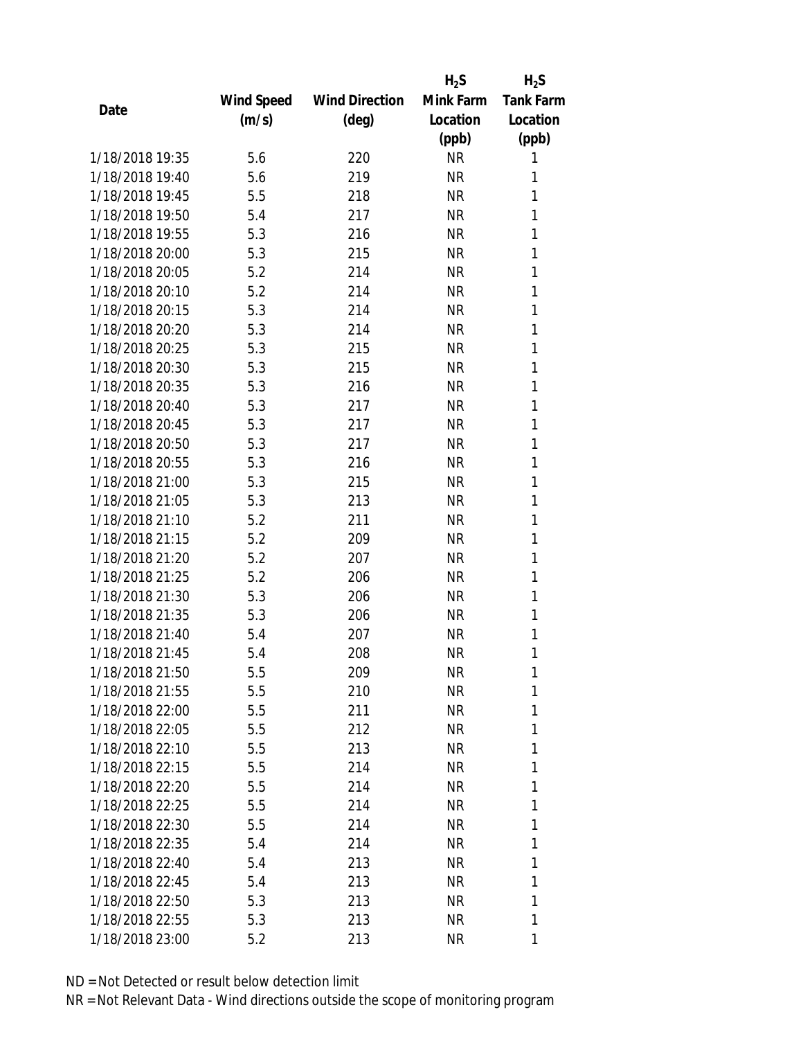| Date | Wind Speed (m/s) | Wind Direction (deg) | $H_2S$ Mink Farm Location (ppb) | $H_2S$ Tank Farm Location (ppb) |
| --- | --- | --- | --- | --- |
| 1/18/2018 19:35 | 5.6 | 220 | NR | 1 |
| 1/18/2018 19:40 | 5.6 | 219 | NR | 1 |
| 1/18/2018 19:45 | 5.5 | 218 | NR | 1 |
| 1/18/2018 19:50 | 5.4 | 217 | NR | 1 |
| 1/18/2018 19:55 | 5.3 | 216 | NR | 1 |
| 1/18/2018 20:00 | 5.3 | 215 | NR | 1 |
| 1/18/2018 20:05 | 5.2 | 214 | NR | 1 |
| 1/18/2018 20:10 | 5.2 | 214 | NR | 1 |
| 1/18/2018 20:15 | 5.3 | 214 | NR | 1 |
| 1/18/2018 20:20 | 5.3 | 214 | NR | 1 |
| 1/18/2018 20:25 | 5.3 | 215 | NR | 1 |
| 1/18/2018 20:30 | 5.3 | 215 | NR | 1 |
| 1/18/2018 20:35 | 5.3 | 216 | NR | 1 |
| 1/18/2018 20:40 | 5.3 | 217 | NR | 1 |
| 1/18/2018 20:45 | 5.3 | 217 | NR | 1 |
| 1/18/2018 20:50 | 5.3 | 217 | NR | 1 |
| 1/18/2018 20:55 | 5.3 | 216 | NR | 1 |
| 1/18/2018 21:00 | 5.3 | 215 | NR | 1 |
| 1/18/2018 21:05 | 5.3 | 213 | NR | 1 |
| 1/18/2018 21:10 | 5.2 | 211 | NR | 1 |
| 1/18/2018 21:15 | 5.2 | 209 | NR | 1 |
| 1/18/2018 21:20 | 5.2 | 207 | NR | 1 |
| 1/18/2018 21:25 | 5.2 | 206 | NR | 1 |
| 1/18/2018 21:30 | 5.3 | 206 | NR | 1 |
| 1/18/2018 21:35 | 5.3 | 206 | NR | 1 |
| 1/18/2018 21:40 | 5.4 | 207 | NR | 1 |
| 1/18/2018 21:45 | 5.4 | 208 | NR | 1 |
| 1/18/2018 21:50 | 5.5 | 209 | NR | 1 |
| 1/18/2018 21:55 | 5.5 | 210 | NR | 1 |
| 1/18/2018 22:00 | 5.5 | 211 | NR | 1 |
| 1/18/2018 22:05 | 5.5 | 212 | NR | 1 |
| 1/18/2018 22:10 | 5.5 | 213 | NR | 1 |
| 1/18/2018 22:15 | 5.5 | 214 | NR | 1 |
| 1/18/2018 22:20 | 5.5 | 214 | NR | 1 |
| 1/18/2018 22:25 | 5.5 | 214 | NR | 1 |
| 1/18/2018 22:30 | 5.5 | 214 | NR | 1 |
| 1/18/2018 22:35 | 5.4 | 214 | NR | 1 |
| 1/18/2018 22:40 | 5.4 | 213 | NR | 1 |
| 1/18/2018 22:45 | 5.4 | 213 | NR | 1 |
| 1/18/2018 22:50 | 5.3 | 213 | NR | 1 |
| 1/18/2018 22:55 | 5.3 | 213 | NR | 1 |
| 1/18/2018 23:00 | 5.2 | 213 | NR | 1 |

ND = Not Detected or result below detection limit

NR = Not Relevant Data - Wind directions outside the scope of monitoring program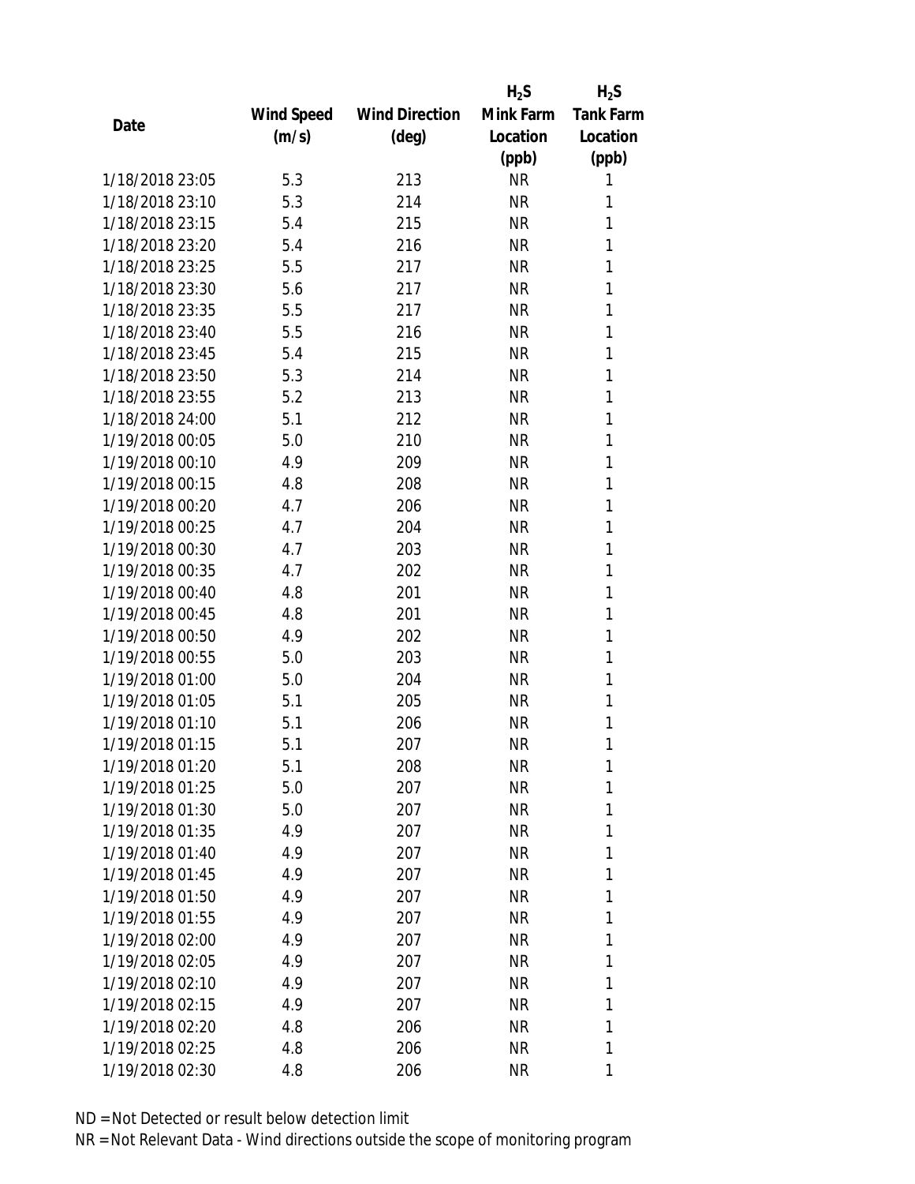| Date | Wind Speed (m/s) | Wind Direction (deg) | $H_2S$ Mink Farm Location (ppb) | $H_2S$ Tank Farm Location (ppb) |
|---|---|---|---|---|
| 1/18/2018 23:05 | 5.3 | 213 | NR | 1 |
| 1/18/2018 23:10 | 5.3 | 214 | NR | 1 |
| 1/18/2018 23:15 | 5.4 | 215 | NR | 1 |
| 1/18/2018 23:20 | 5.4 | 216 | NR | 1 |
| 1/18/2018 23:25 | 5.5 | 217 | NR | 1 |
| 1/18/2018 23:30 | 5.6 | 217 | NR | 1 |
| 1/18/2018 23:35 | 5.5 | 217 | NR | 1 |
| 1/18/2018 23:40 | 5.5 | 216 | NR | 1 |
| 1/18/2018 23:45 | 5.4 | 215 | NR | 1 |
| 1/18/2018 23:50 | 5.3 | 214 | NR | 1 |
| 1/18/2018 23:55 | 5.2 | 213 | NR | 1 |
| 1/18/2018 24:00 | 5.1 | 212 | NR | 1 |
| 1/19/2018 00:05 | 5.0 | 210 | NR | 1 |
| 1/19/2018 00:10 | 4.9 | 209 | NR | 1 |
| 1/19/2018 00:15 | 4.8 | 208 | NR | 1 |
| 1/19/2018 00:20 | 4.7 | 206 | NR | 1 |
| 1/19/2018 00:25 | 4.7 | 204 | NR | 1 |
| 1/19/2018 00:30 | 4.7 | 203 | NR | 1 |
| 1/19/2018 00:35 | 4.7 | 202 | NR | 1 |
| 1/19/2018 00:40 | 4.8 | 201 | NR | 1 |
| 1/19/2018 00:45 | 4.8 | 201 | NR | 1 |
| 1/19/2018 00:50 | 4.9 | 202 | NR | 1 |
| 1/19/2018 00:55 | 5.0 | 203 | NR | 1 |
| 1/19/2018 01:00 | 5.0 | 204 | NR | 1 |
| 1/19/2018 01:05 | 5.1 | 205 | NR | 1 |
| 1/19/2018 01:10 | 5.1 | 206 | NR | 1 |
| 1/19/2018 01:15 | 5.1 | 207 | NR | 1 |
| 1/19/2018 01:20 | 5.1 | 208 | NR | 1 |
| 1/19/2018 01:25 | 5.0 | 207 | NR | 1 |
| 1/19/2018 01:30 | 5.0 | 207 | NR | 1 |
| 1/19/2018 01:35 | 4.9 | 207 | NR | 1 |
| 1/19/2018 01:40 | 4.9 | 207 | NR | 1 |
| 1/19/2018 01:45 | 4.9 | 207 | NR | 1 |
| 1/19/2018 01:50 | 4.9 | 207 | NR | 1 |
| 1/19/2018 01:55 | 4.9 | 207 | NR | 1 |
| 1/19/2018 02:00 | 4.9 | 207 | NR | 1 |
| 1/19/2018 02:05 | 4.9 | 207 | NR | 1 |
| 1/19/2018 02:10 | 4.9 | 207 | NR | 1 |
| 1/19/2018 02:15 | 4.9 | 207 | NR | 1 |
| 1/19/2018 02:20 | 4.8 | 206 | NR | 1 |
| 1/19/2018 02:25 | 4.8 | 206 | NR | 1 |
| 1/19/2018 02:30 | 4.8 | 206 | NR | 1 |

ND = Not Detected or result below detection limit

NR = Not Relevant Data - Wind directions outside the scope of monitoring program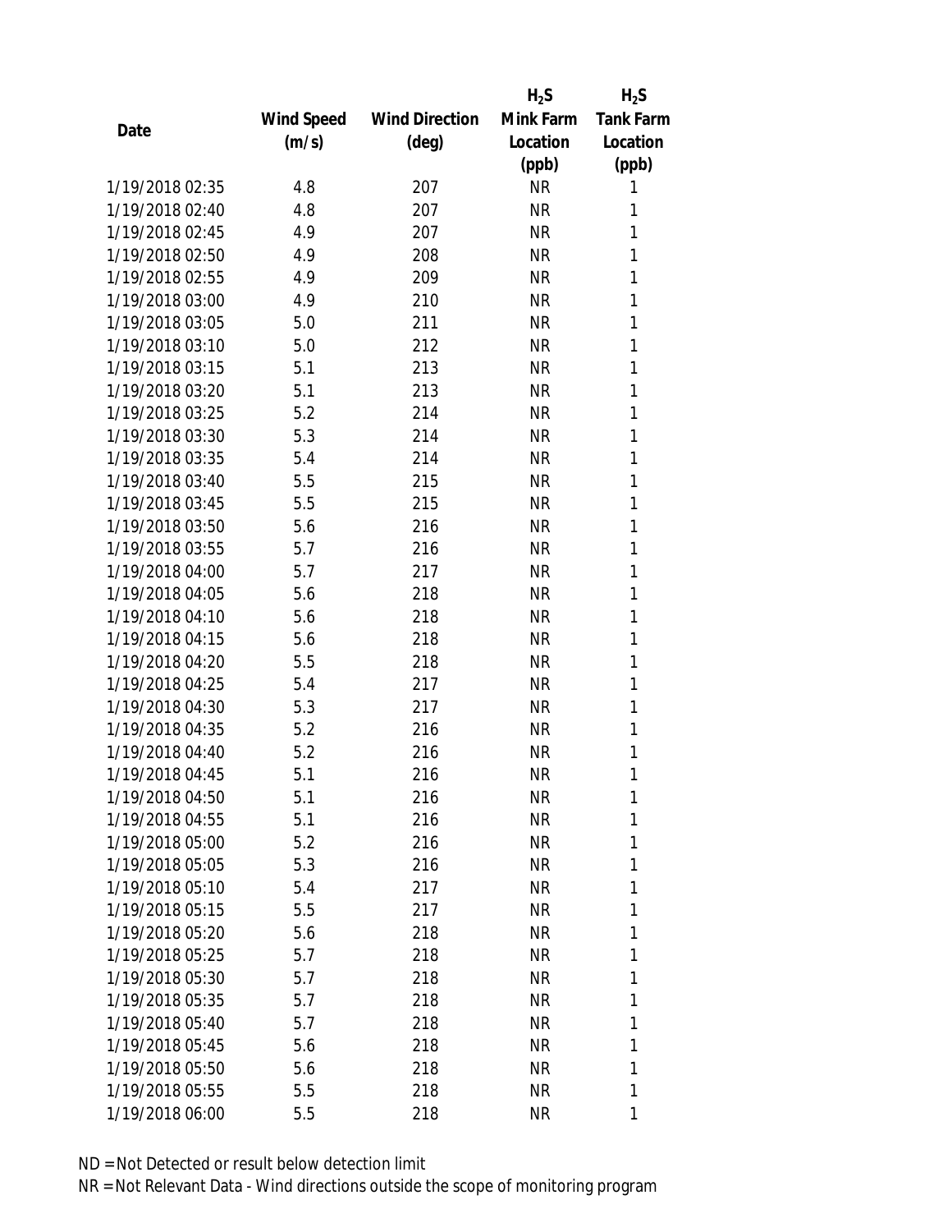| Date | Wind Speed (m/s) | Wind Direction (deg) | $H_2S$ Mink Farm Location (ppb) | $H_2S$ Tank Farm Location (ppb) |
| --- | --- | --- | --- | --- |
| 1/19/2018 02:35 | 4.8 | 207 | NR | 1 |
| 1/19/2018 02:40 | 4.8 | 207 | NR | 1 |
| 1/19/2018 02:45 | 4.9 | 207 | NR | 1 |
| 1/19/2018 02:50 | 4.9 | 208 | NR | 1 |
| 1/19/2018 02:55 | 4.9 | 209 | NR | 1 |
| 1/19/2018 03:00 | 4.9 | 210 | NR | 1 |
| 1/19/2018 03:05 | 5.0 | 211 | NR | 1 |
| 1/19/2018 03:10 | 5.0 | 212 | NR | 1 |
| 1/19/2018 03:15 | 5.1 | 213 | NR | 1 |
| 1/19/2018 03:20 | 5.1 | 213 | NR | 1 |
| 1/19/2018 03:25 | 5.2 | 214 | NR | 1 |
| 1/19/2018 03:30 | 5.3 | 214 | NR | 1 |
| 1/19/2018 03:35 | 5.4 | 214 | NR | 1 |
| 1/19/2018 03:40 | 5.5 | 215 | NR | 1 |
| 1/19/2018 03:45 | 5.5 | 215 | NR | 1 |
| 1/19/2018 03:50 | 5.6 | 216 | NR | 1 |
| 1/19/2018 03:55 | 5.7 | 216 | NR | 1 |
| 1/19/2018 04:00 | 5.7 | 217 | NR | 1 |
| 1/19/2018 04:05 | 5.6 | 218 | NR | 1 |
| 1/19/2018 04:10 | 5.6 | 218 | NR | 1 |
| 1/19/2018 04:15 | 5.6 | 218 | NR | 1 |
| 1/19/2018 04:20 | 5.5 | 218 | NR | 1 |
| 1/19/2018 04:25 | 5.4 | 217 | NR | 1 |
| 1/19/2018 04:30 | 5.3 | 217 | NR | 1 |
| 1/19/2018 04:35 | 5.2 | 216 | NR | 1 |
| 1/19/2018 04:40 | 5.2 | 216 | NR | 1 |
| 1/19/2018 04:45 | 5.1 | 216 | NR | 1 |
| 1/19/2018 04:50 | 5.1 | 216 | NR | 1 |
| 1/19/2018 04:55 | 5.1 | 216 | NR | 1 |
| 1/19/2018 05:00 | 5.2 | 216 | NR | 1 |
| 1/19/2018 05:05 | 5.3 | 216 | NR | 1 |
| 1/19/2018 05:10 | 5.4 | 217 | NR | 1 |
| 1/19/2018 05:15 | 5.5 | 217 | NR | 1 |
| 1/19/2018 05:20 | 5.6 | 218 | NR | 1 |
| 1/19/2018 05:25 | 5.7 | 218 | NR | 1 |
| 1/19/2018 05:30 | 5.7 | 218 | NR | 1 |
| 1/19/2018 05:35 | 5.7 | 218 | NR | 1 |
| 1/19/2018 05:40 | 5.7 | 218 | NR | 1 |
| 1/19/2018 05:45 | 5.6 | 218 | NR | 1 |
| 1/19/2018 05:50 | 5.6 | 218 | NR | 1 |
| 1/19/2018 05:55 | 5.5 | 218 | NR | 1 |
| 1/19/2018 06:00 | 5.5 | 218 | NR | 1 |

ND = Not Detected or result below detection limit

NR = Not Relevant Data - Wind directions outside the scope of monitoring program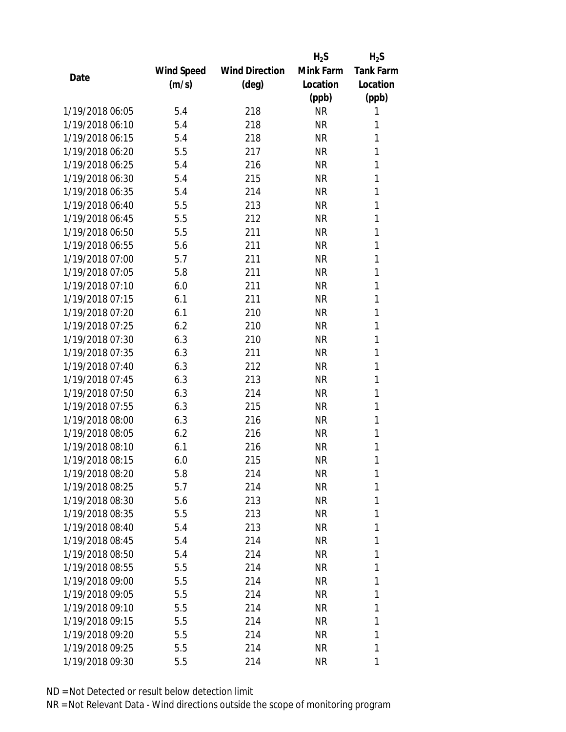| Date | Wind Speed (m/s) | Wind Direction (deg) | $H_2S$ Mink Farm Location (ppb) | $H_2S$ Tank Farm Location (ppb) |
|---|---|---|---|---|
| 1/19/2018 06:05 | 5.4 | 218 | NR | 1 |
| 1/19/2018 06:10 | 5.4 | 218 | NR | 1 |
| 1/19/2018 06:15 | 5.4 | 218 | NR | 1 |
| 1/19/2018 06:20 | 5.5 | 217 | NR | 1 |
| 1/19/2018 06:25 | 5.4 | 216 | NR | 1 |
| 1/19/2018 06:30 | 5.4 | 215 | NR | 1 |
| 1/19/2018 06:35 | 5.4 | 214 | NR | 1 |
| 1/19/2018 06:40 | 5.5 | 213 | NR | 1 |
| 1/19/2018 06:45 | 5.5 | 212 | NR | 1 |
| 1/19/2018 06:50 | 5.5 | 211 | NR | 1 |
| 1/19/2018 06:55 | 5.6 | 211 | NR | 1 |
| 1/19/2018 07:00 | 5.7 | 211 | NR | 1 |
| 1/19/2018 07:05 | 5.8 | 211 | NR | 1 |
| 1/19/2018 07:10 | 6.0 | 211 | NR | 1 |
| 1/19/2018 07:15 | 6.1 | 211 | NR | 1 |
| 1/19/2018 07:20 | 6.1 | 210 | NR | 1 |
| 1/19/2018 07:25 | 6.2 | 210 | NR | 1 |
| 1/19/2018 07:30 | 6.3 | 210 | NR | 1 |
| 1/19/2018 07:35 | 6.3 | 211 | NR | 1 |
| 1/19/2018 07:40 | 6.3 | 212 | NR | 1 |
| 1/19/2018 07:45 | 6.3 | 213 | NR | 1 |
| 1/19/2018 07:50 | 6.3 | 214 | NR | 1 |
| 1/19/2018 07:55 | 6.3 | 215 | NR | 1 |
| 1/19/2018 08:00 | 6.3 | 216 | NR | 1 |
| 1/19/2018 08:05 | 6.2 | 216 | NR | 1 |
| 1/19/2018 08:10 | 6.1 | 216 | NR | 1 |
| 1/19/2018 08:15 | 6.0 | 215 | NR | 1 |
| 1/19/2018 08:20 | 5.8 | 214 | NR | 1 |
| 1/19/2018 08:25 | 5.7 | 214 | NR | 1 |
| 1/19/2018 08:30 | 5.6 | 213 | NR | 1 |
| 1/19/2018 08:35 | 5.5 | 213 | NR | 1 |
| 1/19/2018 08:40 | 5.4 | 213 | NR | 1 |
| 1/19/2018 08:45 | 5.4 | 214 | NR | 1 |
| 1/19/2018 08:50 | 5.4 | 214 | NR | 1 |
| 1/19/2018 08:55 | 5.5 | 214 | NR | 1 |
| 1/19/2018 09:00 | 5.5 | 214 | NR | 1 |
| 1/19/2018 09:05 | 5.5 | 214 | NR | 1 |
| 1/19/2018 09:10 | 5.5 | 214 | NR | 1 |
| 1/19/2018 09:15 | 5.5 | 214 | NR | 1 |
| 1/19/2018 09:20 | 5.5 | 214 | NR | 1 |
| 1/19/2018 09:25 | 5.5 | 214 | NR | 1 |
| 1/19/2018 09:30 | 5.5 | 214 | NR | 1 |

ND = Not Detected or result below detection limit

NR = Not Relevant Data - Wind directions outside the scope of monitoring program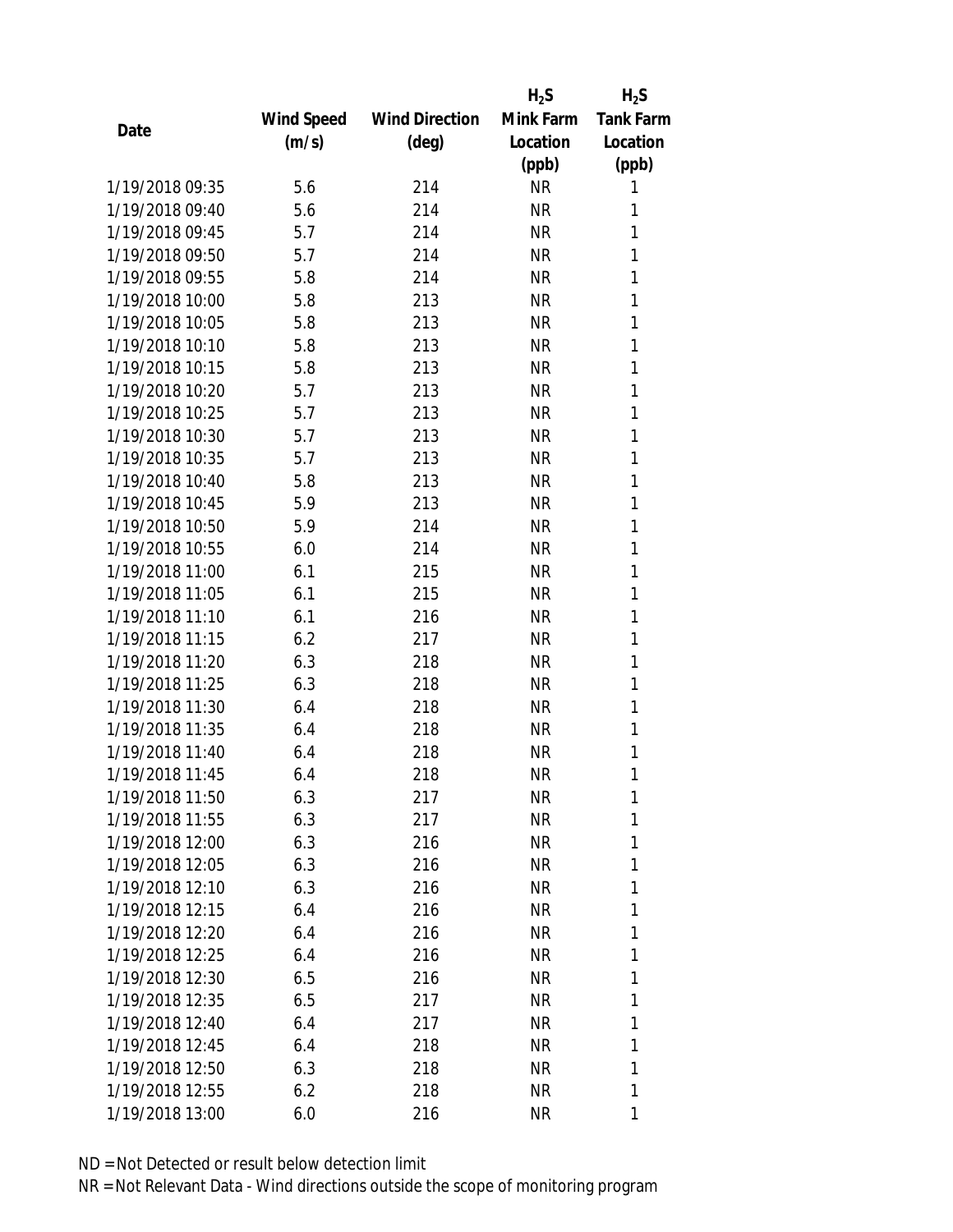| Date | Wind Speed (m/s) | Wind Direction (deg) | $H_2S$ Mink Farm Location (ppb) | $H_2S$ Tank Farm Location (ppb) |
|---|---|---|---|---|
| 1/19/2018 09:35 | 5.6 | 214 | NR | 1 |
| 1/19/2018 09:40 | 5.6 | 214 | NR | 1 |
| 1/19/2018 09:45 | 5.7 | 214 | NR | 1 |
| 1/19/2018 09:50 | 5.7 | 214 | NR | 1 |
| 1/19/2018 09:55 | 5.8 | 214 | NR | 1 |
| 1/19/2018 10:00 | 5.8 | 213 | NR | 1 |
| 1/19/2018 10:05 | 5.8 | 213 | NR | 1 |
| 1/19/2018 10:10 | 5.8 | 213 | NR | 1 |
| 1/19/2018 10:15 | 5.8 | 213 | NR | 1 |
| 1/19/2018 10:20 | 5.7 | 213 | NR | 1 |
| 1/19/2018 10:25 | 5.7 | 213 | NR | 1 |
| 1/19/2018 10:30 | 5.7 | 213 | NR | 1 |
| 1/19/2018 10:35 | 5.7 | 213 | NR | 1 |
| 1/19/2018 10:40 | 5.8 | 213 | NR | 1 |
| 1/19/2018 10:45 | 5.9 | 213 | NR | 1 |
| 1/19/2018 10:50 | 5.9 | 214 | NR | 1 |
| 1/19/2018 10:55 | 6.0 | 214 | NR | 1 |
| 1/19/2018 11:00 | 6.1 | 215 | NR | 1 |
| 1/19/2018 11:05 | 6.1 | 215 | NR | 1 |
| 1/19/2018 11:10 | 6.1 | 216 | NR | 1 |
| 1/19/2018 11:15 | 6.2 | 217 | NR | 1 |
| 1/19/2018 11:20 | 6.3 | 218 | NR | 1 |
| 1/19/2018 11:25 | 6.3 | 218 | NR | 1 |
| 1/19/2018 11:30 | 6.4 | 218 | NR | 1 |
| 1/19/2018 11:35 | 6.4 | 218 | NR | 1 |
| 1/19/2018 11:40 | 6.4 | 218 | NR | 1 |
| 1/19/2018 11:45 | 6.4 | 218 | NR | 1 |
| 1/19/2018 11:50 | 6.3 | 217 | NR | 1 |
| 1/19/2018 11:55 | 6.3 | 217 | NR | 1 |
| 1/19/2018 12:00 | 6.3 | 216 | NR | 1 |
| 1/19/2018 12:05 | 6.3 | 216 | NR | 1 |
| 1/19/2018 12:10 | 6.3 | 216 | NR | 1 |
| 1/19/2018 12:15 | 6.4 | 216 | NR | 1 |
| 1/19/2018 12:20 | 6.4 | 216 | NR | 1 |
| 1/19/2018 12:25 | 6.4 | 216 | NR | 1 |
| 1/19/2018 12:30 | 6.5 | 216 | NR | 1 |
| 1/19/2018 12:35 | 6.5 | 217 | NR | 1 |
| 1/19/2018 12:40 | 6.4 | 217 | NR | 1 |
| 1/19/2018 12:45 | 6.4 | 218 | NR | 1 |
| 1/19/2018 12:50 | 6.3 | 218 | NR | 1 |
| 1/19/2018 12:55 | 6.2 | 218 | NR | 1 |
| 1/19/2018 13:00 | 6.0 | 216 | NR | 1 |

ND = Not Detected or result below detection limit

NR = Not Relevant Data - Wind directions outside the scope of monitoring program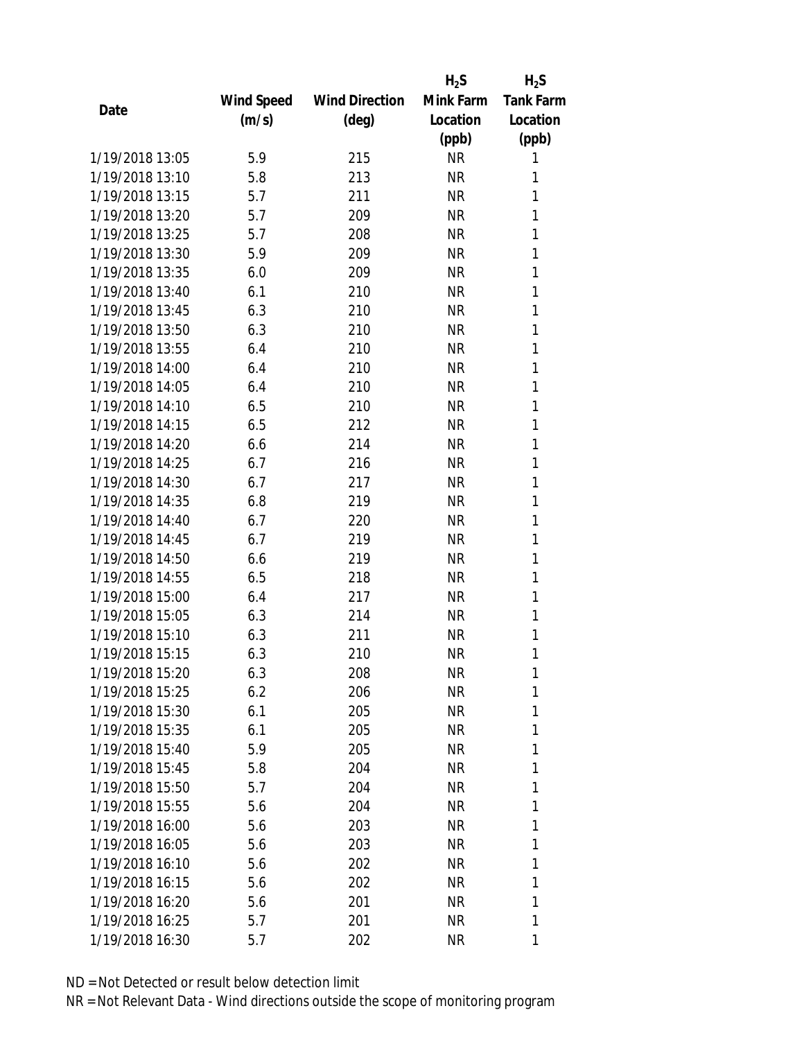| Date | Wind Speed (m/s) | Wind Direction (deg) | $H_2S$ Mink Farm Location (ppb) | $H_2S$ Tank Farm Location (ppb) |
|---|---|---|---|---|
| 1/19/2018 13:05 | 5.9 | 215 | NR | 1 |
| 1/19/2018 13:10 | 5.8 | 213 | NR | 1 |
| 1/19/2018 13:15 | 5.7 | 211 | NR | 1 |
| 1/19/2018 13:20 | 5.7 | 209 | NR | 1 |
| 1/19/2018 13:25 | 5.7 | 208 | NR | 1 |
| 1/19/2018 13:30 | 5.9 | 209 | NR | 1 |
| 1/19/2018 13:35 | 6.0 | 209 | NR | 1 |
| 1/19/2018 13:40 | 6.1 | 210 | NR | 1 |
| 1/19/2018 13:45 | 6.3 | 210 | NR | 1 |
| 1/19/2018 13:50 | 6.3 | 210 | NR | 1 |
| 1/19/2018 13:55 | 6.4 | 210 | NR | 1 |
| 1/19/2018 14:00 | 6.4 | 210 | NR | 1 |
| 1/19/2018 14:05 | 6.4 | 210 | NR | 1 |
| 1/19/2018 14:10 | 6.5 | 210 | NR | 1 |
| 1/19/2018 14:15 | 6.5 | 212 | NR | 1 |
| 1/19/2018 14:20 | 6.6 | 214 | NR | 1 |
| 1/19/2018 14:25 | 6.7 | 216 | NR | 1 |
| 1/19/2018 14:30 | 6.7 | 217 | NR | 1 |
| 1/19/2018 14:35 | 6.8 | 219 | NR | 1 |
| 1/19/2018 14:40 | 6.7 | 220 | NR | 1 |
| 1/19/2018 14:45 | 6.7 | 219 | NR | 1 |
| 1/19/2018 14:50 | 6.6 | 219 | NR | 1 |
| 1/19/2018 14:55 | 6.5 | 218 | NR | 1 |
| 1/19/2018 15:00 | 6.4 | 217 | NR | 1 |
| 1/19/2018 15:05 | 6.3 | 214 | NR | 1 |
| 1/19/2018 15:10 | 6.3 | 211 | NR | 1 |
| 1/19/2018 15:15 | 6.3 | 210 | NR | 1 |
| 1/19/2018 15:20 | 6.3 | 208 | NR | 1 |
| 1/19/2018 15:25 | 6.2 | 206 | NR | 1 |
| 1/19/2018 15:30 | 6.1 | 205 | NR | 1 |
| 1/19/2018 15:35 | 6.1 | 205 | NR | 1 |
| 1/19/2018 15:40 | 5.9 | 205 | NR | 1 |
| 1/19/2018 15:45 | 5.8 | 204 | NR | 1 |
| 1/19/2018 15:50 | 5.7 | 204 | NR | 1 |
| 1/19/2018 15:55 | 5.6 | 204 | NR | 1 |
| 1/19/2018 16:00 | 5.6 | 203 | NR | 1 |
| 1/19/2018 16:05 | 5.6 | 203 | NR | 1 |
| 1/19/2018 16:10 | 5.6 | 202 | NR | 1 |
| 1/19/2018 16:15 | 5.6 | 202 | NR | 1 |
| 1/19/2018 16:20 | 5.6 | 201 | NR | 1 |
| 1/19/2018 16:25 | 5.7 | 201 | NR | 1 |
| 1/19/2018 16:30 | 5.7 | 202 | NR | 1 |

ND = Not Detected or result below detection limit

NR = Not Relevant Data - Wind directions outside the scope of monitoring program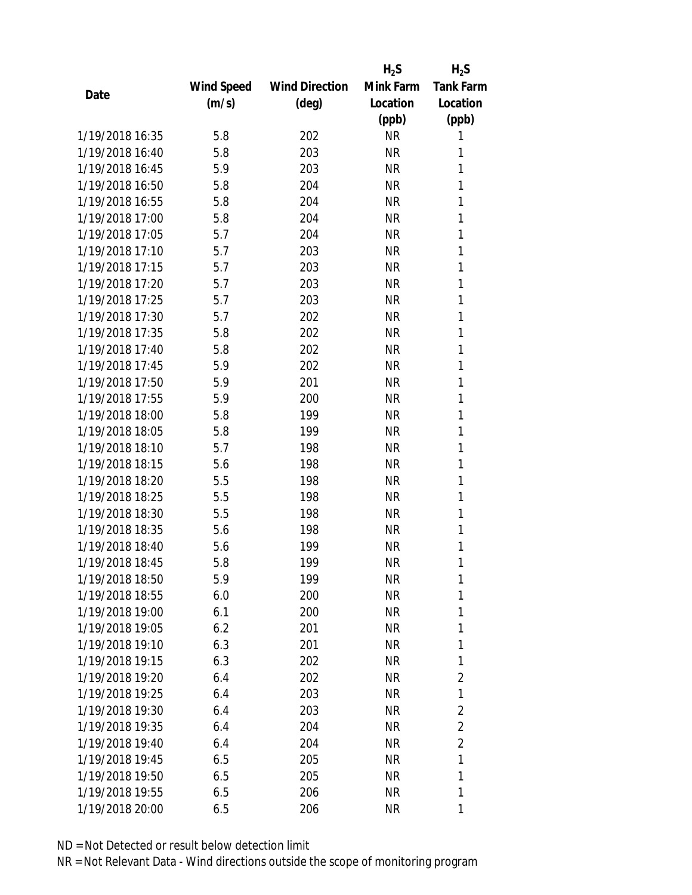| Date | Wind Speed (m/s) | Wind Direction (deg) | $H_2S$ Mink Farm Location (ppb) | $H_2S$ Tank Farm Location (ppb) |
|---|---|---|---|---|
| 1/19/2018 16:35 | 5.8 | 202 | NR | 1 |
| 1/19/2018 16:40 | 5.8 | 203 | NR | 1 |
| 1/19/2018 16:45 | 5.9 | 203 | NR | 1 |
| 1/19/2018 16:50 | 5.8 | 204 | NR | 1 |
| 1/19/2018 16:55 | 5.8 | 204 | NR | 1 |
| 1/19/2018 17:00 | 5.8 | 204 | NR | 1 |
| 1/19/2018 17:05 | 5.7 | 204 | NR | 1 |
| 1/19/2018 17:10 | 5.7 | 203 | NR | 1 |
| 1/19/2018 17:15 | 5.7 | 203 | NR | 1 |
| 1/19/2018 17:20 | 5.7 | 203 | NR | 1 |
| 1/19/2018 17:25 | 5.7 | 203 | NR | 1 |
| 1/19/2018 17:30 | 5.7 | 202 | NR | 1 |
| 1/19/2018 17:35 | 5.8 | 202 | NR | 1 |
| 1/19/2018 17:40 | 5.8 | 202 | NR | 1 |
| 1/19/2018 17:45 | 5.9 | 202 | NR | 1 |
| 1/19/2018 17:50 | 5.9 | 201 | NR | 1 |
| 1/19/2018 17:55 | 5.9 | 200 | NR | 1 |
| 1/19/2018 18:00 | 5.8 | 199 | NR | 1 |
| 1/19/2018 18:05 | 5.8 | 199 | NR | 1 |
| 1/19/2018 18:10 | 5.7 | 198 | NR | 1 |
| 1/19/2018 18:15 | 5.6 | 198 | NR | 1 |
| 1/19/2018 18:20 | 5.5 | 198 | NR | 1 |
| 1/19/2018 18:25 | 5.5 | 198 | NR | 1 |
| 1/19/2018 18:30 | 5.5 | 198 | NR | 1 |
| 1/19/2018 18:35 | 5.6 | 198 | NR | 1 |
| 1/19/2018 18:40 | 5.6 | 199 | NR | 1 |
| 1/19/2018 18:45 | 5.8 | 199 | NR | 1 |
| 1/19/2018 18:50 | 5.9 | 199 | NR | 1 |
| 1/19/2018 18:55 | 6.0 | 200 | NR | 1 |
| 1/19/2018 19:00 | 6.1 | 200 | NR | 1 |
| 1/19/2018 19:05 | 6.2 | 201 | NR | 1 |
| 1/19/2018 19:10 | 6.3 | 201 | NR | 1 |
| 1/19/2018 19:15 | 6.3 | 202 | NR | 1 |
| 1/19/2018 19:20 | 6.4 | 202 | NR | 2 |
| 1/19/2018 19:25 | 6.4 | 203 | NR | 1 |
| 1/19/2018 19:30 | 6.4 | 203 | NR | 2 |
| 1/19/2018 19:35 | 6.4 | 204 | NR | 2 |
| 1/19/2018 19:40 | 6.4 | 204 | NR | 2 |
| 1/19/2018 19:45 | 6.5 | 205 | NR | 1 |
| 1/19/2018 19:50 | 6.5 | 205 | NR | 1 |
| 1/19/2018 19:55 | 6.5 | 206 | NR | 1 |
| 1/19/2018 20:00 | 6.5 | 206 | NR | 1 |

ND = Not Detected or result below detection limit

NR = Not Relevant Data - Wind directions outside the scope of monitoring program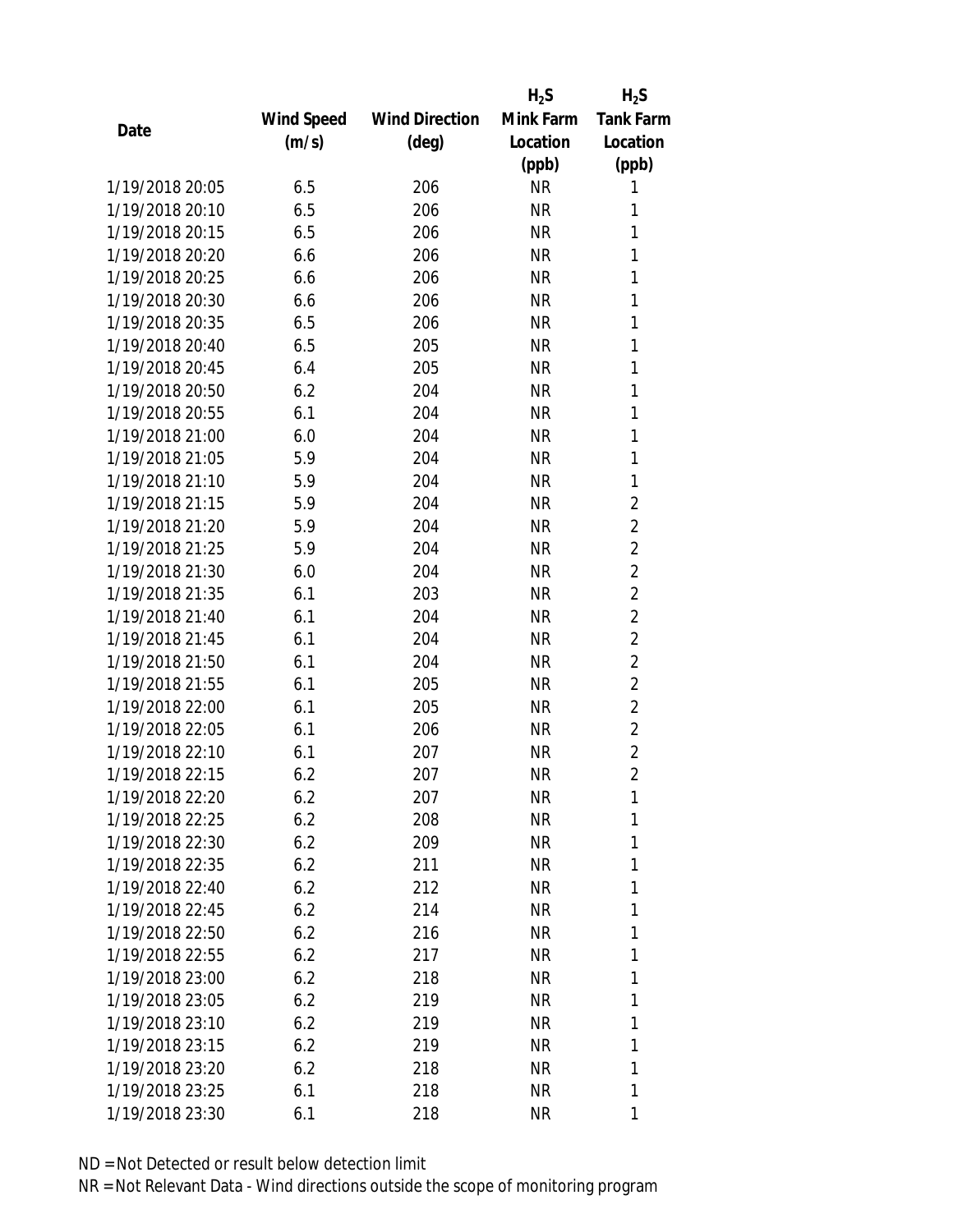| Date | Wind Speed (m/s) | Wind Direction (deg) | $H_2S$ Mink Farm Location (ppb) | $H_2S$ Tank Farm Location (ppb) |
|---|---|---|---|---|
| 1/19/2018 20:05 | 6.5 | 206 | NR | 1 |
| 1/19/2018 20:10 | 6.5 | 206 | NR | 1 |
| 1/19/2018 20:15 | 6.5 | 206 | NR | 1 |
| 1/19/2018 20:20 | 6.6 | 206 | NR | 1 |
| 1/19/2018 20:25 | 6.6 | 206 | NR | 1 |
| 1/19/2018 20:30 | 6.6 | 206 | NR | 1 |
| 1/19/2018 20:35 | 6.5 | 206 | NR | 1 |
| 1/19/2018 20:40 | 6.5 | 205 | NR | 1 |
| 1/19/2018 20:45 | 6.4 | 205 | NR | 1 |
| 1/19/2018 20:50 | 6.2 | 204 | NR | 1 |
| 1/19/2018 20:55 | 6.1 | 204 | NR | 1 |
| 1/19/2018 21:00 | 6.0 | 204 | NR | 1 |
| 1/19/2018 21:05 | 5.9 | 204 | NR | 1 |
| 1/19/2018 21:10 | 5.9 | 204 | NR | 1 |
| 1/19/2018 21:15 | 5.9 | 204 | NR | 2 |
| 1/19/2018 21:20 | 5.9 | 204 | NR | 2 |
| 1/19/2018 21:25 | 5.9 | 204 | NR | 2 |
| 1/19/2018 21:30 | 6.0 | 204 | NR | 2 |
| 1/19/2018 21:35 | 6.1 | 203 | NR | 2 |
| 1/19/2018 21:40 | 6.1 | 204 | NR | 2 |
| 1/19/2018 21:45 | 6.1 | 204 | NR | 2 |
| 1/19/2018 21:50 | 6.1 | 204 | NR | 2 |
| 1/19/2018 21:55 | 6.1 | 205 | NR | 2 |
| 1/19/2018 22:00 | 6.1 | 205 | NR | 2 |
| 1/19/2018 22:05 | 6.1 | 206 | NR | 2 |
| 1/19/2018 22:10 | 6.1 | 207 | NR | 2 |
| 1/19/2018 22:15 | 6.2 | 207 | NR | 2 |
| 1/19/2018 22:20 | 6.2 | 207 | NR | 1 |
| 1/19/2018 22:25 | 6.2 | 208 | NR | 1 |
| 1/19/2018 22:30 | 6.2 | 209 | NR | 1 |
| 1/19/2018 22:35 | 6.2 | 211 | NR | 1 |
| 1/19/2018 22:40 | 6.2 | 212 | NR | 1 |
| 1/19/2018 22:45 | 6.2 | 214 | NR | 1 |
| 1/19/2018 22:50 | 6.2 | 216 | NR | 1 |
| 1/19/2018 22:55 | 6.2 | 217 | NR | 1 |
| 1/19/2018 23:00 | 6.2 | 218 | NR | 1 |
| 1/19/2018 23:05 | 6.2 | 219 | NR | 1 |
| 1/19/2018 23:10 | 6.2 | 219 | NR | 1 |
| 1/19/2018 23:15 | 6.2 | 219 | NR | 1 |
| 1/19/2018 23:20 | 6.2 | 218 | NR | 1 |
| 1/19/2018 23:25 | 6.1 | 218 | NR | 1 |
| 1/19/2018 23:30 | 6.1 | 218 | NR | 1 |

ND = Not Detected or result below detection limit

NR = Not Relevant Data - Wind directions outside the scope of monitoring program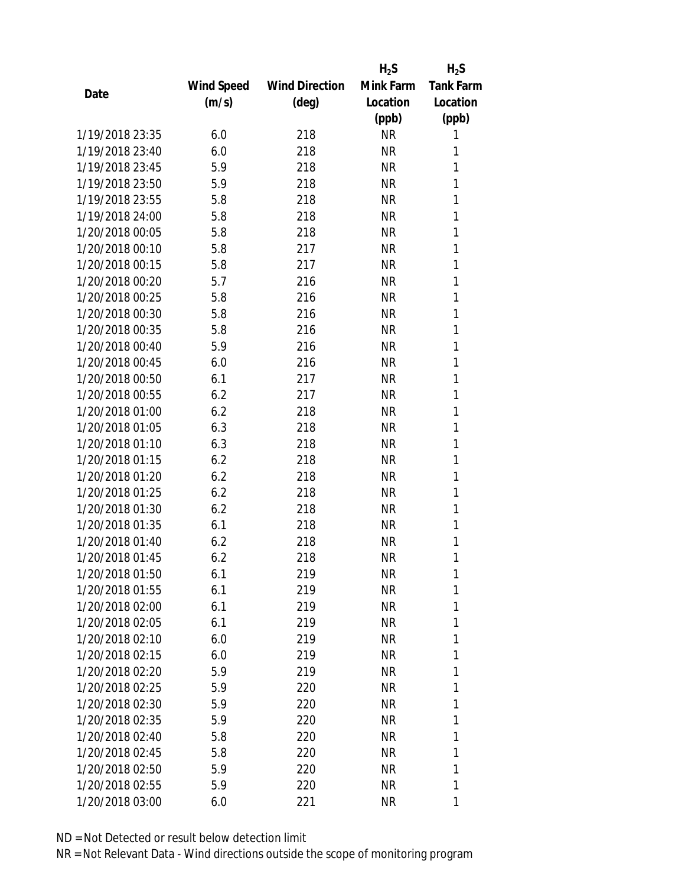| Date | Wind Speed (m/s) | Wind Direction (deg) | $H_2S$ Mink Farm Location (ppb) | $H_2S$ Tank Farm Location (ppb) |
|---|---|---|---|---|
| 1/19/2018 23:35 | 6.0 | 218 | NR | 1 |
| 1/19/2018 23:40 | 6.0 | 218 | NR | 1 |
| 1/19/2018 23:45 | 5.9 | 218 | NR | 1 |
| 1/19/2018 23:50 | 5.9 | 218 | NR | 1 |
| 1/19/2018 23:55 | 5.8 | 218 | NR | 1 |
| 1/19/2018 24:00 | 5.8 | 218 | NR | 1 |
| 1/20/2018 00:05 | 5.8 | 218 | NR | 1 |
| 1/20/2018 00:10 | 5.8 | 217 | NR | 1 |
| 1/20/2018 00:15 | 5.8 | 217 | NR | 1 |
| 1/20/2018 00:20 | 5.7 | 216 | NR | 1 |
| 1/20/2018 00:25 | 5.8 | 216 | NR | 1 |
| 1/20/2018 00:30 | 5.8 | 216 | NR | 1 |
| 1/20/2018 00:35 | 5.8 | 216 | NR | 1 |
| 1/20/2018 00:40 | 5.9 | 216 | NR | 1 |
| 1/20/2018 00:45 | 6.0 | 216 | NR | 1 |
| 1/20/2018 00:50 | 6.1 | 217 | NR | 1 |
| 1/20/2018 00:55 | 6.2 | 217 | NR | 1 |
| 1/20/2018 01:00 | 6.2 | 218 | NR | 1 |
| 1/20/2018 01:05 | 6.3 | 218 | NR | 1 |
| 1/20/2018 01:10 | 6.3 | 218 | NR | 1 |
| 1/20/2018 01:15 | 6.2 | 218 | NR | 1 |
| 1/20/2018 01:20 | 6.2 | 218 | NR | 1 |
| 1/20/2018 01:25 | 6.2 | 218 | NR | 1 |
| 1/20/2018 01:30 | 6.2 | 218 | NR | 1 |
| 1/20/2018 01:35 | 6.1 | 218 | NR | 1 |
| 1/20/2018 01:40 | 6.2 | 218 | NR | 1 |
| 1/20/2018 01:45 | 6.2 | 218 | NR | 1 |
| 1/20/2018 01:50 | 6.1 | 219 | NR | 1 |
| 1/20/2018 01:55 | 6.1 | 219 | NR | 1 |
| 1/20/2018 02:00 | 6.1 | 219 | NR | 1 |
| 1/20/2018 02:05 | 6.1 | 219 | NR | 1 |
| 1/20/2018 02:10 | 6.0 | 219 | NR | 1 |
| 1/20/2018 02:15 | 6.0 | 219 | NR | 1 |
| 1/20/2018 02:20 | 5.9 | 219 | NR | 1 |
| 1/20/2018 02:25 | 5.9 | 220 | NR | 1 |
| 1/20/2018 02:30 | 5.9 | 220 | NR | 1 |
| 1/20/2018 02:35 | 5.9 | 220 | NR | 1 |
| 1/20/2018 02:40 | 5.8 | 220 | NR | 1 |
| 1/20/2018 02:45 | 5.8 | 220 | NR | 1 |
| 1/20/2018 02:50 | 5.9 | 220 | NR | 1 |
| 1/20/2018 02:55 | 5.9 | 220 | NR | 1 |
| 1/20/2018 03:00 | 6.0 | 221 | NR | 1 |

ND = Not Detected or result below detection limit

NR = Not Relevant Data - Wind directions outside the scope of monitoring program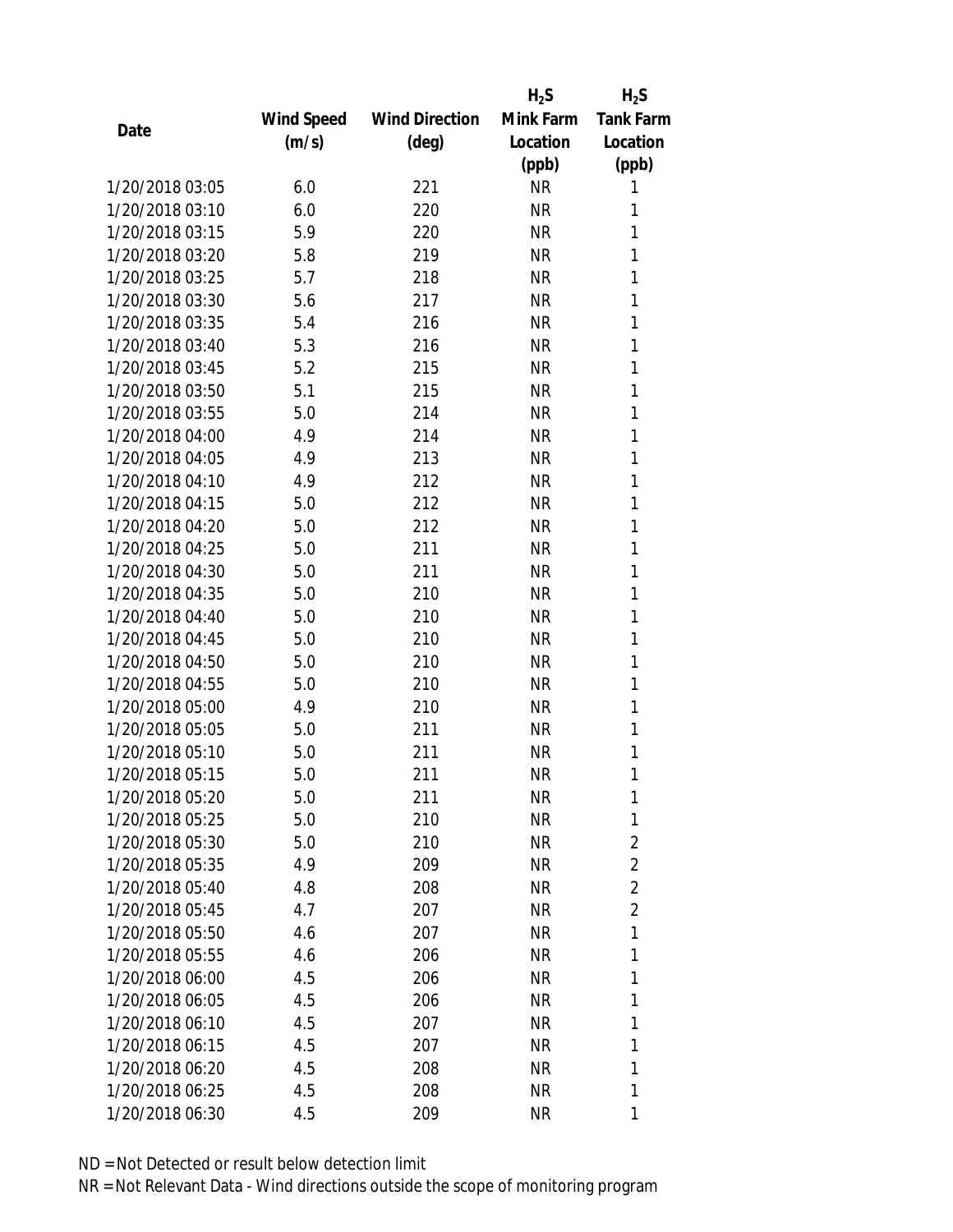| Date | Wind Speed (m/s) | Wind Direction (deg) | $H_2S$ Mink Farm Location (ppb) | $H_2S$ Tank Farm Location (ppb) |
|---|---|---|---|---|
| 1/20/2018 03:05 | 6.0 | 221 | NR | 1 |
| 1/20/2018 03:10 | 6.0 | 220 | NR | 1 |
| 1/20/2018 03:15 | 5.9 | 220 | NR | 1 |
| 1/20/2018 03:20 | 5.8 | 219 | NR | 1 |
| 1/20/2018 03:25 | 5.7 | 218 | NR | 1 |
| 1/20/2018 03:30 | 5.6 | 217 | NR | 1 |
| 1/20/2018 03:35 | 5.4 | 216 | NR | 1 |
| 1/20/2018 03:40 | 5.3 | 216 | NR | 1 |
| 1/20/2018 03:45 | 5.2 | 215 | NR | 1 |
| 1/20/2018 03:50 | 5.1 | 215 | NR | 1 |
| 1/20/2018 03:55 | 5.0 | 214 | NR | 1 |
| 1/20/2018 04:00 | 4.9 | 214 | NR | 1 |
| 1/20/2018 04:05 | 4.9 | 213 | NR | 1 |
| 1/20/2018 04:10 | 4.9 | 212 | NR | 1 |
| 1/20/2018 04:15 | 5.0 | 212 | NR | 1 |
| 1/20/2018 04:20 | 5.0 | 212 | NR | 1 |
| 1/20/2018 04:25 | 5.0 | 211 | NR | 1 |
| 1/20/2018 04:30 | 5.0 | 211 | NR | 1 |
| 1/20/2018 04:35 | 5.0 | 210 | NR | 1 |
| 1/20/2018 04:40 | 5.0 | 210 | NR | 1 |
| 1/20/2018 04:45 | 5.0 | 210 | NR | 1 |
| 1/20/2018 04:50 | 5.0 | 210 | NR | 1 |
| 1/20/2018 04:55 | 5.0 | 210 | NR | 1 |
| 1/20/2018 05:00 | 4.9 | 210 | NR | 1 |
| 1/20/2018 05:05 | 5.0 | 211 | NR | 1 |
| 1/20/2018 05:10 | 5.0 | 211 | NR | 1 |
| 1/20/2018 05:15 | 5.0 | 211 | NR | 1 |
| 1/20/2018 05:20 | 5.0 | 211 | NR | 1 |
| 1/20/2018 05:25 | 5.0 | 210 | NR | 1 |
| 1/20/2018 05:30 | 5.0 | 210 | NR | 2 |
| 1/20/2018 05:35 | 4.9 | 209 | NR | 2 |
| 1/20/2018 05:40 | 4.8 | 208 | NR | 2 |
| 1/20/2018 05:45 | 4.7 | 207 | NR | 2 |
| 1/20/2018 05:50 | 4.6 | 207 | NR | 1 |
| 1/20/2018 05:55 | 4.6 | 206 | NR | 1 |
| 1/20/2018 06:00 | 4.5 | 206 | NR | 1 |
| 1/20/2018 06:05 | 4.5 | 206 | NR | 1 |
| 1/20/2018 06:10 | 4.5 | 207 | NR | 1 |
| 1/20/2018 06:15 | 4.5 | 207 | NR | 1 |
| 1/20/2018 06:20 | 4.5 | 208 | NR | 1 |
| 1/20/2018 06:25 | 4.5 | 208 | NR | 1 |
| 1/20/2018 06:30 | 4.5 | 209 | NR | 1 |

ND = Not Detected or result below detection limit

NR = Not Relevant Data - Wind directions outside the scope of monitoring program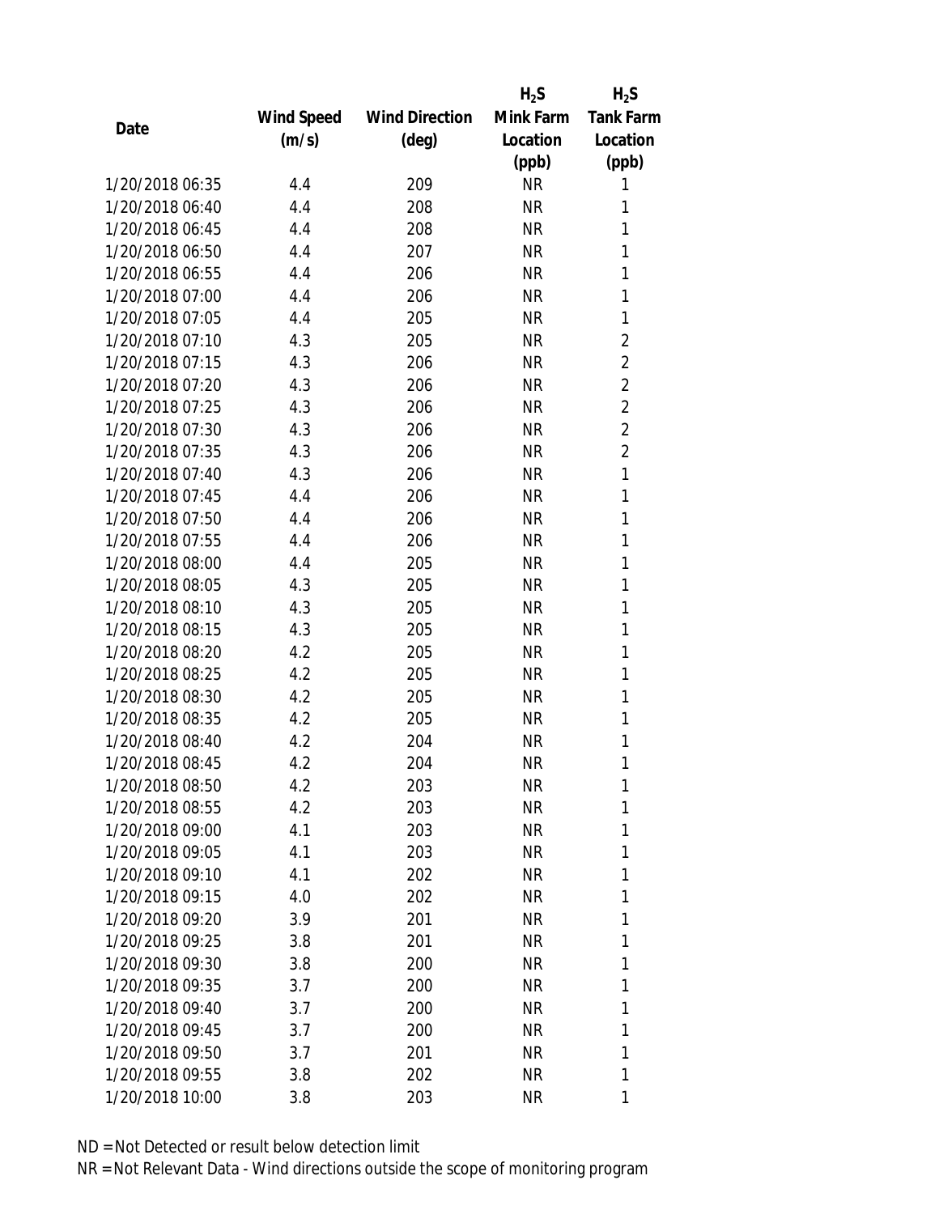| Date | Wind Speed (m/s) | Wind Direction (deg) | $H_2S$ Mink Farm Location (ppb) | $H_2S$ Tank Farm Location (ppb) |
|---|---|---|---|---|
| 1/20/2018 06:35 | 4.4 | 209 | NR | 1 |
| 1/20/2018 06:40 | 4.4 | 208 | NR | 1 |
| 1/20/2018 06:45 | 4.4 | 208 | NR | 1 |
| 1/20/2018 06:50 | 4.4 | 207 | NR | 1 |
| 1/20/2018 06:55 | 4.4 | 206 | NR | 1 |
| 1/20/2018 07:00 | 4.4 | 206 | NR | 1 |
| 1/20/2018 07:05 | 4.4 | 205 | NR | 1 |
| 1/20/2018 07:10 | 4.3 | 205 | NR | 2 |
| 1/20/2018 07:15 | 4.3 | 206 | NR | 2 |
| 1/20/2018 07:20 | 4.3 | 206 | NR | 2 |
| 1/20/2018 07:25 | 4.3 | 206 | NR | 2 |
| 1/20/2018 07:30 | 4.3 | 206 | NR | 2 |
| 1/20/2018 07:35 | 4.3 | 206 | NR | 2 |
| 1/20/2018 07:40 | 4.3 | 206 | NR | 1 |
| 1/20/2018 07:45 | 4.4 | 206 | NR | 1 |
| 1/20/2018 07:50 | 4.4 | 206 | NR | 1 |
| 1/20/2018 07:55 | 4.4 | 206 | NR | 1 |
| 1/20/2018 08:00 | 4.4 | 205 | NR | 1 |
| 1/20/2018 08:05 | 4.3 | 205 | NR | 1 |
| 1/20/2018 08:10 | 4.3 | 205 | NR | 1 |
| 1/20/2018 08:15 | 4.3 | 205 | NR | 1 |
| 1/20/2018 08:20 | 4.2 | 205 | NR | 1 |
| 1/20/2018 08:25 | 4.2 | 205 | NR | 1 |
| 1/20/2018 08:30 | 4.2 | 205 | NR | 1 |
| 1/20/2018 08:35 | 4.2 | 205 | NR | 1 |
| 1/20/2018 08:40 | 4.2 | 204 | NR | 1 |
| 1/20/2018 08:45 | 4.2 | 204 | NR | 1 |
| 1/20/2018 08:50 | 4.2 | 203 | NR | 1 |
| 1/20/2018 08:55 | 4.2 | 203 | NR | 1 |
| 1/20/2018 09:00 | 4.1 | 203 | NR | 1 |
| 1/20/2018 09:05 | 4.1 | 203 | NR | 1 |
| 1/20/2018 09:10 | 4.1 | 202 | NR | 1 |
| 1/20/2018 09:15 | 4.0 | 202 | NR | 1 |
| 1/20/2018 09:20 | 3.9 | 201 | NR | 1 |
| 1/20/2018 09:25 | 3.8 | 201 | NR | 1 |
| 1/20/2018 09:30 | 3.8 | 200 | NR | 1 |
| 1/20/2018 09:35 | 3.7 | 200 | NR | 1 |
| 1/20/2018 09:40 | 3.7 | 200 | NR | 1 |
| 1/20/2018 09:45 | 3.7 | 200 | NR | 1 |
| 1/20/2018 09:50 | 3.7 | 201 | NR | 1 |
| 1/20/2018 09:55 | 3.8 | 202 | NR | 1 |
| 1/20/2018 10:00 | 3.8 | 203 | NR | 1 |

ND = Not Detected or result below detection limit

NR = Not Relevant Data - Wind directions outside the scope of monitoring program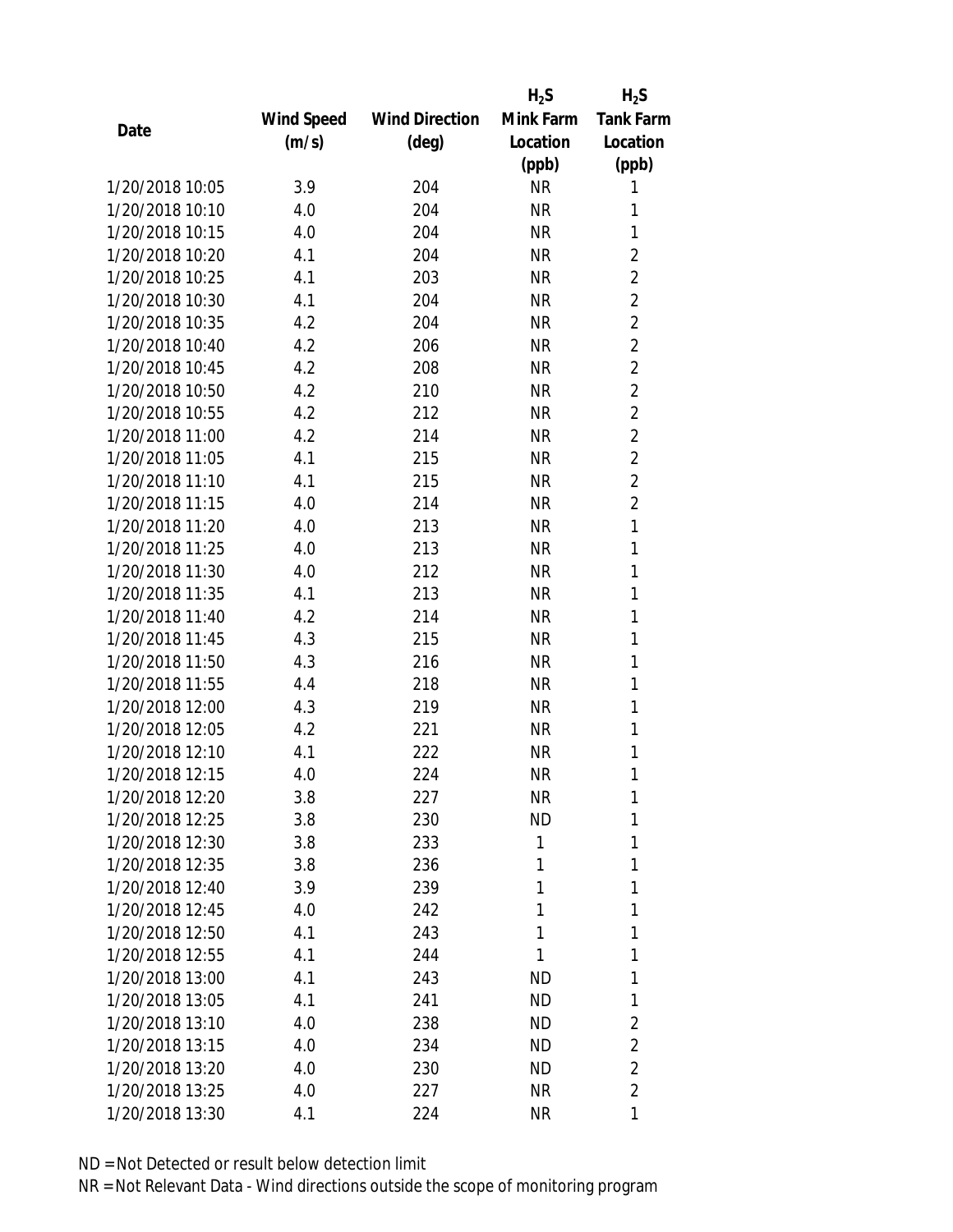| Date | Wind Speed (m/s) | Wind Direction (deg) | $H_2S$ Mink Farm Location (ppb) | $H_2S$ Tank Farm Location (ppb) |
|---|---|---|---|---|
| 1/20/2018 10:05 | 3.9 | 204 | NR | 1 |
| 1/20/2018 10:10 | 4.0 | 204 | NR | 1 |
| 1/20/2018 10:15 | 4.0 | 204 | NR | 1 |
| 1/20/2018 10:20 | 4.1 | 204 | NR | 2 |
| 1/20/2018 10:25 | 4.1 | 203 | NR | 2 |
| 1/20/2018 10:30 | 4.1 | 204 | NR | 2 |
| 1/20/2018 10:35 | 4.2 | 204 | NR | 2 |
| 1/20/2018 10:40 | 4.2 | 206 | NR | 2 |
| 1/20/2018 10:45 | 4.2 | 208 | NR | 2 |
| 1/20/2018 10:50 | 4.2 | 210 | NR | 2 |
| 1/20/2018 10:55 | 4.2 | 212 | NR | 2 |
| 1/20/2018 11:00 | 4.2 | 214 | NR | 2 |
| 1/20/2018 11:05 | 4.1 | 215 | NR | 2 |
| 1/20/2018 11:10 | 4.1 | 215 | NR | 2 |
| 1/20/2018 11:15 | 4.0 | 214 | NR | 2 |
| 1/20/2018 11:20 | 4.0 | 213 | NR | 1 |
| 1/20/2018 11:25 | 4.0 | 213 | NR | 1 |
| 1/20/2018 11:30 | 4.0 | 212 | NR | 1 |
| 1/20/2018 11:35 | 4.1 | 213 | NR | 1 |
| 1/20/2018 11:40 | 4.2 | 214 | NR | 1 |
| 1/20/2018 11:45 | 4.3 | 215 | NR | 1 |
| 1/20/2018 11:50 | 4.3 | 216 | NR | 1 |
| 1/20/2018 11:55 | 4.4 | 218 | NR | 1 |
| 1/20/2018 12:00 | 4.3 | 219 | NR | 1 |
| 1/20/2018 12:05 | 4.2 | 221 | NR | 1 |
| 1/20/2018 12:10 | 4.1 | 222 | NR | 1 |
| 1/20/2018 12:15 | 4.0 | 224 | NR | 1 |
| 1/20/2018 12:20 | 3.8 | 227 | NR | 1 |
| 1/20/2018 12:25 | 3.8 | 230 | ND | 1 |
| 1/20/2018 12:30 | 3.8 | 233 | 1 | 1 |
| 1/20/2018 12:35 | 3.8 | 236 | 1 | 1 |
| 1/20/2018 12:40 | 3.9 | 239 | 1 | 1 |
| 1/20/2018 12:45 | 4.0 | 242 | 1 | 1 |
| 1/20/2018 12:50 | 4.1 | 243 | 1 | 1 |
| 1/20/2018 12:55 | 4.1 | 244 | 1 | 1 |
| 1/20/2018 13:00 | 4.1 | 243 | ND | 1 |
| 1/20/2018 13:05 | 4.1 | 241 | ND | 1 |
| 1/20/2018 13:10 | 4.0 | 238 | ND | 2 |
| 1/20/2018 13:15 | 4.0 | 234 | ND | 2 |
| 1/20/2018 13:20 | 4.0 | 230 | ND | 2 |
| 1/20/2018 13:25 | 4.0 | 227 | NR | 2 |
| 1/20/2018 13:30 | 4.1 | 224 | NR | 1 |

ND = Not Detected or result below detection limit

NR = Not Relevant Data - Wind directions outside the scope of monitoring program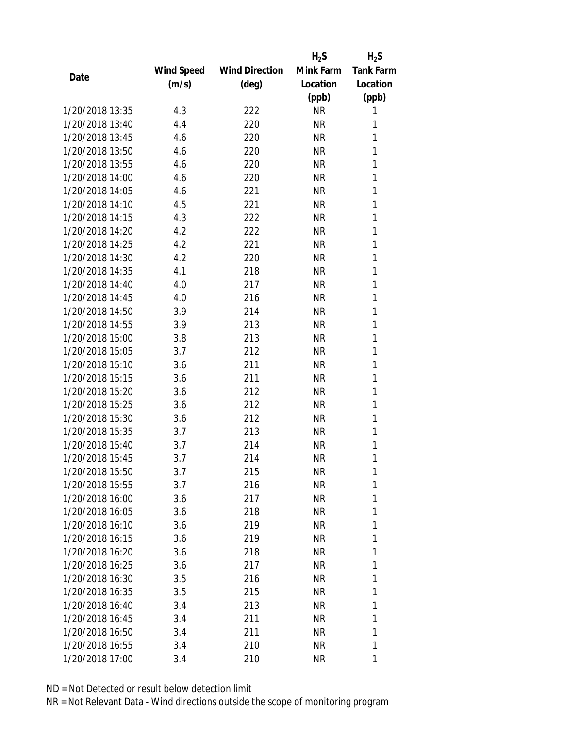| Date | Wind Speed (m/s) | Wind Direction (deg) | $H_2S$ Mink Farm Location (ppb) | $H_2S$ Tank Farm Location (ppb) |
|---|---|---|---|---|
| 1/20/2018 13:35 | 4.3 | 222 | NR | 1 |
| 1/20/2018 13:40 | 4.4 | 220 | NR | 1 |
| 1/20/2018 13:45 | 4.6 | 220 | NR | 1 |
| 1/20/2018 13:50 | 4.6 | 220 | NR | 1 |
| 1/20/2018 13:55 | 4.6 | 220 | NR | 1 |
| 1/20/2018 14:00 | 4.6 | 220 | NR | 1 |
| 1/20/2018 14:05 | 4.6 | 221 | NR | 1 |
| 1/20/2018 14:10 | 4.5 | 221 | NR | 1 |
| 1/20/2018 14:15 | 4.3 | 222 | NR | 1 |
| 1/20/2018 14:20 | 4.2 | 222 | NR | 1 |
| 1/20/2018 14:25 | 4.2 | 221 | NR | 1 |
| 1/20/2018 14:30 | 4.2 | 220 | NR | 1 |
| 1/20/2018 14:35 | 4.1 | 218 | NR | 1 |
| 1/20/2018 14:40 | 4.0 | 217 | NR | 1 |
| 1/20/2018 14:45 | 4.0 | 216 | NR | 1 |
| 1/20/2018 14:50 | 3.9 | 214 | NR | 1 |
| 1/20/2018 14:55 | 3.9 | 213 | NR | 1 |
| 1/20/2018 15:00 | 3.8 | 213 | NR | 1 |
| 1/20/2018 15:05 | 3.7 | 212 | NR | 1 |
| 1/20/2018 15:10 | 3.6 | 211 | NR | 1 |
| 1/20/2018 15:15 | 3.6 | 211 | NR | 1 |
| 1/20/2018 15:20 | 3.6 | 212 | NR | 1 |
| 1/20/2018 15:25 | 3.6 | 212 | NR | 1 |
| 1/20/2018 15:30 | 3.6 | 212 | NR | 1 |
| 1/20/2018 15:35 | 3.7 | 213 | NR | 1 |
| 1/20/2018 15:40 | 3.7 | 214 | NR | 1 |
| 1/20/2018 15:45 | 3.7 | 214 | NR | 1 |
| 1/20/2018 15:50 | 3.7 | 215 | NR | 1 |
| 1/20/2018 15:55 | 3.7 | 216 | NR | 1 |
| 1/20/2018 16:00 | 3.6 | 217 | NR | 1 |
| 1/20/2018 16:05 | 3.6 | 218 | NR | 1 |
| 1/20/2018 16:10 | 3.6 | 219 | NR | 1 |
| 1/20/2018 16:15 | 3.6 | 219 | NR | 1 |
| 1/20/2018 16:20 | 3.6 | 218 | NR | 1 |
| 1/20/2018 16:25 | 3.6 | 217 | NR | 1 |
| 1/20/2018 16:30 | 3.5 | 216 | NR | 1 |
| 1/20/2018 16:35 | 3.5 | 215 | NR | 1 |
| 1/20/2018 16:40 | 3.4 | 213 | NR | 1 |
| 1/20/2018 16:45 | 3.4 | 211 | NR | 1 |
| 1/20/2018 16:50 | 3.4 | 211 | NR | 1 |
| 1/20/2018 16:55 | 3.4 | 210 | NR | 1 |
| 1/20/2018 17:00 | 3.4 | 210 | NR | 1 |

ND = Not Detected or result below detection limit
NR = Not Relevant Data - Wind directions outside the scope of monitoring program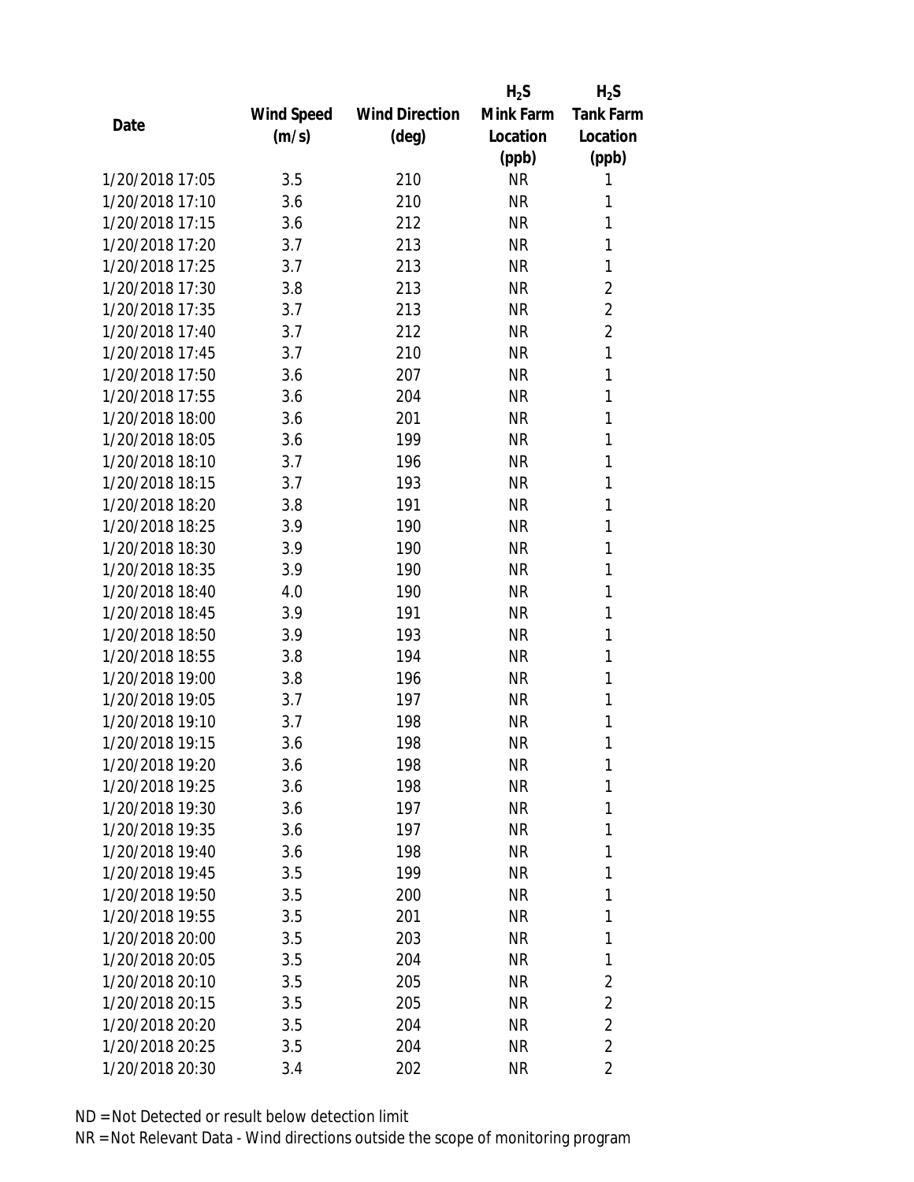| Date | Wind Speed (m/s) | Wind Direction (deg) | $H_2S$ Mink Farm Location (ppb) | $H_2S$ Tank Farm Location (ppb) |
|---|---|---|---|---|
| 1/20/2018 17:05 | 3.5 | 210 | NR | 1 |
| 1/20/2018 17:10 | 3.6 | 210 | NR | 1 |
| 1/20/2018 17:15 | 3.6 | 212 | NR | 1 |
| 1/20/2018 17:20 | 3.7 | 213 | NR | 1 |
| 1/20/2018 17:25 | 3.7 | 213 | NR | 1 |
| 1/20/2018 17:30 | 3.8 | 213 | NR | 2 |
| 1/20/2018 17:35 | 3.7 | 213 | NR | 2 |
| 1/20/2018 17:40 | 3.7 | 212 | NR | 2 |
| 1/20/2018 17:45 | 3.7 | 210 | NR | 1 |
| 1/20/2018 17:50 | 3.6 | 207 | NR | 1 |
| 1/20/2018 17:55 | 3.6 | 204 | NR | 1 |
| 1/20/2018 18:00 | 3.6 | 201 | NR | 1 |
| 1/20/2018 18:05 | 3.6 | 199 | NR | 1 |
| 1/20/2018 18:10 | 3.7 | 196 | NR | 1 |
| 1/20/2018 18:15 | 3.7 | 193 | NR | 1 |
| 1/20/2018 18:20 | 3.8 | 191 | NR | 1 |
| 1/20/2018 18:25 | 3.9 | 190 | NR | 1 |
| 1/20/2018 18:30 | 3.9 | 190 | NR | 1 |
| 1/20/2018 18:35 | 3.9 | 190 | NR | 1 |
| 1/20/2018 18:40 | 4.0 | 190 | NR | 1 |
| 1/20/2018 18:45 | 3.9 | 191 | NR | 1 |
| 1/20/2018 18:50 | 3.9 | 193 | NR | 1 |
| 1/20/2018 18:55 | 3.8 | 194 | NR | 1 |
| 1/20/2018 19:00 | 3.8 | 196 | NR | 1 |
| 1/20/2018 19:05 | 3.7 | 197 | NR | 1 |
| 1/20/2018 19:10 | 3.7 | 198 | NR | 1 |
| 1/20/2018 19:15 | 3.6 | 198 | NR | 1 |
| 1/20/2018 19:20 | 3.6 | 198 | NR | 1 |
| 1/20/2018 19:25 | 3.6 | 198 | NR | 1 |
| 1/20/2018 19:30 | 3.6 | 197 | NR | 1 |
| 1/20/2018 19:35 | 3.6 | 197 | NR | 1 |
| 1/20/2018 19:40 | 3.6 | 198 | NR | 1 |
| 1/20/2018 19:45 | 3.5 | 199 | NR | 1 |
| 1/20/2018 19:50 | 3.5 | 200 | NR | 1 |
| 1/20/2018 19:55 | 3.5 | 201 | NR | 1 |
| 1/20/2018 20:00 | 3.5 | 203 | NR | 1 |
| 1/20/2018 20:05 | 3.5 | 204 | NR | 1 |
| 1/20/2018 20:10 | 3.5 | 205 | NR | 2 |
| 1/20/2018 20:15 | 3.5 | 205 | NR | 2 |
| 1/20/2018 20:20 | 3.5 | 204 | NR | 2 |
| 1/20/2018 20:25 | 3.5 | 204 | NR | 2 |
| 1/20/2018 20:30 | 3.4 | 202 | NR | 2 |

ND = Not Detected or result below detection limit

NR = Not Relevant Data - Wind directions outside the scope of monitoring program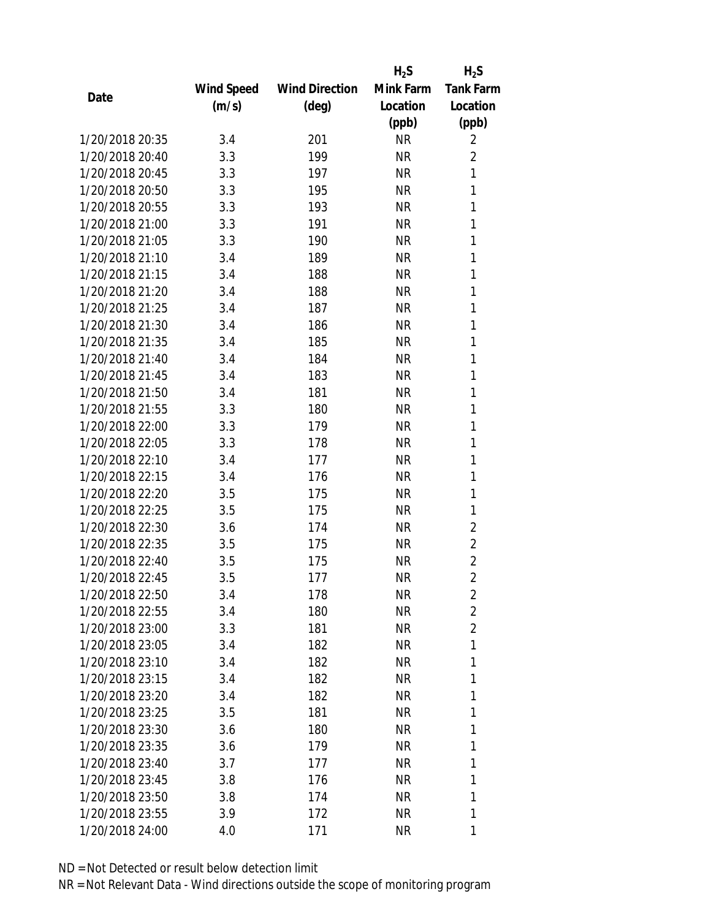| Date | Wind Speed (m/s) | Wind Direction (deg) | $H_2S$ Mink Farm Location (ppb) | $H_2S$ Tank Farm Location (ppb) |
|---|---|---|---|---|
| 1/20/2018 20:35 | 3.4 | 201 | NR | 2 |
| 1/20/2018 20:40 | 3.3 | 199 | NR | 2 |
| 1/20/2018 20:45 | 3.3 | 197 | NR | 1 |
| 1/20/2018 20:50 | 3.3 | 195 | NR | 1 |
| 1/20/2018 20:55 | 3.3 | 193 | NR | 1 |
| 1/20/2018 21:00 | 3.3 | 191 | NR | 1 |
| 1/20/2018 21:05 | 3.3 | 190 | NR | 1 |
| 1/20/2018 21:10 | 3.4 | 189 | NR | 1 |
| 1/20/2018 21:15 | 3.4 | 188 | NR | 1 |
| 1/20/2018 21:20 | 3.4 | 188 | NR | 1 |
| 1/20/2018 21:25 | 3.4 | 187 | NR | 1 |
| 1/20/2018 21:30 | 3.4 | 186 | NR | 1 |
| 1/20/2018 21:35 | 3.4 | 185 | NR | 1 |
| 1/20/2018 21:40 | 3.4 | 184 | NR | 1 |
| 1/20/2018 21:45 | 3.4 | 183 | NR | 1 |
| 1/20/2018 21:50 | 3.4 | 181 | NR | 1 |
| 1/20/2018 21:55 | 3.3 | 180 | NR | 1 |
| 1/20/2018 22:00 | 3.3 | 179 | NR | 1 |
| 1/20/2018 22:05 | 3.3 | 178 | NR | 1 |
| 1/20/2018 22:10 | 3.4 | 177 | NR | 1 |
| 1/20/2018 22:15 | 3.4 | 176 | NR | 1 |
| 1/20/2018 22:20 | 3.5 | 175 | NR | 1 |
| 1/20/2018 22:25 | 3.5 | 175 | NR | 1 |
| 1/20/2018 22:30 | 3.6 | 174 | NR | 2 |
| 1/20/2018 22:35 | 3.5 | 175 | NR | 2 |
| 1/20/2018 22:40 | 3.5 | 175 | NR | 2 |
| 1/20/2018 22:45 | 3.5 | 177 | NR | 2 |
| 1/20/2018 22:50 | 3.4 | 178 | NR | 2 |
| 1/20/2018 22:55 | 3.4 | 180 | NR | 2 |
| 1/20/2018 23:00 | 3.3 | 181 | NR | 2 |
| 1/20/2018 23:05 | 3.4 | 182 | NR | 1 |
| 1/20/2018 23:10 | 3.4 | 182 | NR | 1 |
| 1/20/2018 23:15 | 3.4 | 182 | NR | 1 |
| 1/20/2018 23:20 | 3.4 | 182 | NR | 1 |
| 1/20/2018 23:25 | 3.5 | 181 | NR | 1 |
| 1/20/2018 23:30 | 3.6 | 180 | NR | 1 |
| 1/20/2018 23:35 | 3.6 | 179 | NR | 1 |
| 1/20/2018 23:40 | 3.7 | 177 | NR | 1 |
| 1/20/2018 23:45 | 3.8 | 176 | NR | 1 |
| 1/20/2018 23:50 | 3.8 | 174 | NR | 1 |
| 1/20/2018 23:55 | 3.9 | 172 | NR | 1 |
| 1/20/2018 24:00 | 4.0 | 171 | NR | 1 |

ND = Not Detected or result below detection limit

NR = Not Relevant Data - Wind directions outside the scope of monitoring program